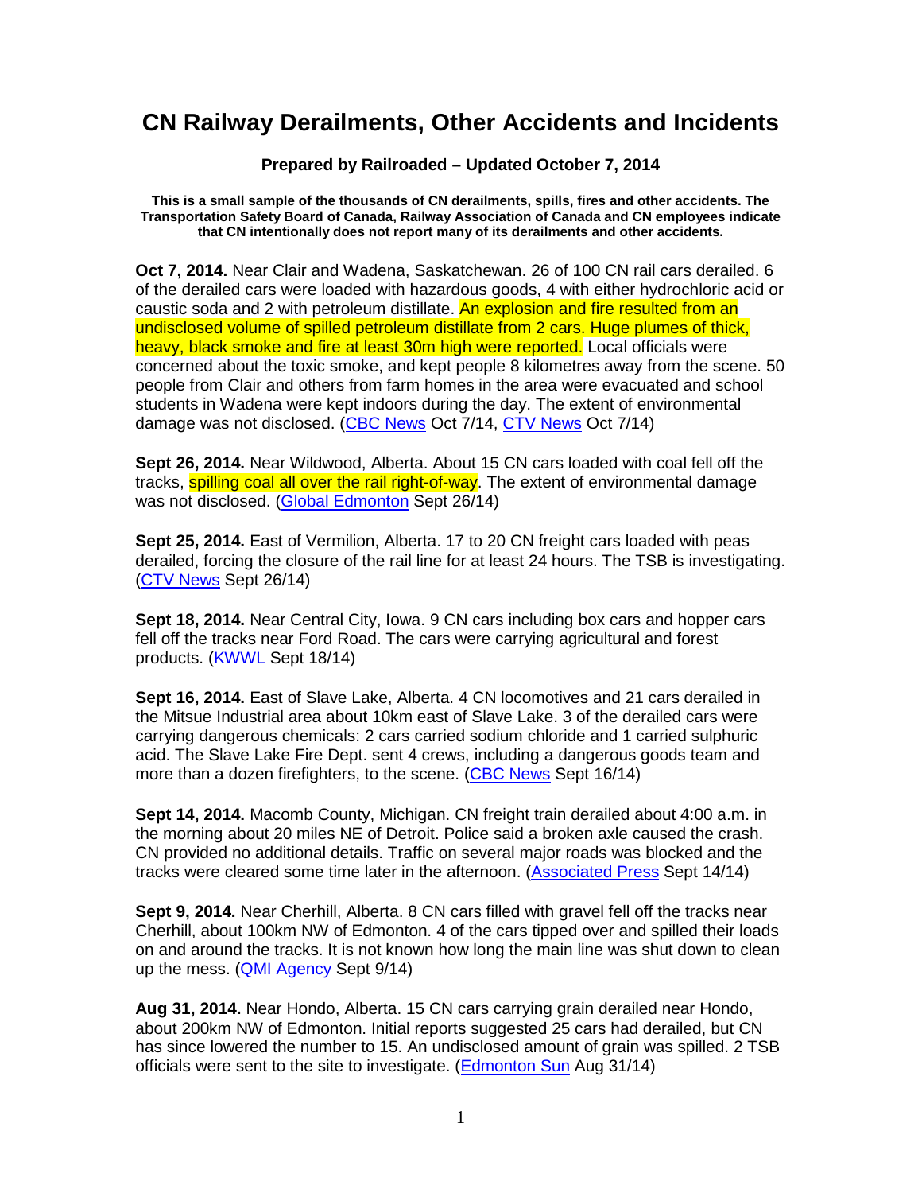# CN Railway Derailments, Other Accidents and Incidents

**Prepared by Railroaded – Updated October 7, 2014**

**This is a small sample of the thousands of CN derailments, spills, fires and other accidents. The Transportation Safety Board of Canada, Railway Association of Canada and CN employees indicate that CN intentionally does not report many of its derailments and other accidents.**

**Oct 7, 2014.** Near Clair and Wadena, Saskatchewan. 26 of 100 CN rail cars derailed. 6 of the derailed cars were loaded with hazardous goods, 4 with either hydrochloric acid or caustic soda and 2 with petroleum distillate. An explosion and fire resulted from an undisclosed volume of spilled petroleum distillate from 2 cars. Huge plumes of thick, heavy, black smoke and fire at least 30m high were reported. Local officials were concerned about the toxic smoke, and kept people 8 kilometres away from the scene. 50 people from Clair and others from farm homes in the area were evacuated and school students in Wadena were kept indoors during the day. The extent of environmental damage was not disclosed. (CBC News Oct 7/14, CTV News Oct 7/14)

**Sept 26, 2014.** Near Wildwood, Alberta. About 15 CN cars loaded with coal fell off the tracks, spilling coal all over the rail right-of-way. The extent of environmental damage was not disclosed. (Global Edmonton Sept 26/14)

**Sept 25, 2014.** East of Vermilion, Alberta. 17 to 20 CN freight cars loaded with peas derailed, forcing the closure of the rail line for at least 24 hours. The TSB is investigating. (CTV News Sept 26/14)

**Sept 18, 2014.** Near Central City, Iowa. 9 CN cars including box cars and hopper cars fell off the tracks near Ford Road. The cars were carrying agricultural and forest products. (KWWL Sept 18/14)

**Sept 16, 2014.** East of Slave Lake, Alberta. 4 CN locomotives and 21 cars derailed in the Mitsue Industrial area about 10km east of Slave Lake. 3 of the derailed cars were carrying dangerous chemicals: 2 cars carried sodium chloride and 1 carried sulphuric acid. The Slave Lake Fire Dept. sent 4 crews, including a dangerous goods team and more than a dozen firefighters, to the scene. (CBC News Sept 16/14)

**Sept 14, 2014.** Macomb County, Michigan. CN freight train derailed about 4:00 a.m. in the morning about 20 miles NE of Detroit. Police said a broken axle caused the crash. CN provided no additional details. Traffic on several major roads was blocked and the tracks were cleared some time later in the afternoon. (Associated Press Sept 14/14)

**Sept 9, 2014.** Near Cherhill, Alberta. 8 CN cars filled with gravel fell off the tracks near Cherhill, about 100km NW of Edmonton. 4 of the cars tipped over and spilled their loads on and around the tracks. It is not known how long the main line was shut down to clean up the mess. (QMI Agency Sept 9/14)

**Aug 31, 2014.** Near Hondo, Alberta. 15 CN cars carrying grain derailed near Hondo, about 200km NW of Edmonton. Initial reports suggested 25 cars had derailed, but CN has since lowered the number to 15. An undisclosed amount of grain was spilled. 2 TSB officials were sent to the site to investigate. (Edmonton Sun Aug 31/14)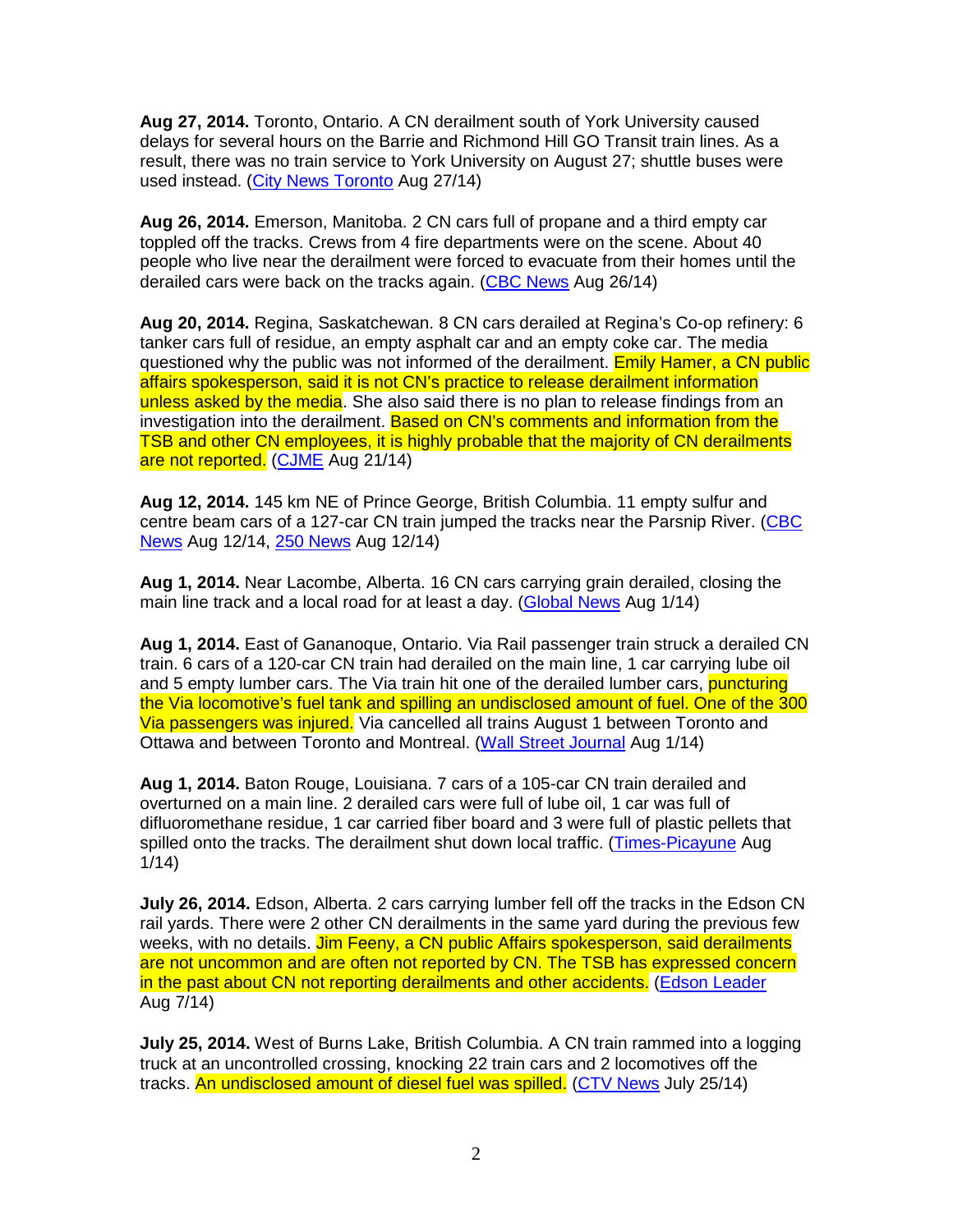**Aug 27, 2014.** Toronto, Ontario. A CN derailment south of York University caused delays for several hours on the Barrie and Richmond Hill GO Transit train lines. As a result, there was no train service to York University on August 27; shuttle buses were used instead. (City News Toronto Aug 27/14)

**Aug 26, 2014.** Emerson, Manitoba. 2 CN cars full of propane and a third empty car toppled off the tracks. Crews from 4 fire departments were on the scene. About 40 people who live near the derailment were forced to evacuate from their homes until the derailed cars were back on the tracks again. (CBC News Aug 26/14)

**Aug 20, 2014.** Regina, Saskatchewan. 8 CN cars derailed at Regina's Co-op refinery: 6 tanker cars full of residue, an empty asphalt car and an empty coke car. The media questioned why the public was not informed of the derailment. Emily Hamer, a CN public affairs spokesperson, said it is not CN's practice to release derailment information unless asked by the media. She also said there is no plan to release findings from an investigation into the derailment. Based on CN's comments and information from the TSB and other CN employees, it is highly probable that the majority of CN derailments are not reported. (CJME Aug 21/14)

**Aug 12, 2014.** 145 km NE of Prince George, British Columbia. 11 empty sulfur and centre beam cars of a 127-car CN train jumped the tracks near the Parsnip River. (CBC News Aug 12/14, 250 News Aug 12/14)

**Aug 1, 2014.** Near Lacombe, Alberta. 16 CN cars carrying grain derailed, closing the main line track and a local road for at least a day. (Global News Aug 1/14)

**Aug 1, 2014.** East of Gananoque, Ontario. Via Rail passenger train struck a derailed CN train. 6 cars of a 120-car CN train had derailed on the main line, 1 car carrying lube oil and 5 empty lumber cars. The Via train hit one of the derailed lumber cars, puncturing the Via locomotive's fuel tank and spilling an undisclosed amount of fuel. One of the 300 Via passengers was injured. Via cancelled all trains August 1 between Toronto and Ottawa and between Toronto and Montreal. (Wall Street Journal Aug 1/14)

**Aug 1, 2014.** Baton Rouge, Louisiana. 7 cars of a 105-car CN train derailed and overturned on a main line. 2 derailed cars were full of lube oil, 1 car was full of difluoromethane residue, 1 car carried fiber board and 3 were full of plastic pellets that spilled onto the tracks. The derailment shut down local traffic. (Times-Picayune Aug 1/14)

**July 26, 2014.** Edson, Alberta. 2 cars carrying lumber fell off the tracks in the Edson CN rail yards. There were 2 other CN derailments in the same yard during the previous few weeks, with no details. Jim Feeny, a CN public Affairs spokesperson, said derailments are not uncommon and are often not reported by CN. The TSB has expressed concern in the past about CN not reporting derailments and other accidents. (Edson Leader Aug 7/14)

**July 25, 2014.** West of Burns Lake, British Columbia. A CN train rammed into a logging truck at an uncontrolled crossing, knocking 22 train cars and 2 locomotives off the tracks. An undisclosed amount of diesel fuel was spilled. (CTV News July 25/14)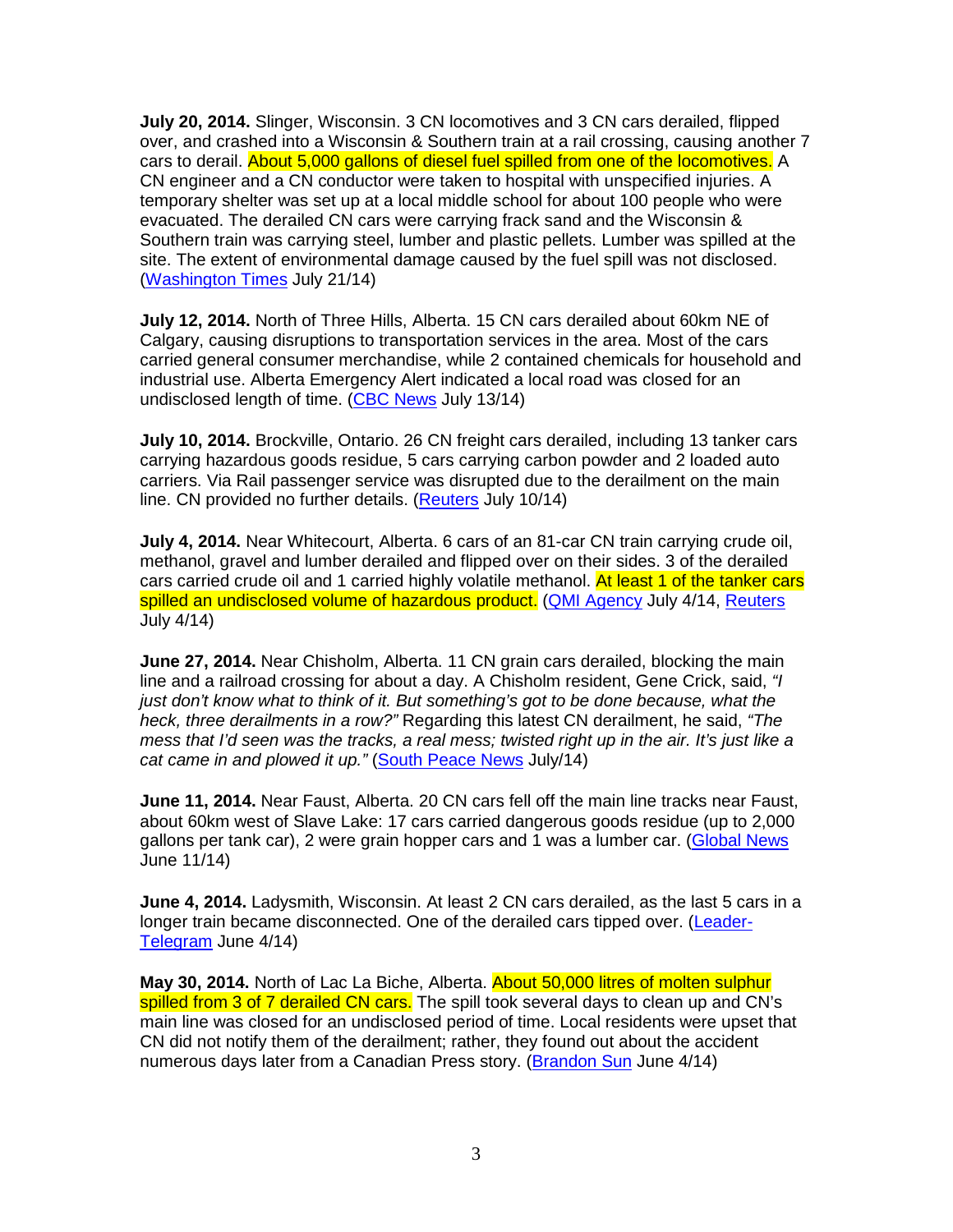**July 20, 2014.** Slinger, Wisconsin. 3 CN locomotives and 3 CN cars derailed, flipped over, and crashed into a Wisconsin & Southern train at a rail crossing, causing another 7 cars to derail. About 5,000 gallons of diesel fuel spilled from one of the locomotives. A CN engineer and a CN conductor were taken to hospital with unspecified injuries. A temporary shelter was set up at a local middle school for about 100 people who were evacuated. The derailed CN cars were carrying frack sand and the Wisconsin & Southern train was carrying steel, lumber and plastic pellets. Lumber was spilled at the site. The extent of environmental damage caused by the fuel spill was not disclosed. (Washington Times July 21/14)

**July 12, 2014.** North of Three Hills, Alberta. 15 CN cars derailed about 60km NE of Calgary, causing disruptions to transportation services in the area. Most of the cars carried general consumer merchandise, while 2 contained chemicals for household and industrial use. Alberta Emergency Alert indicated a local road was closed for an undisclosed length of time. (CBC News July 13/14)

**July 10, 2014.** Brockville, Ontario. 26 CN freight cars derailed, including 13 tanker cars carrying hazardous goods residue, 5 cars carrying carbon powder and 2 loaded auto carriers. Via Rail passenger service was disrupted due to the derailment on the main line. CN provided no further details. (Reuters July 10/14)

**July 4, 2014.** Near Whitecourt, Alberta. 6 cars of an 81-car CN train carrying crude oil, methanol, gravel and lumber derailed and flipped over on their sides. 3 of the derailed cars carried crude oil and 1 carried highly volatile methanol. At least 1 of the tanker cars spilled an undisclosed volume of hazardous product. (QMI Agency July 4/14, Reuters July 4/14)

**June 27, 2014.** Near Chisholm, Alberta. 11 CN grain cars derailed, blocking the main line and a railroad crossing for about a day. A Chisholm resident, Gene Crick, said, *"I just don't know what to think of it. But something's got to be done because, what the heck, three derailments in a row?"* Regarding this latest CN derailment, he said, *"The mess that I'd seen was the tracks, a real mess; twisted right up in the air. It's just like a cat came in and plowed it up."* (South Peace News July/14)

**June 11, 2014.** Near Faust, Alberta. 20 CN cars fell off the main line tracks near Faust, about 60km west of Slave Lake: 17 cars carried dangerous goods residue (up to 2,000 gallons per tank car), 2 were grain hopper cars and 1 was a lumber car. (Global News June 11/14)

**June 4, 2014.** Ladysmith, Wisconsin. At least 2 CN cars derailed, as the last 5 cars in a longer train became disconnected. One of the derailed cars tipped over. (Leader-Telegram June 4/14)

**May 30, 2014.** North of Lac La Biche, Alberta. About 50,000 litres of molten sulphur spilled from 3 of 7 derailed CN cars. The spill took several days to clean up and CN's main line was closed for an undisclosed period of time. Local residents were upset that CN did not notify them of the derailment; rather, they found out about the accident numerous days later from a Canadian Press story. (Brandon Sun June 4/14)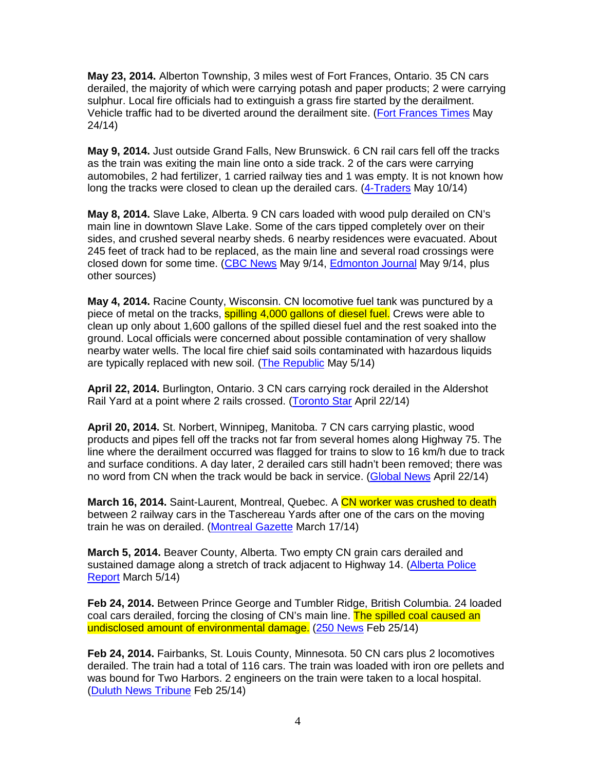**May 23, 2014.** Alberton Township, 3 miles west of Fort Frances, Ontario. 35 CN cars derailed, the majority of which were carrying potash and paper products; 2 were carrying sulphur. Local fire officials had to extinguish a grass fire started by the derailment. Vehicle traffic had to be diverted around the derailment site. (Fort Frances Times May 24/14)

**May 9, 2014.** Just outside Grand Falls, New Brunswick. 6 CN rail cars fell off the tracks as the train was exiting the main line onto a side track. 2 of the cars were carrying automobiles, 2 had fertilizer, 1 carried railway ties and 1 was empty. It is not known how long the tracks were closed to clean up the derailed cars. (4-Traders May 10/14)

**May 8, 2014.** Slave Lake, Alberta. 9 CN cars loaded with wood pulp derailed on CN's main line in downtown Slave Lake. Some of the cars tipped completely over on their sides, and crushed several nearby sheds. 6 nearby residences were evacuated. About 245 feet of track had to be replaced, as the main line and several road crossings were closed down for some time. (CBC News May 9/14, Edmonton Journal May 9/14, plus other sources)

**May 4, 2014.** Racine County, Wisconsin. CN locomotive fuel tank was punctured by a piece of metal on the tracks, spilling 4,000 gallons of diesel fuel. Crews were able to clean up only about 1,600 gallons of the spilled diesel fuel and the rest soaked into the ground. Local officials were concerned about possible contamination of very shallow nearby water wells. The local fire chief said soils contaminated with hazardous liquids are typically replaced with new soil. (The Republic May 5/14)

**April 22, 2014.** Burlington, Ontario. 3 CN cars carrying rock derailed in the Aldershot Rail Yard at a point where 2 rails crossed. (Toronto Star April 22/14)

**April 20, 2014.** St. Norbert, Winnipeg, Manitoba. 7 CN cars carrying plastic, wood products and pipes fell off the tracks not far from several homes along Highway 75. The line where the derailment occurred was flagged for trains to slow to 16 km/h due to track and surface conditions. A day later, 2 derailed cars still hadn't been removed; there was no word from CN when the track would be back in service. (Global News April 22/14)

**March 16, 2014.** Saint-Laurent, Montreal, Quebec. A CN worker was crushed to death between 2 railway cars in the Taschereau Yards after one of the cars on the moving train he was on derailed. (Montreal Gazette March 17/14)

**March 5, 2014.** Beaver County, Alberta. Two empty CN grain cars derailed and sustained damage along a stretch of track adjacent to Highway 14. (Alberta Police Report March 5/14)

**Feb 24, 2014.** Between Prince George and Tumbler Ridge, British Columbia. 24 loaded coal cars derailed, forcing the closing of CN's main line. The spilled coal caused an undisclosed amount of environmental damage. (250 News Feb 25/14)

**Feb 24, 2014.** Fairbanks, St. Louis County, Minnesota. 50 CN cars plus 2 locomotives derailed. The train had a total of 116 cars. The train was loaded with iron ore pellets and was bound for Two Harbors. 2 engineers on the train were taken to a local hospital. (Duluth News Tribune Feb 25/14)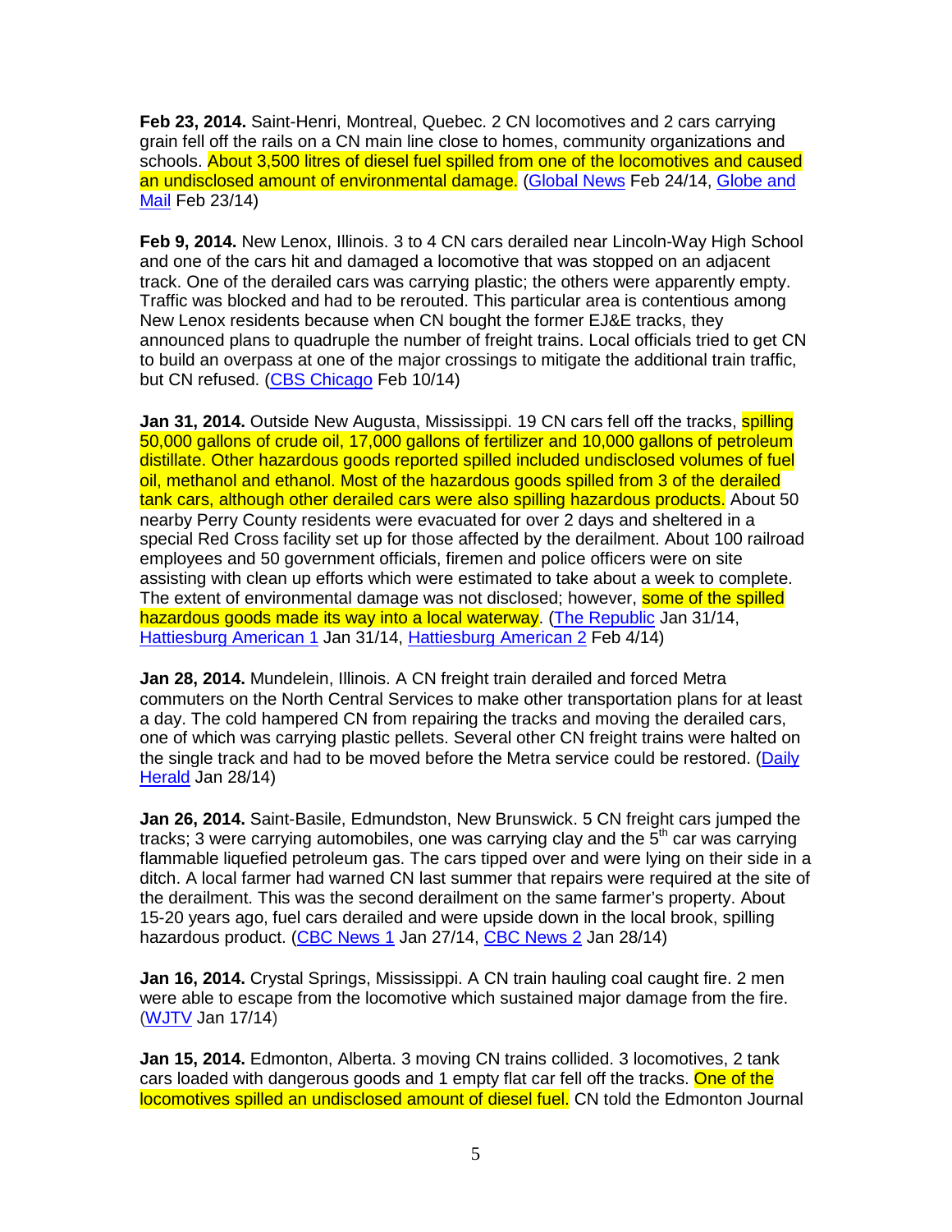**Feb 23, 2014.** Saint-Henri, Montreal, Quebec. 2 CN locomotives and 2 cars carrying grain fell off the rails on a CN main line close to homes, community organizations and schools. About 3,500 litres of diesel fuel spilled from one of the locomotives and caused an undisclosed amount of environmental damage. (Global News Feb 24/14, Globe and Mail Feb 23/14)

**Feb 9, 2014.** New Lenox, Illinois. 3 to 4 CN cars derailed near Lincoln-Way High School and one of the cars hit and damaged a locomotive that was stopped on an adjacent track. One of the derailed cars was carrying plastic; the others were apparently empty. Traffic was blocked and had to be rerouted. This particular area is contentious among New Lenox residents because when CN bought the former EJ&E tracks, they announced plans to quadruple the number of freight trains. Local officials tried to get CN to build an overpass at one of the major crossings to mitigate the additional train traffic, but CN refused. (CBS Chicago Feb 10/14)

**Jan 31, 2014.** Outside New Augusta, Mississippi. 19 CN cars fell off the tracks, spilling 50,000 gallons of crude oil, 17,000 gallons of fertilizer and 10,000 gallons of petroleum distillate. Other hazardous goods reported spilled included undisclosed volumes of fuel oil, methanol and ethanol. Most of the hazardous goods spilled from 3 of the derailed tank cars, although other derailed cars were also spilling hazardous products. About 50 nearby Perry County residents were evacuated for over 2 days and sheltered in a special Red Cross facility set up for those affected by the derailment. About 100 railroad employees and 50 government officials, firemen and police officers were on site assisting with clean up efforts which were estimated to take about a week to complete. The extent of environmental damage was not disclosed; however, some of the spilled hazardous goods made its way into a local waterway. (The Republic Jan 31/14, Hattiesburg American 1 Jan 31/14, Hattiesburg American 2 Feb 4/14)

**Jan 28, 2014.** Mundelein, Illinois. A CN freight train derailed and forced Metra commuters on the North Central Services to make other transportation plans for at least a day. The cold hampered CN from repairing the tracks and moving the derailed cars, one of which was carrying plastic pellets. Several other CN freight trains were halted on the single track and had to be moved before the Metra service could be restored. (Daily Herald Jan 28/14)

**Jan 26, 2014.** Saint-Basile, Edmundston, New Brunswick. 5 CN freight cars jumped the tracks; 3 were carrying automobiles, one was carrying clay and the 5th car was carrying flammable liquefied petroleum gas. The cars tipped over and were lying on their side in a ditch. A local farmer had warned CN last summer that repairs were required at the site of the derailment. This was the second derailment on the same farmer's property. About 15-20 years ago, fuel cars derailed and were upside down in the local brook, spilling hazardous product. (CBC News 1 Jan 27/14, CBC News 2 Jan 28/14)

**Jan 16, 2014.** Crystal Springs, Mississippi. A CN train hauling coal caught fire. 2 men were able to escape from the locomotive which sustained major damage from the fire. (WJTV Jan 17/14)

**Jan 15, 2014.** Edmonton, Alberta. 3 moving CN trains collided. 3 locomotives, 2 tank cars loaded with dangerous goods and 1 empty flat car fell off the tracks. One of the locomotives spilled an undisclosed amount of diesel fuel. CN told the Edmonton Journal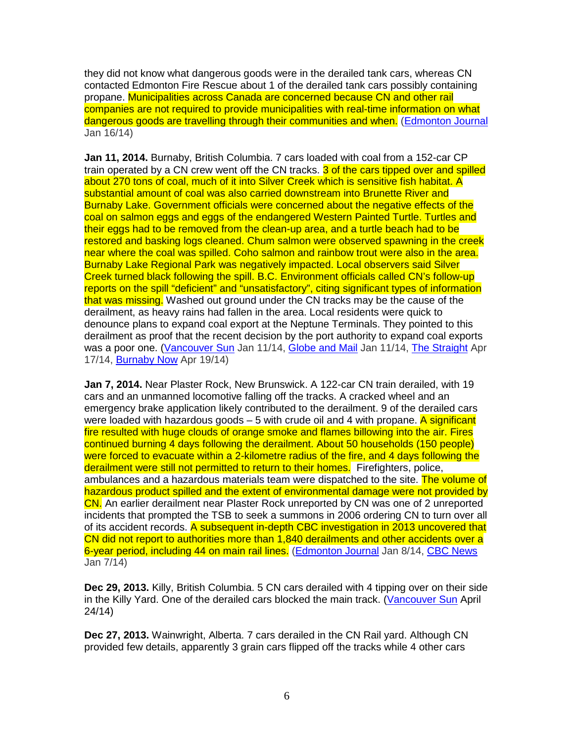they did not know what dangerous goods were in the derailed tank cars, whereas CN contacted Edmonton Fire Rescue about 1 of the derailed tank cars possibly containing propane. Municipalities across Canada are concerned because CN and other rail companies are not required to provide municipalities with real-time information on what dangerous goods are travelling through their communities and when. (Edmonton Journal Jan 16/14)

**Jan 11, 2014.** Burnaby, British Columbia. 7 cars loaded with coal from a 152-car CP train operated by a CN crew went off the CN tracks. 3 of the cars tipped over and spilled about 270 tons of coal, much of it into Silver Creek which is sensitive fish habitat. A substantial amount of coal was also carried downstream into Brunette River and Burnaby Lake. Government officials were concerned about the negative effects of the coal on salmon eggs and eggs of the endangered Western Painted Turtle. Turtles and their eggs had to be removed from the clean-up area, and a turtle beach had to be restored and basking logs cleaned. Chum salmon were observed spawning in the creek near where the coal was spilled. Coho salmon and rainbow trout were also in the area. Burnaby Lake Regional Park was negatively impacted. Local observers said Silver Creek turned black following the spill. B.C. Environment officials called CN's follow-up reports on the spill "deficient" and "unsatisfactory", citing significant types of information that was missing. Washed out ground under the CN tracks may be the cause of the derailment, as heavy rains had fallen in the area. Local residents were quick to denounce plans to expand coal export at the Neptune Terminals. They pointed to this derailment as proof that the recent decision by the port authority to expand coal exports was a poor one. (Vancouver Sun Jan 11/14, Globe and Mail Jan 11/14, The Straight Apr 17/14, Burnaby Now Apr 19/14)

**Jan 7, 2014.** Near Plaster Rock, New Brunswick. A 122-car CN train derailed, with 19 cars and an unmanned locomotive falling off the tracks. A cracked wheel and an emergency brake application likely contributed to the derailment. 9 of the derailed cars were loaded with hazardous goods – 5 with crude oil and 4 with propane. A significant fire resulted with huge clouds of orange smoke and flames billowing into the air. Fires continued burning 4 days following the derailment. About 50 households (150 people) were forced to evacuate within a 2-kilometre radius of the fire, and 4 days following the derailment were still not permitted to return to their homes. Firefighters, police, ambulances and a hazardous materials team were dispatched to the site. The volume of hazardous product spilled and the extent of environmental damage were not provided by CN. An earlier derailment near Plaster Rock unreported by CN was one of 2 unreported incidents that prompted the TSB to seek a summons in 2006 ordering CN to turn over all of its accident records. A subsequent in-depth CBC investigation in 2013 uncovered that CN did not report to authorities more than 1,840 derailments and other accidents over a 6-year period, including 44 on main rail lines. (Edmonton Journal Jan 8/14, CBC News Jan 7/14)

**Dec 29, 2013.** Killy, British Columbia. 5 CN cars derailed with 4 tipping over on their side in the Killy Yard. One of the derailed cars blocked the main track. (Vancouver Sun April 24/14)

**Dec 27, 2013.** Wainwright, Alberta. 7 cars derailed in the CN Rail yard. Although CN provided few details, apparently 3 grain cars flipped off the tracks while 4 other cars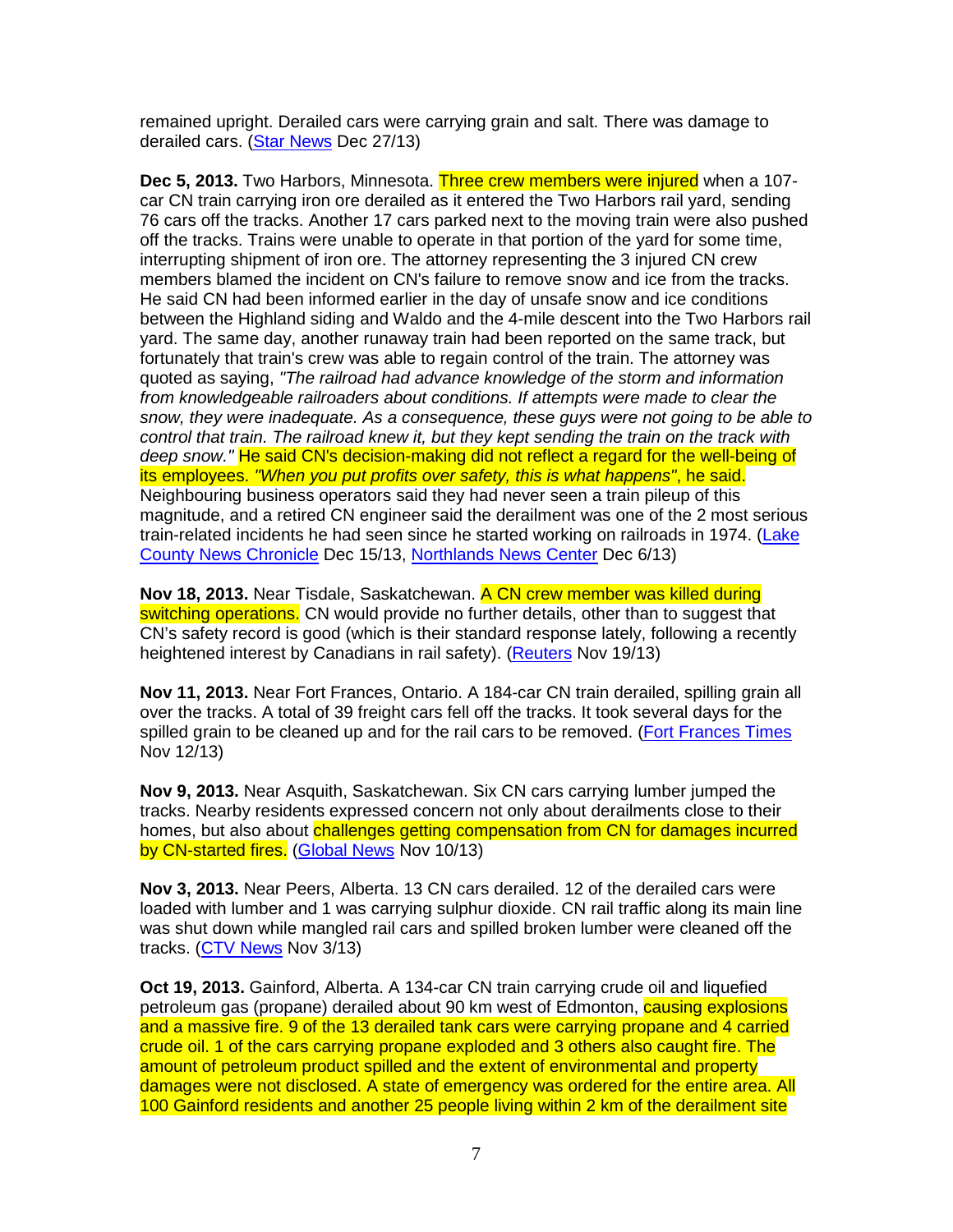remained upright. Derailed cars were carrying grain and salt. There was damage to derailed cars. (Star News Dec 27/13)

**Dec 5, 2013.** Two Harbors, Minnesota. Three crew members were injured when a 107-car CN train carrying iron ore derailed as it entered the Two Harbors rail yard, sending 76 cars off the tracks. Another 17 cars parked next to the moving train were also pushed off the tracks. Trains were unable to operate in that portion of the yard for some time, interrupting shipment of iron ore. The attorney representing the 3 injured CN crew members blamed the incident on CN's failure to remove snow and ice from the tracks. He said CN had been informed earlier in the day of unsafe snow and ice conditions between the Highland siding and Waldo and the 4-mile descent into the Two Harbors rail yard. The same day, another runaway train had been reported on the same track, but fortunately that train's crew was able to regain control of the train. The attorney was quoted as saying, *"The railroad had advance knowledge of the storm and information from knowledgeable railroaders about conditions. If attempts were made to clear the snow, they were inadequate. As a consequence, these guys were not going to be able to control that train. The railroad knew it, but they kept sending the train on the track with deep snow."* He said CN's decision-making did not reflect a regard for the well-being of its employees. *"When you put profits over safety, this is what happens"*, he said. Neighbouring business operators said they had never seen a train pileup of this magnitude, and a retired CN engineer said the derailment was one of the 2 most serious train-related incidents he had seen since he started working on railroads in 1974. (Lake County News Chronicle Dec 15/13, Northlands News Center Dec 6/13)

**Nov 18, 2013.** Near Tisdale, Saskatchewan. A CN crew member was killed during switching operations. CN would provide no further details, other than to suggest that CN's safety record is good (which is their standard response lately, following a recently heightened interest by Canadians in rail safety). (Reuters Nov 19/13)

**Nov 11, 2013.** Near Fort Frances, Ontario. A 184-car CN train derailed, spilling grain all over the tracks. A total of 39 freight cars fell off the tracks. It took several days for the spilled grain to be cleaned up and for the rail cars to be removed. (Fort Frances Times Nov 12/13)

**Nov 9, 2013.** Near Asquith, Saskatchewan. Six CN cars carrying lumber jumped the tracks. Nearby residents expressed concern not only about derailments close to their homes, but also about challenges getting compensation from CN for damages incurred by CN-started fires. (Global News Nov 10/13)

**Nov 3, 2013.** Near Peers, Alberta. 13 CN cars derailed. 12 of the derailed cars were loaded with lumber and 1 was carrying sulphur dioxide. CN rail traffic along its main line was shut down while mangled rail cars and spilled broken lumber were cleaned off the tracks. (CTV News Nov 3/13)

**Oct 19, 2013.** Gainford, Alberta. A 134-car CN train carrying crude oil and liquefied petroleum gas (propane) derailed about 90 km west of Edmonton, causing explosions and a massive fire. 9 of the 13 derailed tank cars were carrying propane and 4 carried crude oil. 1 of the cars carrying propane exploded and 3 others also caught fire. The amount of petroleum product spilled and the extent of environmental and property damages were not disclosed. A state of emergency was ordered for the entire area. All 100 Gainford residents and another 25 people living within 2 km of the derailment site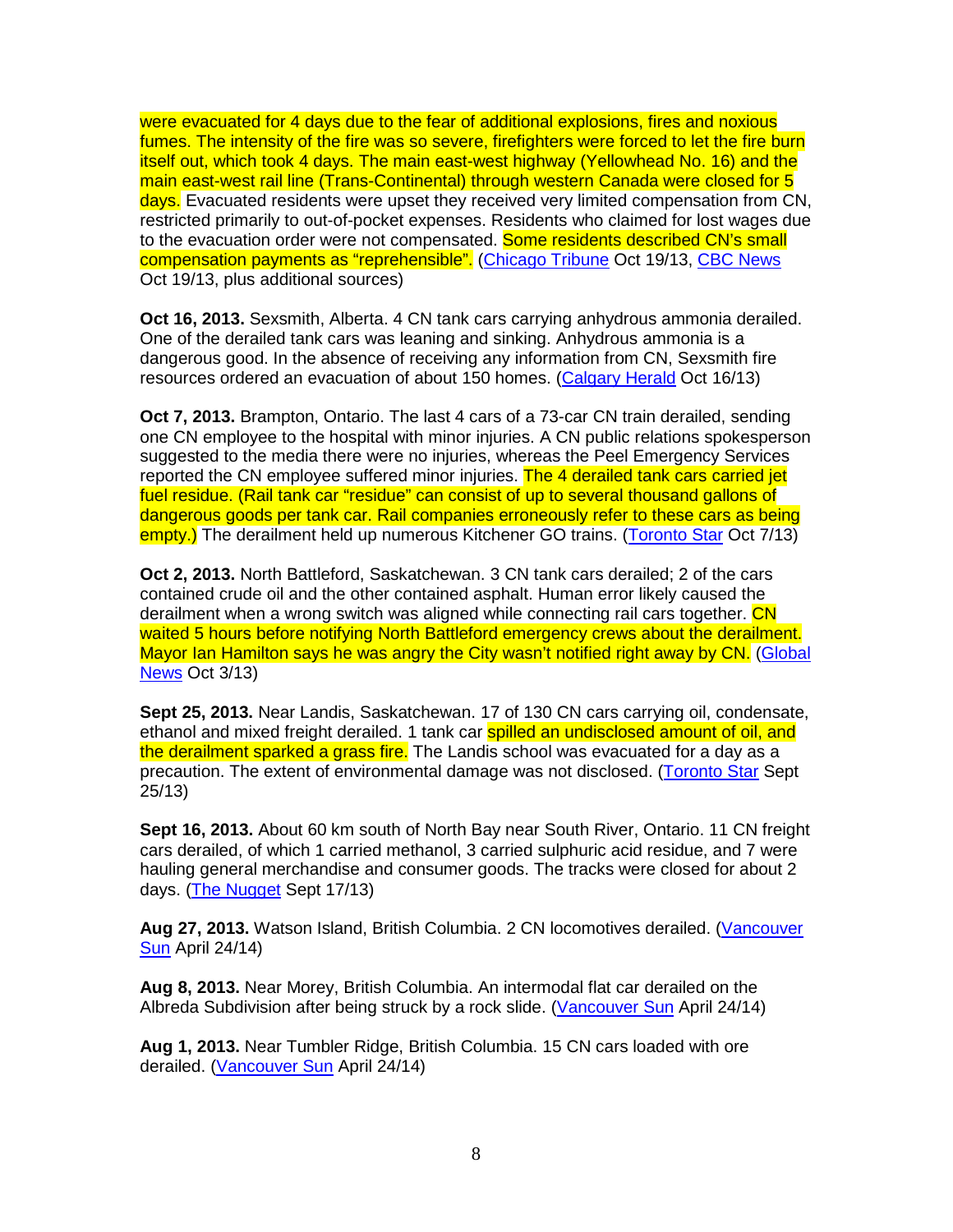were evacuated for 4 days due to the fear of additional explosions, fires and noxious fumes. The intensity of the fire was so severe, firefighters were forced to let the fire burn itself out, which took 4 days. The main east-west highway (Yellowhead No. 16) and the main east-west rail line (Trans-Continental) through western Canada were closed for 5 days. Evacuated residents were upset they received very limited compensation from CN, restricted primarily to out-of-pocket expenses. Residents who claimed for lost wages due to the evacuation order were not compensated. Some residents described CN's small compensation payments as "reprehensible". (Chicago Tribune Oct 19/13, CBC News Oct 19/13, plus additional sources)

**Oct 16, 2013.** Sexsmith, Alberta. 4 CN tank cars carrying anhydrous ammonia derailed. One of the derailed tank cars was leaning and sinking. Anhydrous ammonia is a dangerous good. In the absence of receiving any information from CN, Sexsmith fire resources ordered an evacuation of about 150 homes. (Calgary Herald Oct 16/13)

**Oct 7, 2013.** Brampton, Ontario. The last 4 cars of a 73-car CN train derailed, sending one CN employee to the hospital with minor injuries. A CN public relations spokesperson suggested to the media there were no injuries, whereas the Peel Emergency Services reported the CN employee suffered minor injuries. The 4 derailed tank cars carried jet fuel residue. (Rail tank car "residue" can consist of up to several thousand gallons of dangerous goods per tank car. Rail companies erroneously refer to these cars as being empty.) The derailment held up numerous Kitchener GO trains. (Toronto Star Oct 7/13)

**Oct 2, 2013.** North Battleford, Saskatchewan. 3 CN tank cars derailed; 2 of the cars contained crude oil and the other contained asphalt. Human error likely caused the derailment when a wrong switch was aligned while connecting rail cars together. CN waited 5 hours before notifying North Battleford emergency crews about the derailment. Mayor Ian Hamilton says he was angry the City wasn't notified right away by CN. (Global News Oct 3/13)

**Sept 25, 2013.** Near Landis, Saskatchewan. 17 of 130 CN cars carrying oil, condensate, ethanol and mixed freight derailed. 1 tank car spilled an undisclosed amount of oil, and the derailment sparked a grass fire. The Landis school was evacuated for a day as a precaution. The extent of environmental damage was not disclosed. (Toronto Star Sept 25/13)

**Sept 16, 2013.** About 60 km south of North Bay near South River, Ontario. 11 CN freight cars derailed, of which 1 carried methanol, 3 carried sulphuric acid residue, and 7 were hauling general merchandise and consumer goods. The tracks were closed for about 2 days. (The Nugget Sept 17/13)

**Aug 27, 2013.** Watson Island, British Columbia. 2 CN locomotives derailed. (Vancouver Sun April 24/14)

**Aug 8, 2013.** Near Morey, British Columbia. An intermodal flat car derailed on the Albreda Subdivision after being struck by a rock slide. (Vancouver Sun April 24/14)

**Aug 1, 2013.** Near Tumbler Ridge, British Columbia. 15 CN cars loaded with ore derailed. (Vancouver Sun April 24/14)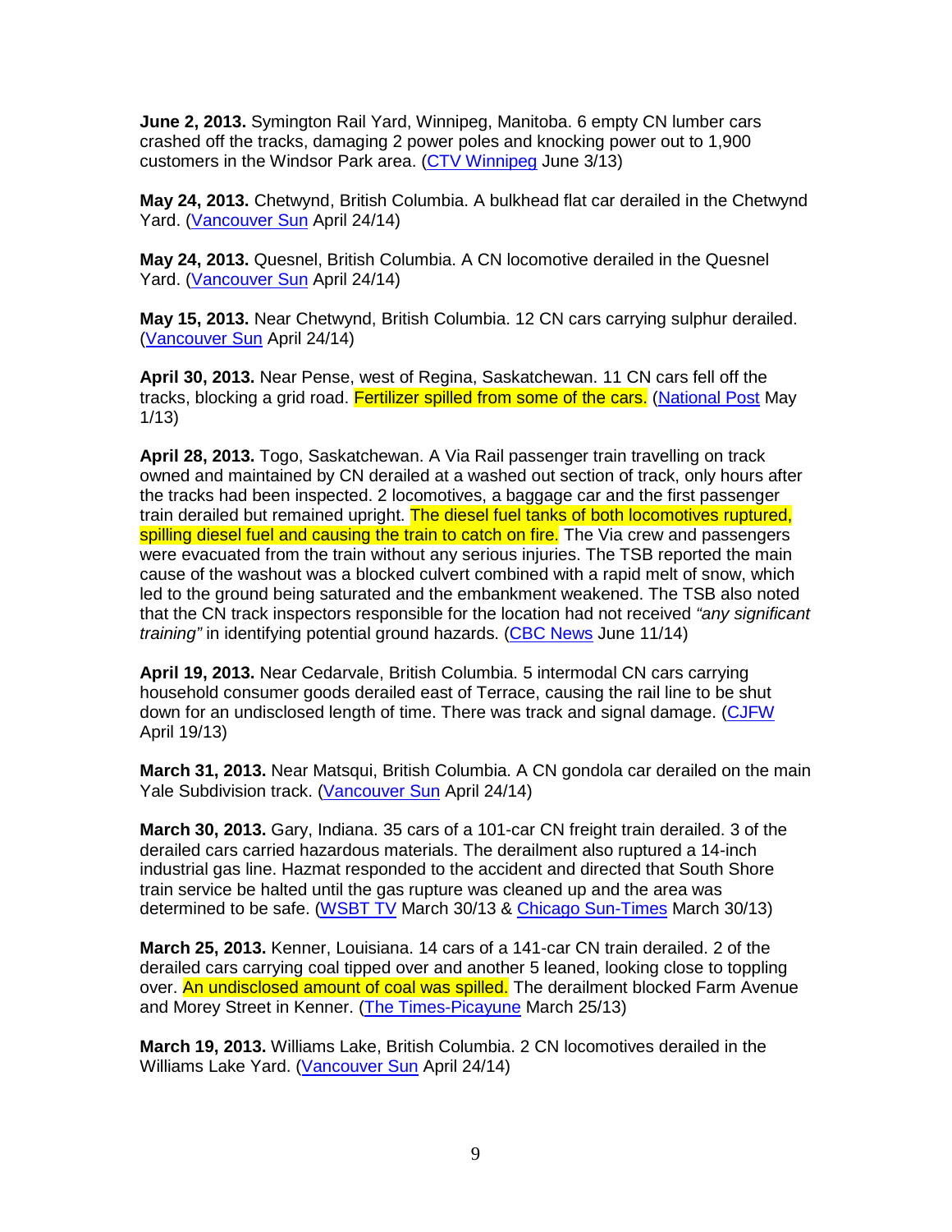**June 2, 2013.** Symington Rail Yard, Winnipeg, Manitoba. 6 empty CN lumber cars crashed off the tracks, damaging 2 power poles and knocking power out to 1,900 customers in the Windsor Park area. (CTV Winnipeg June 3/13)

**May 24, 2013.** Chetwynd, British Columbia. A bulkhead flat car derailed in the Chetwynd Yard. (Vancouver Sun April 24/14)

**May 24, 2013.** Quesnel, British Columbia. A CN locomotive derailed in the Quesnel Yard. (Vancouver Sun April 24/14)

**May 15, 2013.** Near Chetwynd, British Columbia. 12 CN cars carrying sulphur derailed. (Vancouver Sun April 24/14)

**April 30, 2013.** Near Pense, west of Regina, Saskatchewan. 11 CN cars fell off the tracks, blocking a grid road. Fertilizer spilled from some of the cars. (National Post May 1/13)

**April 28, 2013.** Togo, Saskatchewan. A Via Rail passenger train travelling on track owned and maintained by CN derailed at a washed out section of track, only hours after the tracks had been inspected. 2 locomotives, a baggage car and the first passenger train derailed but remained upright. The diesel fuel tanks of both locomotives ruptured, spilling diesel fuel and causing the train to catch on fire. The Via crew and passengers were evacuated from the train without any serious injuries. The TSB reported the main cause of the washout was a blocked culvert combined with a rapid melt of snow, which led to the ground being saturated and the embankment weakened. The TSB also noted that the CN track inspectors responsible for the location had not received *"any significant training"* in identifying potential ground hazards. (CBC News June 11/14)

**April 19, 2013.** Near Cedarvale, British Columbia. 5 intermodal CN cars carrying household consumer goods derailed east of Terrace, causing the rail line to be shut down for an undisclosed length of time. There was track and signal damage. (CJFW April 19/13)

**March 31, 2013.** Near Matsqui, British Columbia. A CN gondola car derailed on the main Yale Subdivision track. (Vancouver Sun April 24/14)

**March 30, 2013.** Gary, Indiana. 35 cars of a 101-car CN freight train derailed. 3 of the derailed cars carried hazardous materials. The derailment also ruptured a 14-inch industrial gas line. Hazmat responded to the accident and directed that South Shore train service be halted until the gas rupture was cleaned up and the area was determined to be safe. (WSBT TV March 30/13 & Chicago Sun-Times March 30/13)

**March 25, 2013.** Kenner, Louisiana. 14 cars of a 141-car CN train derailed. 2 of the derailed cars carrying coal tipped over and another 5 leaned, looking close to toppling over. An undisclosed amount of coal was spilled. The derailment blocked Farm Avenue and Morey Street in Kenner. (The Times-Picayune March 25/13)

**March 19, 2013.** Williams Lake, British Columbia. 2 CN locomotives derailed in the Williams Lake Yard. (Vancouver Sun April 24/14)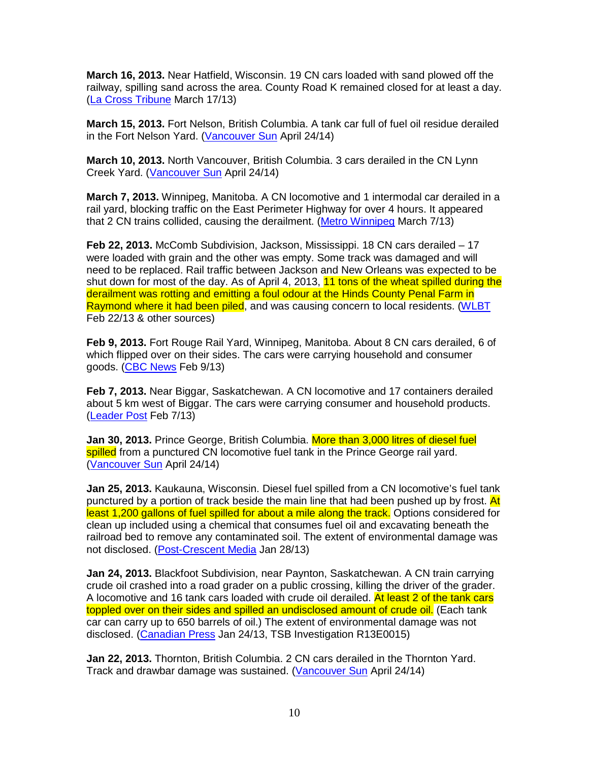**March 16, 2013.** Near Hatfield, Wisconsin. 19 CN cars loaded with sand plowed off the railway, spilling sand across the area. County Road K remained closed for at least a day. (La Cross Tribune March 17/13)

**March 15, 2013.** Fort Nelson, British Columbia. A tank car full of fuel oil residue derailed in the Fort Nelson Yard. (Vancouver Sun April 24/14)

**March 10, 2013.** North Vancouver, British Columbia. 3 cars derailed in the CN Lynn Creek Yard. (Vancouver Sun April 24/14)

**March 7, 2013.** Winnipeg, Manitoba. A CN locomotive and 1 intermodal car derailed in a rail yard, blocking traffic on the East Perimeter Highway for over 4 hours. It appeared that 2 CN trains collided, causing the derailment. (Metro Winnipeg March 7/13)

**Feb 22, 2013.** McComb Subdivision, Jackson, Mississippi. 18 CN cars derailed – 17 were loaded with grain and the other was empty. Some track was damaged and will need to be replaced. Rail traffic between Jackson and New Orleans was expected to be shut down for most of the day. As of April 4, 2013, 11 tons of the wheat spilled during the derailment was rotting and emitting a foul odour at the Hinds County Penal Farm in Raymond where it had been piled, and was causing concern to local residents. (WLBT Feb 22/13 & other sources)

**Feb 9, 2013.** Fort Rouge Rail Yard, Winnipeg, Manitoba. About 8 CN cars derailed, 6 of which flipped over on their sides. The cars were carrying household and consumer goods. (CBC News Feb 9/13)

**Feb 7, 2013.** Near Biggar, Saskatchewan. A CN locomotive and 17 containers derailed about 5 km west of Biggar. The cars were carrying consumer and household products. (Leader Post Feb 7/13)

**Jan 30, 2013.** Prince George, British Columbia. More than 3,000 litres of diesel fuel spilled from a punctured CN locomotive fuel tank in the Prince George rail yard. (Vancouver Sun April 24/14)

**Jan 25, 2013.** Kaukauna, Wisconsin. Diesel fuel spilled from a CN locomotive's fuel tank punctured by a portion of track beside the main line that had been pushed up by frost. At least 1,200 gallons of fuel spilled for about a mile along the track. Options considered for clean up included using a chemical that consumes fuel oil and excavating beneath the railroad bed to remove any contaminated soil. The extent of environmental damage was not disclosed. (Post-Crescent Media Jan 28/13)

**Jan 24, 2013.** Blackfoot Subdivision, near Paynton, Saskatchewan. A CN train carrying crude oil crashed into a road grader on a public crossing, killing the driver of the grader. A locomotive and 16 tank cars loaded with crude oil derailed. At least 2 of the tank cars toppled over on their sides and spilled an undisclosed amount of crude oil. (Each tank car can carry up to 650 barrels of oil.) The extent of environmental damage was not disclosed. (Canadian Press Jan 24/13, TSB Investigation R13E0015)

**Jan 22, 2013.** Thornton, British Columbia. 2 CN cars derailed in the Thornton Yard. Track and drawbar damage was sustained. (Vancouver Sun April 24/14)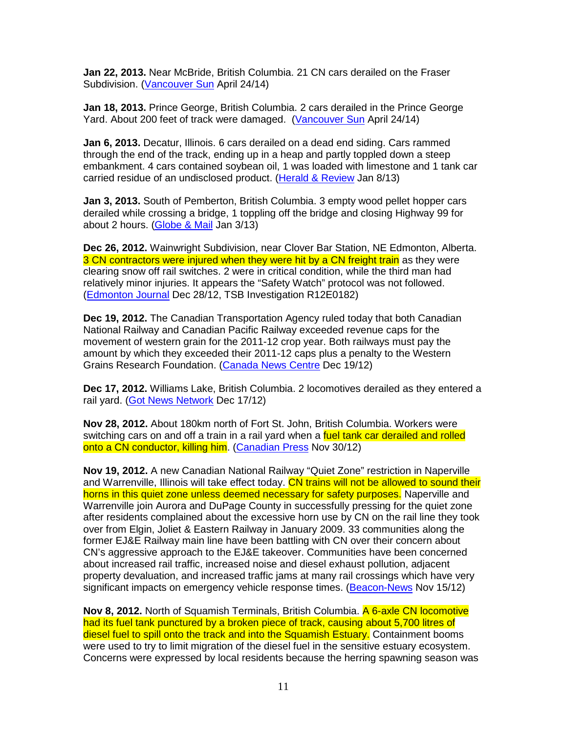**Jan 22, 2013.** Near McBride, British Columbia. 21 CN cars derailed on the Fraser Subdivision. (Vancouver Sun April 24/14)

**Jan 18, 2013.** Prince George, British Columbia. 2 cars derailed in the Prince George Yard. About 200 feet of track were damaged. (Vancouver Sun April 24/14)

**Jan 6, 2013.** Decatur, Illinois. 6 cars derailed on a dead end siding. Cars rammed through the end of the track, ending up in a heap and partly toppled down a steep embankment. 4 cars contained soybean oil, 1 was loaded with limestone and 1 tank car carried residue of an undisclosed product. (Herald & Review Jan 8/13)

**Jan 3, 2013.** South of Pemberton, British Columbia. 3 empty wood pellet hopper cars derailed while crossing a bridge, 1 toppling off the bridge and closing Highway 99 for about 2 hours. (Globe & Mail Jan 3/13)

**Dec 26, 2012.** Wainwright Subdivision, near Clover Bar Station, NE Edmonton, Alberta. 3 CN contractors were injured when they were hit by a CN freight train as they were clearing snow off rail switches. 2 were in critical condition, while the third man had relatively minor injuries. It appears the "Safety Watch" protocol was not followed. (Edmonton Journal Dec 28/12, TSB Investigation R12E0182)

**Dec 19, 2012.** The Canadian Transportation Agency ruled today that both Canadian National Railway and Canadian Pacific Railway exceeded revenue caps for the movement of western grain for the 2011-12 crop year. Both railways must pay the amount by which they exceeded their 2011-12 caps plus a penalty to the Western Grains Research Foundation. (Canada News Centre Dec 19/12)

**Dec 17, 2012.** Williams Lake, British Columbia. 2 locomotives derailed as they entered a rail yard. (Got News Network Dec 17/12)

**Nov 28, 2012.** About 180km north of Fort St. John, British Columbia. Workers were switching cars on and off a train in a rail yard when a fuel tank car derailed and rolled onto a CN conductor, killing him. (Canadian Press Nov 30/12)

**Nov 19, 2012.** A new Canadian National Railway "Quiet Zone" restriction in Naperville and Warrenville, Illinois will take effect today. CN trains will not be allowed to sound their horns in this quiet zone unless deemed necessary for safety purposes. Naperville and Warrenville join Aurora and DuPage County in successfully pressing for the quiet zone after residents complained about the excessive horn use by CN on the rail line they took over from Elgin, Joliet & Eastern Railway in January 2009. 33 communities along the former EJ&E Railway main line have been battling with CN over their concern about CN's aggressive approach to the EJ&E takeover. Communities have been concerned about increased rail traffic, increased noise and diesel exhaust pollution, adjacent property devaluation, and increased traffic jams at many rail crossings which have very significant impacts on emergency vehicle response times. (Beacon-News Nov 15/12)

**Nov 8, 2012.** North of Squamish Terminals, British Columbia. A 6-axle CN locomotive had its fuel tank punctured by a broken piece of track, causing about 5,700 litres of diesel fuel to spill onto the track and into the Squamish Estuary. Containment booms were used to try to limit migration of the diesel fuel in the sensitive estuary ecosystem. Concerns were expressed by local residents because the herring spawning season was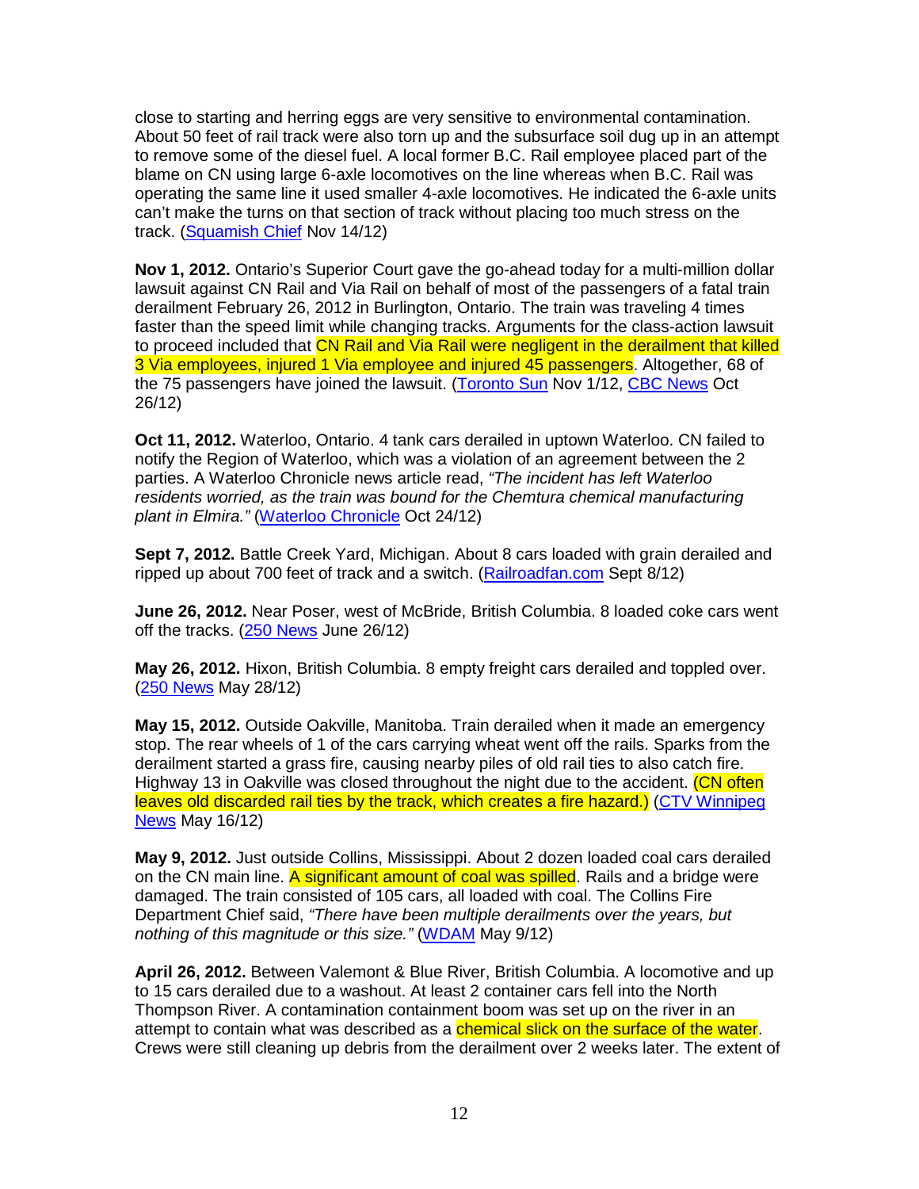close to starting and herring eggs are very sensitive to environmental contamination. About 50 feet of rail track were also torn up and the subsurface soil dug up in an attempt to remove some of the diesel fuel. A local former B.C. Rail employee placed part of the blame on CN using large 6-axle locomotives on the line whereas when B.C. Rail was operating the same line it used smaller 4-axle locomotives. He indicated the 6-axle units can't make the turns on that section of track without placing too much stress on the track. (Squamish Chief Nov 14/12)

**Nov 1, 2012.** Ontario's Superior Court gave the go-ahead today for a multi-million dollar lawsuit against CN Rail and Via Rail on behalf of most of the passengers of a fatal train derailment February 26, 2012 in Burlington, Ontario. The train was traveling 4 times faster than the speed limit while changing tracks. Arguments for the class-action lawsuit to proceed included that CN Rail and Via Rail were negligent in the derailment that killed 3 Via employees, injured 1 Via employee and injured 45 passengers. Altogether, 68 of the 75 passengers have joined the lawsuit. (Toronto Sun Nov 1/12, CBC News Oct 26/12)

**Oct 11, 2012.** Waterloo, Ontario. 4 tank cars derailed in uptown Waterloo. CN failed to notify the Region of Waterloo, which was a violation of an agreement between the 2 parties. A Waterloo Chronicle news article read, *"The incident has left Waterloo residents worried, as the train was bound for the Chemtura chemical manufacturing plant in Elmira."* (Waterloo Chronicle Oct 24/12)

**Sept 7, 2012.** Battle Creek Yard, Michigan. About 8 cars loaded with grain derailed and ripped up about 700 feet of track and a switch. (Railroadfan.com Sept 8/12)

**June 26, 2012.** Near Poser, west of McBride, British Columbia. 8 loaded coke cars went off the tracks. (250 News June 26/12)

**May 26, 2012.** Hixon, British Columbia. 8 empty freight cars derailed and toppled over. (250 News May 28/12)

**May 15, 2012.** Outside Oakville, Manitoba. Train derailed when it made an emergency stop. The rear wheels of 1 of the cars carrying wheat went off the rails. Sparks from the derailment started a grass fire, causing nearby piles of old rail ties to also catch fire. Highway 13 in Oakville was closed throughout the night due to the accident. (CN often leaves old discarded rail ties by the track, which creates a fire hazard.) (CTV Winnipeg News May 16/12)

**May 9, 2012.** Just outside Collins, Mississippi. About 2 dozen loaded coal cars derailed on the CN main line. A significant amount of coal was spilled. Rails and a bridge were damaged. The train consisted of 105 cars, all loaded with coal. The Collins Fire Department Chief said, *"There have been multiple derailments over the years, but nothing of this magnitude or this size."* (WDAM May 9/12)

**April 26, 2012.** Between Valemont & Blue River, British Columbia. A locomotive and up to 15 cars derailed due to a washout. At least 2 container cars fell into the North Thompson River. A contamination containment boom was set up on the river in an attempt to contain what was described as a chemical slick on the surface of the water. Crews were still cleaning up debris from the derailment over 2 weeks later. The extent of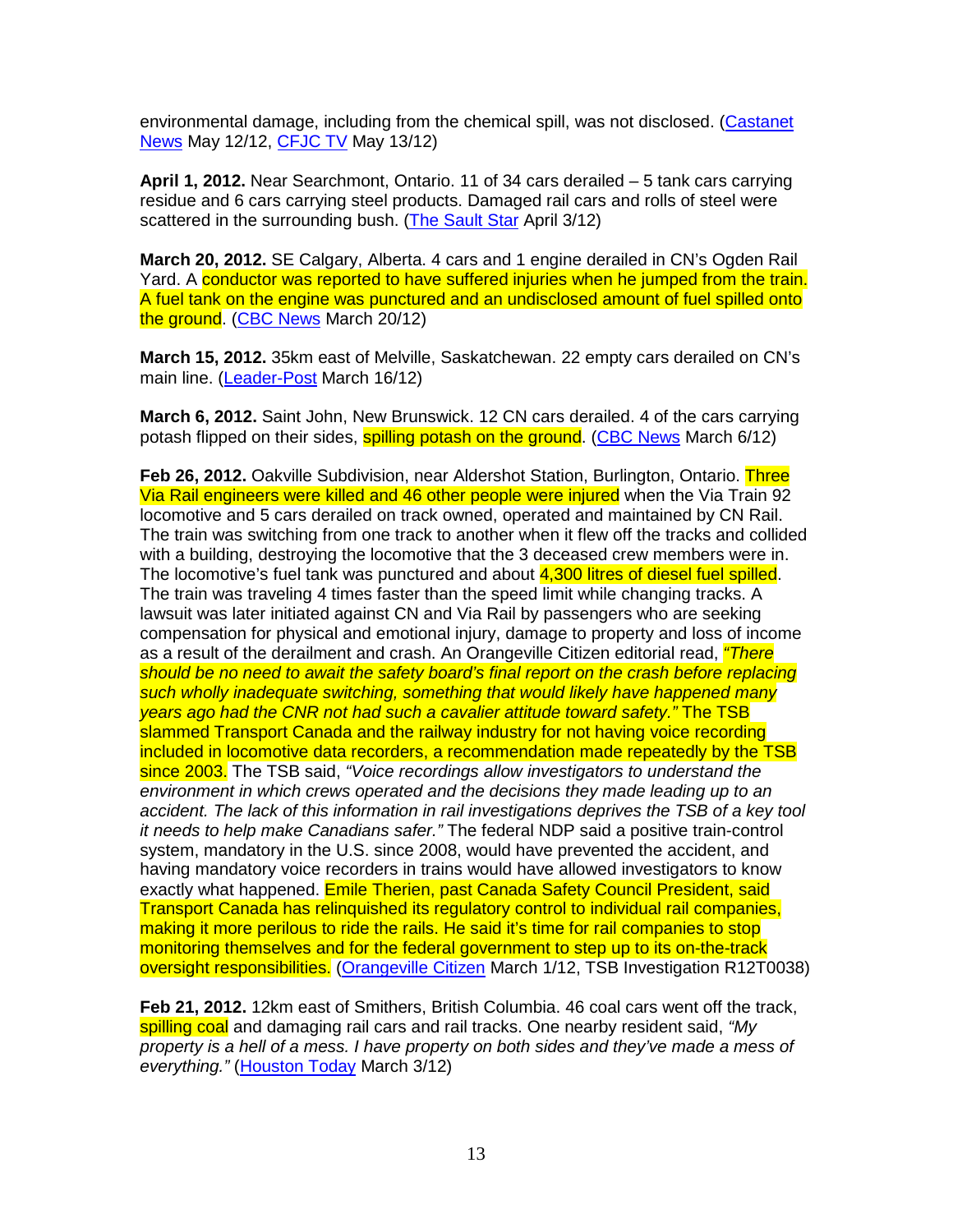environmental damage, including from the chemical spill, was not disclosed. (Castanet News May 12/12, CFJC TV May 13/12)

**April 1, 2012.** Near Searchmont, Ontario. 11 of 34 cars derailed – 5 tank cars carrying residue and 6 cars carrying steel products. Damaged rail cars and rolls of steel were scattered in the surrounding bush. (The Sault Star April 3/12)

**March 20, 2012.** SE Calgary, Alberta. 4 cars and 1 engine derailed in CN's Ogden Rail Yard. A conductor was reported to have suffered injuries when he jumped from the train. A fuel tank on the engine was punctured and an undisclosed amount of fuel spilled onto the ground. (CBC News March 20/12)

**March 15, 2012.** 35km east of Melville, Saskatchewan. 22 empty cars derailed on CN's main line. (Leader-Post March 16/12)

**March 6, 2012.** Saint John, New Brunswick. 12 CN cars derailed. 4 of the cars carrying potash flipped on their sides, spilling potash on the ground. (CBC News March 6/12)

**Feb 26, 2012.** Oakville Subdivision, near Aldershot Station, Burlington, Ontario. Three Via Rail engineers were killed and 46 other people were injured when the Via Train 92 locomotive and 5 cars derailed on track owned, operated and maintained by CN Rail. The train was switching from one track to another when it flew off the tracks and collided with a building, destroying the locomotive that the 3 deceased crew members were in. The locomotive's fuel tank was punctured and about 4,300 litres of diesel fuel spilled. The train was traveling 4 times faster than the speed limit while changing tracks. A lawsuit was later initiated against CN and Via Rail by passengers who are seeking compensation for physical and emotional injury, damage to property and loss of income as a result of the derailment and crash. An Orangeville Citizen editorial read, *"There should be no need to await the safety board's final report on the crash before replacing such wholly inadequate switching, something that would likely have happened many years ago had the CNR not had such a cavalier attitude toward safety."* The TSB slammed Transport Canada and the railway industry for not having voice recording included in locomotive data recorders, a recommendation made repeatedly by the TSB since 2003. The TSB said, *"Voice recordings allow investigators to understand the environment in which crews operated and the decisions they made leading up to an accident. The lack of this information in rail investigations deprives the TSB of a key tool it needs to help make Canadians safer."* The federal NDP said a positive train-control system, mandatory in the U.S. since 2008, would have prevented the accident, and having mandatory voice recorders in trains would have allowed investigators to know exactly what happened. Emile Therien, past Canada Safety Council President, said Transport Canada has relinquished its regulatory control to individual rail companies, making it more perilous to ride the rails. He said it's time for rail companies to stop monitoring themselves and for the federal government to step up to its on-the-track oversight responsibilities. (Orangeville Citizen March 1/12, TSB Investigation R12T0038)

**Feb 21, 2012.** 12km east of Smithers, British Columbia. 46 coal cars went off the track, spilling coal and damaging rail cars and rail tracks. One nearby resident said, *"My property is a hell of a mess. I have property on both sides and they've made a mess of everything."* (Houston Today March 3/12)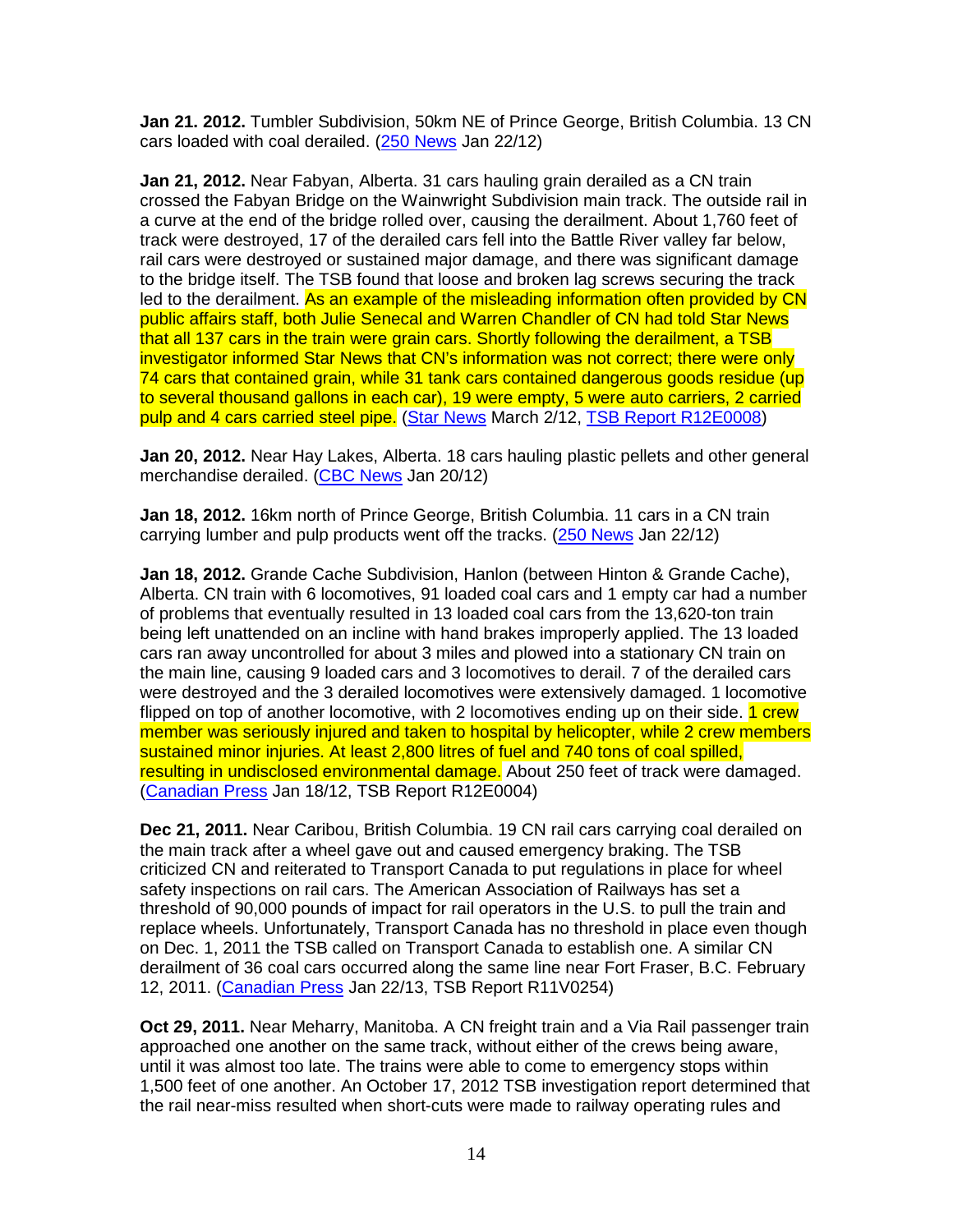**Jan 21. 2012.** Tumbler Subdivision, 50km NE of Prince George, British Columbia. 13 CN cars loaded with coal derailed. (250 News Jan 22/12)

**Jan 21, 2012.** Near Fabyan, Alberta. 31 cars hauling grain derailed as a CN train crossed the Fabyan Bridge on the Wainwright Subdivision main track. The outside rail in a curve at the end of the bridge rolled over, causing the derailment. About 1,760 feet of track were destroyed, 17 of the derailed cars fell into the Battle River valley far below, rail cars were destroyed or sustained major damage, and there was significant damage to the bridge itself. The TSB found that loose and broken lag screws securing the track led to the derailment. As an example of the misleading information often provided by CN public affairs staff, both Julie Senecal and Warren Chandler of CN had told Star News that all 137 cars in the train were grain cars. Shortly following the derailment, a TSB investigator informed Star News that CN's information was not correct; there were only 74 cars that contained grain, while 31 tank cars contained dangerous goods residue (up to several thousand gallons in each car), 19 were empty, 5 were auto carriers, 2 carried pulp and 4 cars carried steel pipe. (Star News March 2/12, TSB Report R12E0008)

**Jan 20, 2012.** Near Hay Lakes, Alberta. 18 cars hauling plastic pellets and other general merchandise derailed. (CBC News Jan 20/12)

**Jan 18, 2012.** 16km north of Prince George, British Columbia. 11 cars in a CN train carrying lumber and pulp products went off the tracks. (250 News Jan 22/12)

**Jan 18, 2012.** Grande Cache Subdivision, Hanlon (between Hinton & Grande Cache), Alberta. CN train with 6 locomotives, 91 loaded coal cars and 1 empty car had a number of problems that eventually resulted in 13 loaded coal cars from the 13,620-ton train being left unattended on an incline with hand brakes improperly applied. The 13 loaded cars ran away uncontrolled for about 3 miles and plowed into a stationary CN train on the main line, causing 9 loaded cars and 3 locomotives to derail. 7 of the derailed cars were destroyed and the 3 derailed locomotives were extensively damaged. 1 locomotive flipped on top of another locomotive, with 2 locomotives ending up on their side. 1 crew member was seriously injured and taken to hospital by helicopter, while 2 crew members sustained minor injuries. At least 2,800 litres of fuel and 740 tons of coal spilled, resulting in undisclosed environmental damage. About 250 feet of track were damaged. (Canadian Press Jan 18/12, TSB Report R12E0004)

**Dec 21, 2011.** Near Caribou, British Columbia. 19 CN rail cars carrying coal derailed on the main track after a wheel gave out and caused emergency braking. The TSB criticized CN and reiterated to Transport Canada to put regulations in place for wheel safety inspections on rail cars. The American Association of Railways has set a threshold of 90,000 pounds of impact for rail operators in the U.S. to pull the train and replace wheels. Unfortunately, Transport Canada has no threshold in place even though on Dec. 1, 2011 the TSB called on Transport Canada to establish one. A similar CN derailment of 36 coal cars occurred along the same line near Fort Fraser, B.C. February 12, 2011. (Canadian Press Jan 22/13, TSB Report R11V0254)

**Oct 29, 2011.** Near Meharry, Manitoba. A CN freight train and a Via Rail passenger train approached one another on the same track, without either of the crews being aware, until it was almost too late. The trains were able to come to emergency stops within 1,500 feet of one another. An October 17, 2012 TSB investigation report determined that the rail near-miss resulted when short-cuts were made to railway operating rules and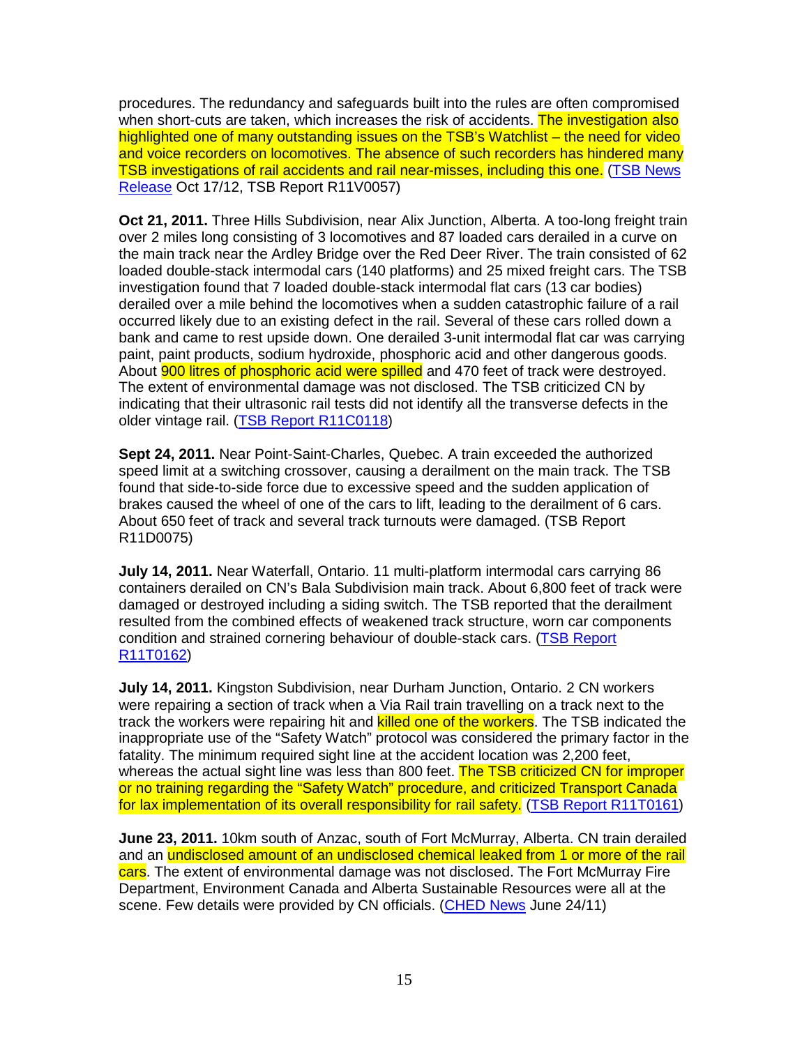procedures. The redundancy and safeguards built into the rules are often compromised when short-cuts are taken, which increases the risk of accidents. The investigation also highlighted one of many outstanding issues on the TSB's Watchlist – the need for video and voice recorders on locomotives. The absence of such recorders has hindered many TSB investigations of rail accidents and rail near-misses, including this one. (TSB News Release Oct 17/12, TSB Report R11V0057)

**Oct 21, 2011.** Three Hills Subdivision, near Alix Junction, Alberta. A too-long freight train over 2 miles long consisting of 3 locomotives and 87 loaded cars derailed in a curve on the main track near the Ardley Bridge over the Red Deer River. The train consisted of 62 loaded double-stack intermodal cars (140 platforms) and 25 mixed freight cars. The TSB investigation found that 7 loaded double-stack intermodal flat cars (13 car bodies) derailed over a mile behind the locomotives when a sudden catastrophic failure of a rail occurred likely due to an existing defect in the rail. Several of these cars rolled down a bank and came to rest upside down. One derailed 3-unit intermodal flat car was carrying paint, paint products, sodium hydroxide, phosphoric acid and other dangerous goods. About 900 litres of phosphoric acid were spilled and 470 feet of track were destroyed. The extent of environmental damage was not disclosed. The TSB criticized CN by indicating that their ultrasonic rail tests did not identify all the transverse defects in the older vintage rail. (TSB Report R11C0118)

**Sept 24, 2011.** Near Point-Saint-Charles, Quebec. A train exceeded the authorized speed limit at a switching crossover, causing a derailment on the main track. The TSB found that side-to-side force due to excessive speed and the sudden application of brakes caused the wheel of one of the cars to lift, leading to the derailment of 6 cars. About 650 feet of track and several track turnouts were damaged. (TSB Report R11D0075)

**July 14, 2011.** Near Waterfall, Ontario. 11 multi-platform intermodal cars carrying 86 containers derailed on CN's Bala Subdivision main track. About 6,800 feet of track were damaged or destroyed including a siding switch. The TSB reported that the derailment resulted from the combined effects of weakened track structure, worn car components condition and strained cornering behaviour of double-stack cars. (TSB Report R11T0162)

**July 14, 2011.** Kingston Subdivision, near Durham Junction, Ontario. 2 CN workers were repairing a section of track when a Via Rail train travelling on a track next to the track the workers were repairing hit and killed one of the workers. The TSB indicated the inappropriate use of the "Safety Watch" protocol was considered the primary factor in the fatality. The minimum required sight line at the accident location was 2,200 feet, whereas the actual sight line was less than 800 feet. The TSB criticized CN for improper or no training regarding the "Safety Watch" procedure, and criticized Transport Canada for lax implementation of its overall responsibility for rail safety. (TSB Report R11T0161)

**June 23, 2011.** 10km south of Anzac, south of Fort McMurray, Alberta. CN train derailed and an undisclosed amount of an undisclosed chemical leaked from 1 or more of the rail cars. The extent of environmental damage was not disclosed. The Fort McMurray Fire Department, Environment Canada and Alberta Sustainable Resources were all at the scene. Few details were provided by CN officials. (CHED News June 24/11)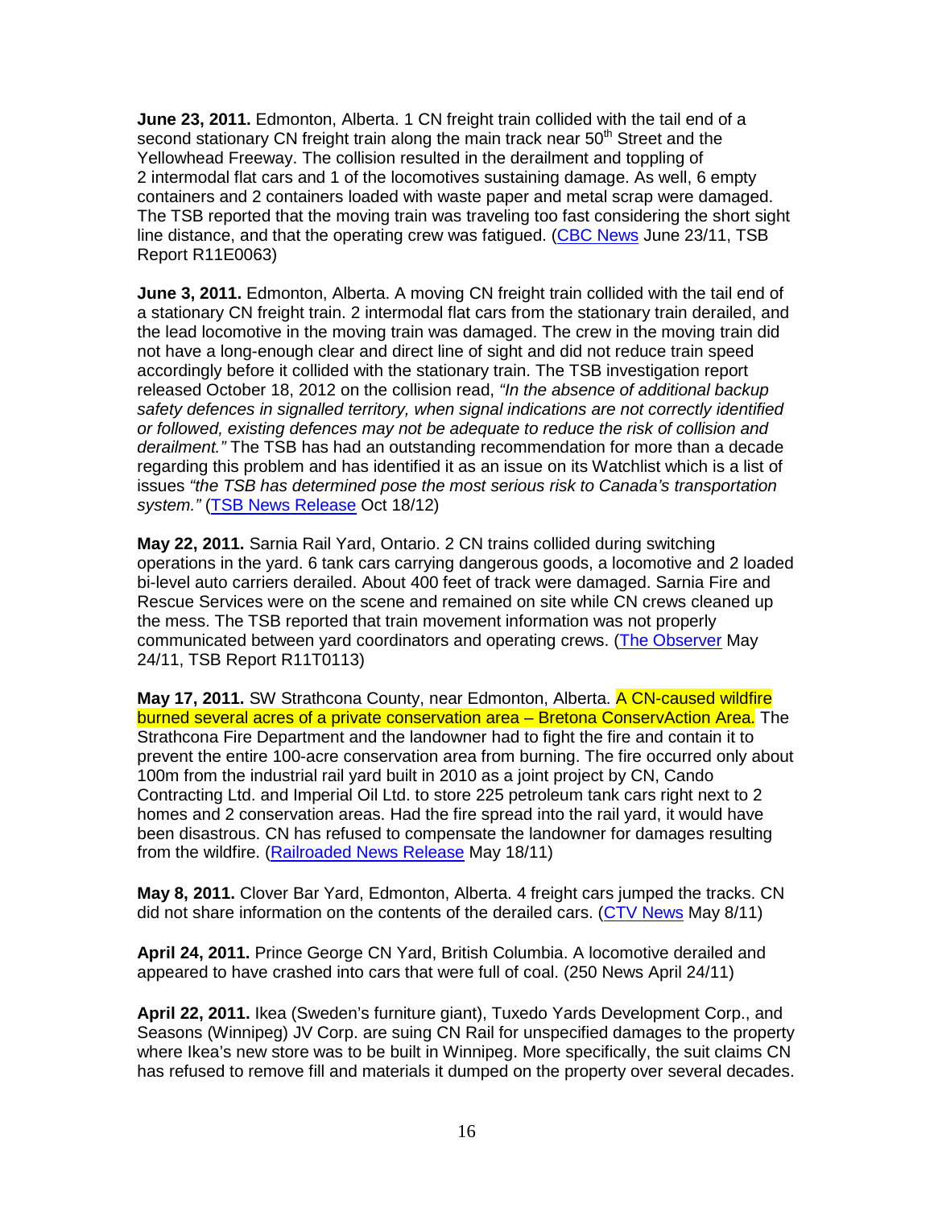**June 23, 2011.** Edmonton, Alberta. 1 CN freight train collided with the tail end of a second stationary CN freight train along the main track near 50th Street and the Yellowhead Freeway. The collision resulted in the derailment and toppling of 2 intermodal flat cars and 1 of the locomotives sustaining damage. As well, 6 empty containers and 2 containers loaded with waste paper and metal scrap were damaged. The TSB reported that the moving train was traveling too fast considering the short sight line distance, and that the operating crew was fatigued. (CBC News June 23/11, TSB Report R11E0063)

**June 3, 2011.** Edmonton, Alberta. A moving CN freight train collided with the tail end of a stationary CN freight train. 2 intermodal flat cars from the stationary train derailed, and the lead locomotive in the moving train was damaged. The crew in the moving train did not have a long-enough clear and direct line of sight and did not reduce train speed accordingly before it collided with the stationary train. The TSB investigation report released October 18, 2012 on the collision read, *"In the absence of additional backup safety defences in signalled territory, when signal indications are not correctly identified or followed, existing defences may not be adequate to reduce the risk of collision and derailment."* The TSB has had an outstanding recommendation for more than a decade regarding this problem and has identified it as an issue on its Watchlist which is a list of issues *"the TSB has determined pose the most serious risk to Canada's transportation system."* (TSB News Release Oct 18/12)

**May 22, 2011.** Sarnia Rail Yard, Ontario. 2 CN trains collided during switching operations in the yard. 6 tank cars carrying dangerous goods, a locomotive and 2 loaded bi-level auto carriers derailed. About 400 feet of track were damaged. Sarnia Fire and Rescue Services were on the scene and remained on site while CN crews cleaned up the mess. The TSB reported that train movement information was not properly communicated between yard coordinators and operating crews. (The Observer May 24/11, TSB Report R11T0113)

**May 17, 2011.** SW Strathcona County, near Edmonton, Alberta. A CN-caused wildfire burned several acres of a private conservation area – Bretona ConservAction Area. The Strathcona Fire Department and the landowner had to fight the fire and contain it to prevent the entire 100-acre conservation area from burning. The fire occurred only about 100m from the industrial rail yard built in 2010 as a joint project by CN, Cando Contracting Ltd. and Imperial Oil Ltd. to store 225 petroleum tank cars right next to 2 homes and 2 conservation areas. Had the fire spread into the rail yard, it would have been disastrous. CN has refused to compensate the landowner for damages resulting from the wildfire. (Railroaded News Release May 18/11)

**May 8, 2011.** Clover Bar Yard, Edmonton, Alberta. 4 freight cars jumped the tracks. CN did not share information on the contents of the derailed cars. (CTV News May 8/11)

**April 24, 2011.** Prince George CN Yard, British Columbia. A locomotive derailed and appeared to have crashed into cars that were full of coal. (250 News April 24/11)

**April 22, 2011.** Ikea (Sweden's furniture giant), Tuxedo Yards Development Corp., and Seasons (Winnipeg) JV Corp. are suing CN Rail for unspecified damages to the property where Ikea's new store was to be built in Winnipeg. More specifically, the suit claims CN has refused to remove fill and materials it dumped on the property over several decades.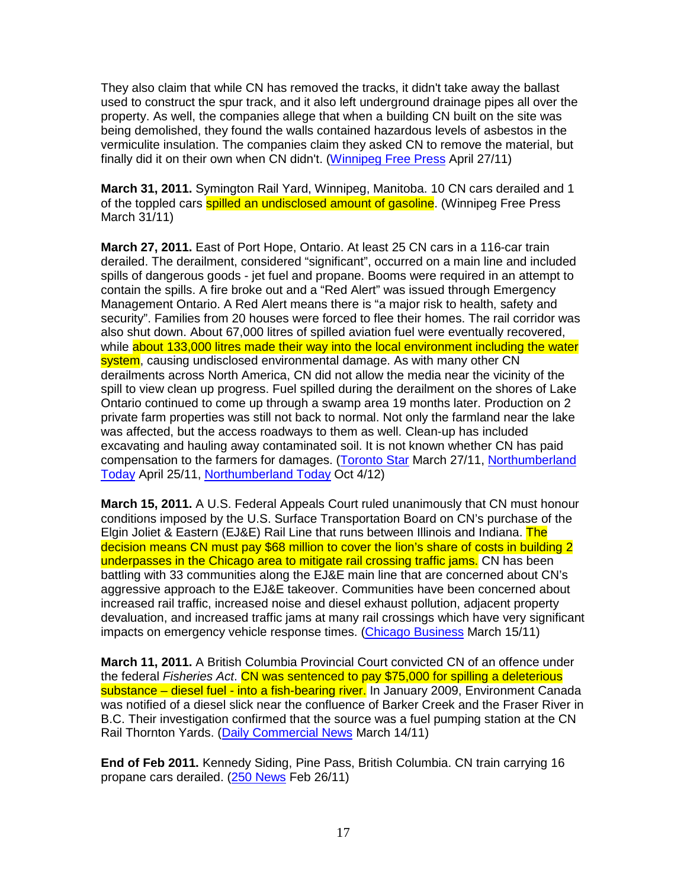They also claim that while CN has removed the tracks, it didn't take away the ballast used to construct the spur track, and it also left underground drainage pipes all over the property. As well, the companies allege that when a building CN built on the site was being demolished, they found the walls contained hazardous levels of asbestos in the vermiculite insulation. The companies claim they asked CN to remove the material, but finally did it on their own when CN didn't. (Winnipeg Free Press April 27/11)

**March 31, 2011.** Symington Rail Yard, Winnipeg, Manitoba. 10 CN cars derailed and 1 of the toppled cars spilled an undisclosed amount of gasoline. (Winnipeg Free Press March 31/11)

**March 27, 2011.** East of Port Hope, Ontario. At least 25 CN cars in a 116-car train derailed. The derailment, considered "significant", occurred on a main line and included spills of dangerous goods - jet fuel and propane. Booms were required in an attempt to contain the spills. A fire broke out and a "Red Alert" was issued through Emergency Management Ontario. A Red Alert means there is "a major risk to health, safety and security". Families from 20 houses were forced to flee their homes. The rail corridor was also shut down. About 67,000 litres of spilled aviation fuel were eventually recovered, while about 133,000 litres made their way into the local environment including the water system, causing undisclosed environmental damage. As with many other CN derailments across North America, CN did not allow the media near the vicinity of the spill to view clean up progress. Fuel spilled during the derailment on the shores of Lake Ontario continued to come up through a swamp area 19 months later. Production on 2 private farm properties was still not back to normal. Not only the farmland near the lake was affected, but the access roadways to them as well. Clean-up has included excavating and hauling away contaminated soil. It is not known whether CN has paid compensation to the farmers for damages. (Toronto Star March 27/11, Northumberland Today April 25/11, Northumberland Today Oct 4/12)

**March 15, 2011.** A U.S. Federal Appeals Court ruled unanimously that CN must honour conditions imposed by the U.S. Surface Transportation Board on CN's purchase of the Elgin Joliet & Eastern (EJ&E) Rail Line that runs between Illinois and Indiana. The decision means CN must pay $68 million to cover the lion's share of costs in building 2 underpasses in the Chicago area to mitigate rail crossing traffic jams. CN has been battling with 33 communities along the EJ&E main line that are concerned about CN's aggressive approach to the EJ&E takeover. Communities have been concerned about increased rail traffic, increased noise and diesel exhaust pollution, adjacent property devaluation, and increased traffic jams at many rail crossings which have very significant impacts on emergency vehicle response times. (Chicago Business March 15/11)

**March 11, 2011.** A British Columbia Provincial Court convicted CN of an offence under the federal *Fisheries Act*. CN was sentenced to pay $75,000 for spilling a deleterious substance – diesel fuel - into a fish-bearing river. In January 2009, Environment Canada was notified of a diesel slick near the confluence of Barker Creek and the Fraser River in B.C. Their investigation confirmed that the source was a fuel pumping station at the CN Rail Thornton Yards. (Daily Commercial News March 14/11)

**End of Feb 2011.** Kennedy Siding, Pine Pass, British Columbia. CN train carrying 16 propane cars derailed. (250 News Feb 26/11)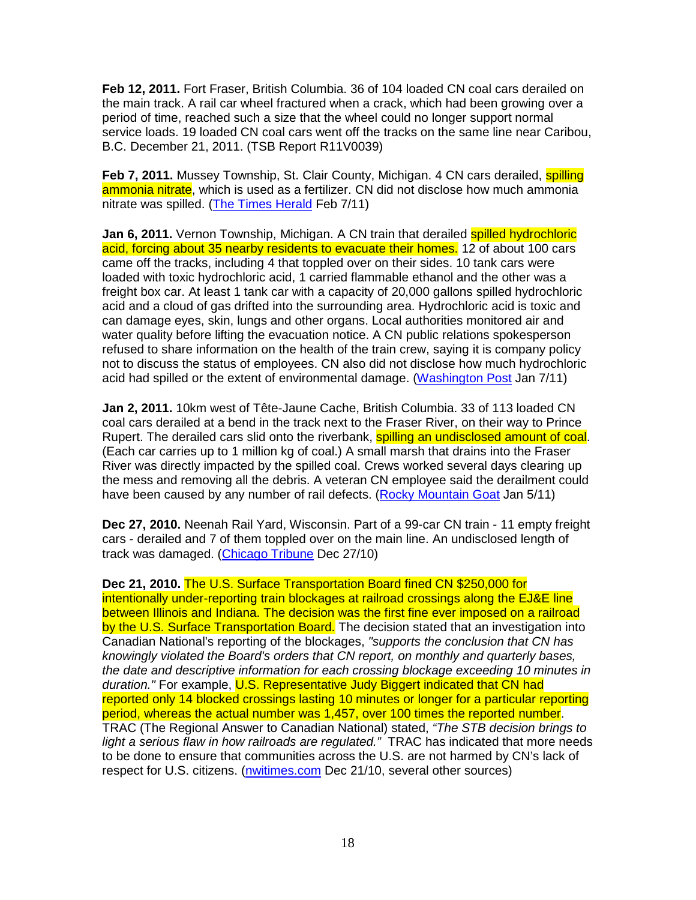**Feb 12, 2011.** Fort Fraser, British Columbia. 36 of 104 loaded CN coal cars derailed on the main track. A rail car wheel fractured when a crack, which had been growing over a period of time, reached such a size that the wheel could no longer support normal service loads. 19 loaded CN coal cars went off the tracks on the same line near Caribou, B.C. December 21, 2011. (TSB Report R11V0039)

**Feb 7, 2011.** Mussey Township, St. Clair County, Michigan. 4 CN cars derailed, spilling ammonia nitrate, which is used as a fertilizer. CN did not disclose how much ammonia nitrate was spilled. (The Times Herald Feb 7/11)

**Jan 6, 2011.** Vernon Township, Michigan. A CN train that derailed spilled hydrochloric acid, forcing about 35 nearby residents to evacuate their homes. 12 of about 100 cars came off the tracks, including 4 that toppled over on their sides. 10 tank cars were loaded with toxic hydrochloric acid, 1 carried flammable ethanol and the other was a freight box car. At least 1 tank car with a capacity of 20,000 gallons spilled hydrochloric acid and a cloud of gas drifted into the surrounding area. Hydrochloric acid is toxic and can damage eyes, skin, lungs and other organs. Local authorities monitored air and water quality before lifting the evacuation notice. A CN public relations spokesperson refused to share information on the health of the train crew, saying it is company policy not to discuss the status of employees. CN also did not disclose how much hydrochloric acid had spilled or the extent of environmental damage. (Washington Post Jan 7/11)

**Jan 2, 2011.** 10km west of Tête-Jaune Cache, British Columbia. 33 of 113 loaded CN coal cars derailed at a bend in the track next to the Fraser River, on their way to Prince Rupert. The derailed cars slid onto the riverbank, spilling an undisclosed amount of coal. (Each car carries up to 1 million kg of coal.) A small marsh that drains into the Fraser River was directly impacted by the spilled coal. Crews worked several days clearing up the mess and removing all the debris. A veteran CN employee said the derailment could have been caused by any number of rail defects. (Rocky Mountain Goat Jan 5/11)

**Dec 27, 2010.** Neenah Rail Yard, Wisconsin. Part of a 99-car CN train - 11 empty freight cars - derailed and 7 of them toppled over on the main line. An undisclosed length of track was damaged. (Chicago Tribune Dec 27/10)

**Dec 21, 2010.** The U.S. Surface Transportation Board fined CN $250,000 for intentionally under-reporting train blockages at railroad crossings along the EJ&E line between Illinois and Indiana. The decision was the first fine ever imposed on a railroad by the U.S. Surface Transportation Board. The decision stated that an investigation into Canadian National's reporting of the blockages, *"supports the conclusion that CN has knowingly violated the Board's orders that CN report, on monthly and quarterly bases, the date and descriptive information for each crossing blockage exceeding 10 minutes in duration."* For example, U.S. Representative Judy Biggert indicated that CN had reported only 14 blocked crossings lasting 10 minutes or longer for a particular reporting period, whereas the actual number was 1,457, over 100 times the reported number. TRAC (The Regional Answer to Canadian National) stated, *"The STB decision brings to light a serious flaw in how railroads are regulated."* TRAC has indicated that more needs to be done to ensure that communities across the U.S. are not harmed by CN's lack of respect for U.S. citizens. (nwitimes.com Dec 21/10, several other sources)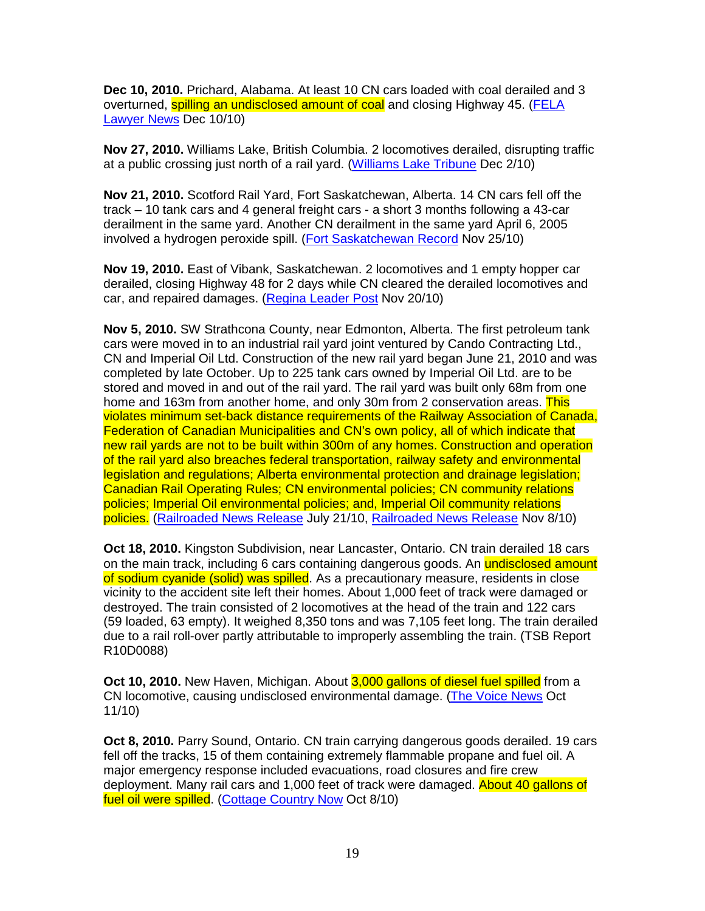**Dec 10, 2010.** Prichard, Alabama. At least 10 CN cars loaded with coal derailed and 3 overturned, spilling an undisclosed amount of coal and closing Highway 45. (FELA Lawyer News Dec 10/10)

**Nov 27, 2010.** Williams Lake, British Columbia. 2 locomotives derailed, disrupting traffic at a public crossing just north of a rail yard. (Williams Lake Tribune Dec 2/10)

**Nov 21, 2010.** Scotford Rail Yard, Fort Saskatchewan, Alberta. 14 CN cars fell off the track – 10 tank cars and 4 general freight cars - a short 3 months following a 43-car derailment in the same yard. Another CN derailment in the same yard April 6, 2005 involved a hydrogen peroxide spill. (Fort Saskatchewan Record Nov 25/10)

**Nov 19, 2010.** East of Vibank, Saskatchewan. 2 locomotives and 1 empty hopper car derailed, closing Highway 48 for 2 days while CN cleared the derailed locomotives and car, and repaired damages. (Regina Leader Post Nov 20/10)

**Nov 5, 2010.** SW Strathcona County, near Edmonton, Alberta. The first petroleum tank cars were moved in to an industrial rail yard joint ventured by Cando Contracting Ltd., CN and Imperial Oil Ltd. Construction of the new rail yard began June 21, 2010 and was completed by late October. Up to 225 tank cars owned by Imperial Oil Ltd. are to be stored and moved in and out of the rail yard. The rail yard was built only 68m from one home and 163m from another home, and only 30m from 2 conservation areas. This violates minimum set-back distance requirements of the Railway Association of Canada, Federation of Canadian Municipalities and CN's own policy, all of which indicate that new rail yards are not to be built within 300m of any homes. Construction and operation of the rail yard also breaches federal transportation, railway safety and environmental legislation and regulations; Alberta environmental protection and drainage legislation; Canadian Rail Operating Rules; CN environmental policies; CN community relations policies; Imperial Oil environmental policies; and, Imperial Oil community relations policies. (Railroaded News Release July 21/10, Railroaded News Release Nov 8/10)

**Oct 18, 2010.** Kingston Subdivision, near Lancaster, Ontario. CN train derailed 18 cars on the main track, including 6 cars containing dangerous goods. An undisclosed amount of sodium cyanide (solid) was spilled. As a precautionary measure, residents in close vicinity to the accident site left their homes. About 1,000 feet of track were damaged or destroyed. The train consisted of 2 locomotives at the head of the train and 122 cars (59 loaded, 63 empty). It weighed 8,350 tons and was 7,105 feet long. The train derailed due to a rail roll-over partly attributable to improperly assembling the train. (TSB Report R10D0088)

**Oct 10, 2010.** New Haven, Michigan. About 3,000 gallons of diesel fuel spilled from a CN locomotive, causing undisclosed environmental damage. (The Voice News Oct 11/10)

**Oct 8, 2010.** Parry Sound, Ontario. CN train carrying dangerous goods derailed. 19 cars fell off the tracks, 15 of them containing extremely flammable propane and fuel oil. A major emergency response included evacuations, road closures and fire crew deployment. Many rail cars and 1,000 feet of track were damaged. About 40 gallons of fuel oil were spilled. (Cottage Country Now Oct 8/10)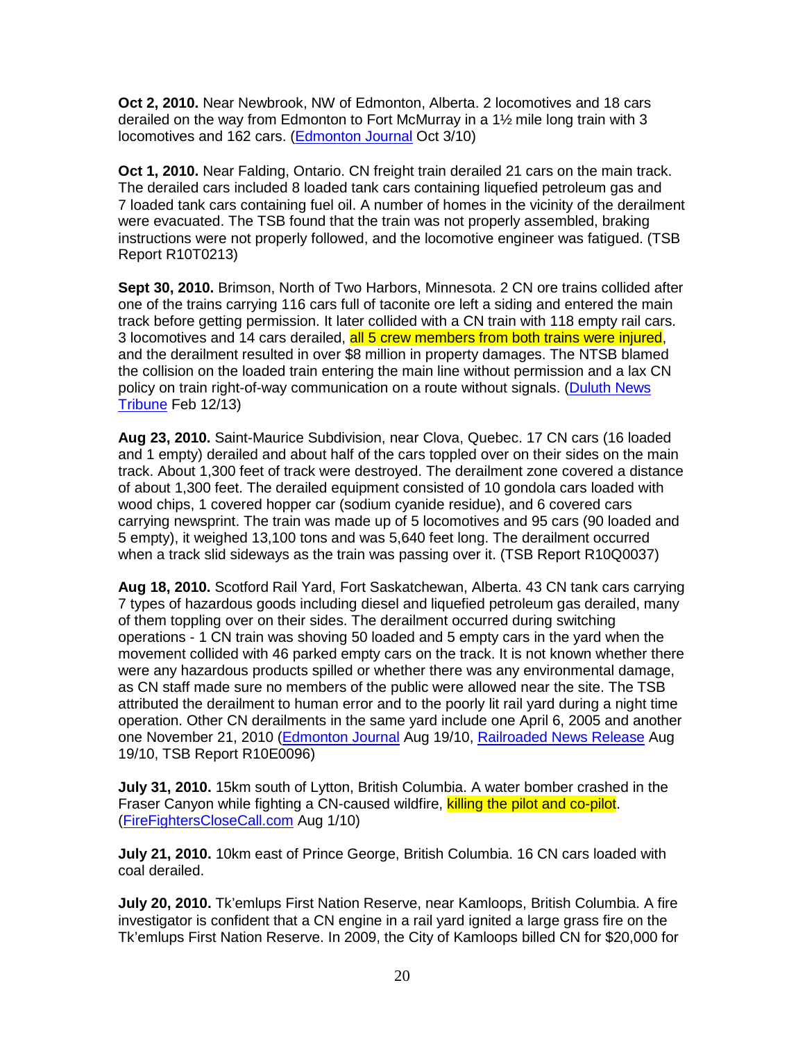**Oct 2, 2010.** Near Newbrook, NW of Edmonton, Alberta. 2 locomotives and 18 cars derailed on the way from Edmonton to Fort McMurray in a 1½ mile long train with 3 locomotives and 162 cars. (Edmonton Journal Oct 3/10)

**Oct 1, 2010.** Near Falding, Ontario. CN freight train derailed 21 cars on the main track. The derailed cars included 8 loaded tank cars containing liquefied petroleum gas and 7 loaded tank cars containing fuel oil. A number of homes in the vicinity of the derailment were evacuated. The TSB found that the train was not properly assembled, braking instructions were not properly followed, and the locomotive engineer was fatigued. (TSB Report R10T0213)

**Sept 30, 2010.** Brimson, North of Two Harbors, Minnesota. 2 CN ore trains collided after one of the trains carrying 116 cars full of taconite ore left a siding and entered the main track before getting permission. It later collided with a CN train with 118 empty rail cars. 3 locomotives and 14 cars derailed, all 5 crew members from both trains were injured, and the derailment resulted in over $8 million in property damages. The NTSB blamed the collision on the loaded train entering the main line without permission and a lax CN policy on train right-of-way communication on a route without signals. (Duluth News Tribune Feb 12/13)

**Aug 23, 2010.** Saint-Maurice Subdivision, near Clova, Quebec. 17 CN cars (16 loaded and 1 empty) derailed and about half of the cars toppled over on their sides on the main track. About 1,300 feet of track were destroyed. The derailment zone covered a distance of about 1,300 feet. The derailed equipment consisted of 10 gondola cars loaded with wood chips, 1 covered hopper car (sodium cyanide residue), and 6 covered cars carrying newsprint. The train was made up of 5 locomotives and 95 cars (90 loaded and 5 empty), it weighed 13,100 tons and was 5,640 feet long. The derailment occurred when a track slid sideways as the train was passing over it. (TSB Report R10Q0037)

**Aug 18, 2010.** Scotford Rail Yard, Fort Saskatchewan, Alberta. 43 CN tank cars carrying 7 types of hazardous goods including diesel and liquefied petroleum gas derailed, many of them toppling over on their sides. The derailment occurred during switching operations - 1 CN train was shoving 50 loaded and 5 empty cars in the yard when the movement collided with 46 parked empty cars on the track. It is not known whether there were any hazardous products spilled or whether there was any environmental damage, as CN staff made sure no members of the public were allowed near the site. The TSB attributed the derailment to human error and to the poorly lit rail yard during a night time operation. Other CN derailments in the same yard include one April 6, 2005 and another one November 21, 2010 (Edmonton Journal Aug 19/10, Railroaded News Release Aug 19/10, TSB Report R10E0096)

**July 31, 2010.** 15km south of Lytton, British Columbia. A water bomber crashed in the Fraser Canyon while fighting a CN-caused wildfire, killing the pilot and co-pilot. (FireFightersCloseCall.com Aug 1/10)

**July 21, 2010.** 10km east of Prince George, British Columbia. 16 CN cars loaded with coal derailed.

**July 20, 2010.** Tk'emlups First Nation Reserve, near Kamloops, British Columbia. A fire investigator is confident that a CN engine in a rail yard ignited a large grass fire on the Tk'emlups First Nation Reserve. In 2009, the City of Kamloops billed CN for $20,000 for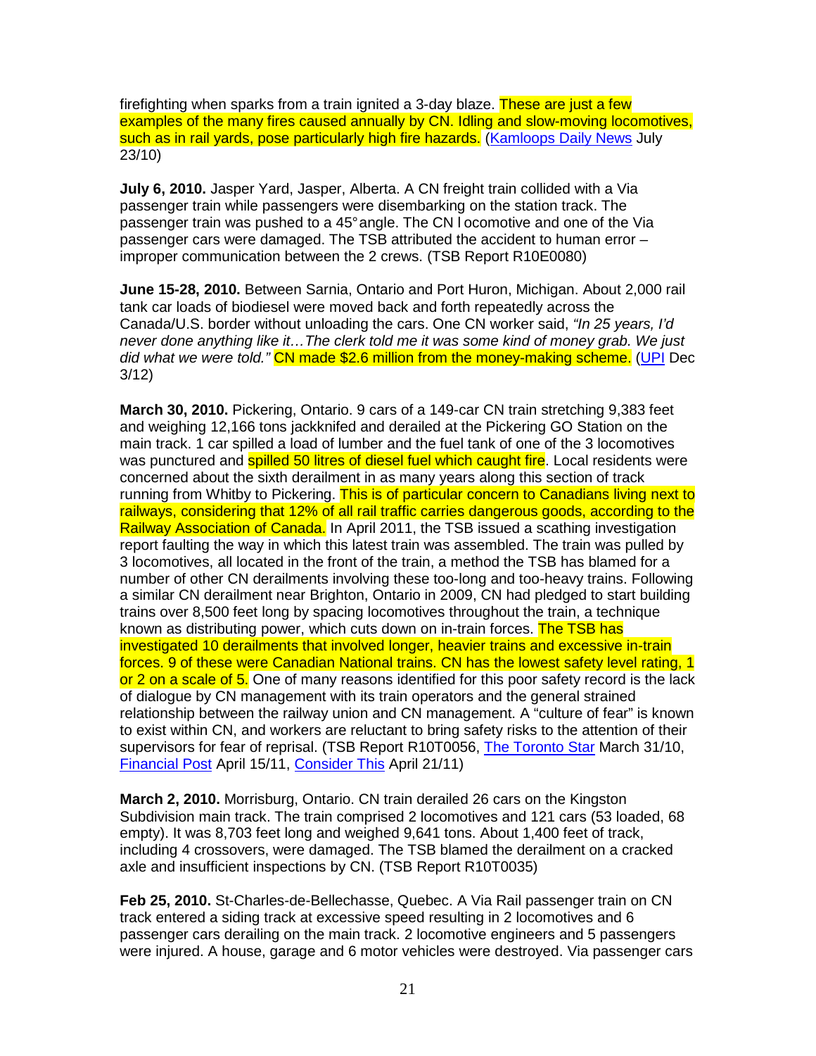firefighting when sparks from a train ignited a 3-day blaze. These are just a few examples of the many fires caused annually by CN. Idling and slow-moving locomotives, such as in rail yards, pose particularly high fire hazards. (Kamloops Daily News July 23/10)

**July 6, 2010.** Jasper Yard, Jasper, Alberta. A CN freight train collided with a Via passenger train while passengers were disembarking on the station track. The passenger train was pushed to a 45° angle. The CN locomotive and one of the Via passenger cars were damaged. The TSB attributed the accident to human error – improper communication between the 2 crews. (TSB Report R10E0080)

**June 15-28, 2010.** Between Sarnia, Ontario and Port Huron, Michigan. About 2,000 rail tank car loads of biodiesel were moved back and forth repeatedly across the Canada/U.S. border without unloading the cars. One CN worker said, *"In 25 years, I'd never done anything like it…The clerk told me it was some kind of money grab. We just did what we were told."* CN made $2.6 million from the money-making scheme. (UPI Dec 3/12)

**March 30, 2010.** Pickering, Ontario. 9 cars of a 149-car CN train stretching 9,383 feet and weighing 12,166 tons jackknifed and derailed at the Pickering GO Station on the main track. 1 car spilled a load of lumber and the fuel tank of one of the 3 locomotives was punctured and spilled 50 litres of diesel fuel which caught fire. Local residents were concerned about the sixth derailment in as many years along this section of track running from Whitby to Pickering. This is of particular concern to Canadians living next to railways, considering that 12% of all rail traffic carries dangerous goods, according to the Railway Association of Canada. In April 2011, the TSB issued a scathing investigation report faulting the way in which this latest train was assembled. The train was pulled by 3 locomotives, all located in the front of the train, a method the TSB has blamed for a number of other CN derailments involving these too-long and too-heavy trains. Following a similar CN derailment near Brighton, Ontario in 2009, CN had pledged to start building trains over 8,500 feet long by spacing locomotives throughout the train, a technique known as distributing power, which cuts down on in-train forces. The TSB has investigated 10 derailments that involved longer, heavier trains and excessive in-train forces. 9 of these were Canadian National trains. CN has the lowest safety level rating, 1 or 2 on a scale of 5. One of many reasons identified for this poor safety record is the lack of dialogue by CN management with its train operators and the general strained relationship between the railway union and CN management. A "culture of fear" is known to exist within CN, and workers are reluctant to bring safety risks to the attention of their supervisors for fear of reprisal. (TSB Report R10T0056, The Toronto Star March 31/10, Financial Post April 15/11, Consider This April 21/11)

**March 2, 2010.** Morrisburg, Ontario. CN train derailed 26 cars on the Kingston Subdivision main track. The train comprised 2 locomotives and 121 cars (53 loaded, 68 empty). It was 8,703 feet long and weighed 9,641 tons. About 1,400 feet of track, including 4 crossovers, were damaged. The TSB blamed the derailment on a cracked axle and insufficient inspections by CN. (TSB Report R10T0035)

**Feb 25, 2010.** St-Charles-de-Bellechasse, Quebec. A Via Rail passenger train on CN track entered a siding track at excessive speed resulting in 2 locomotives and 6 passenger cars derailing on the main track. 2 locomotive engineers and 5 passengers were injured. A house, garage and 6 motor vehicles were destroyed. Via passenger cars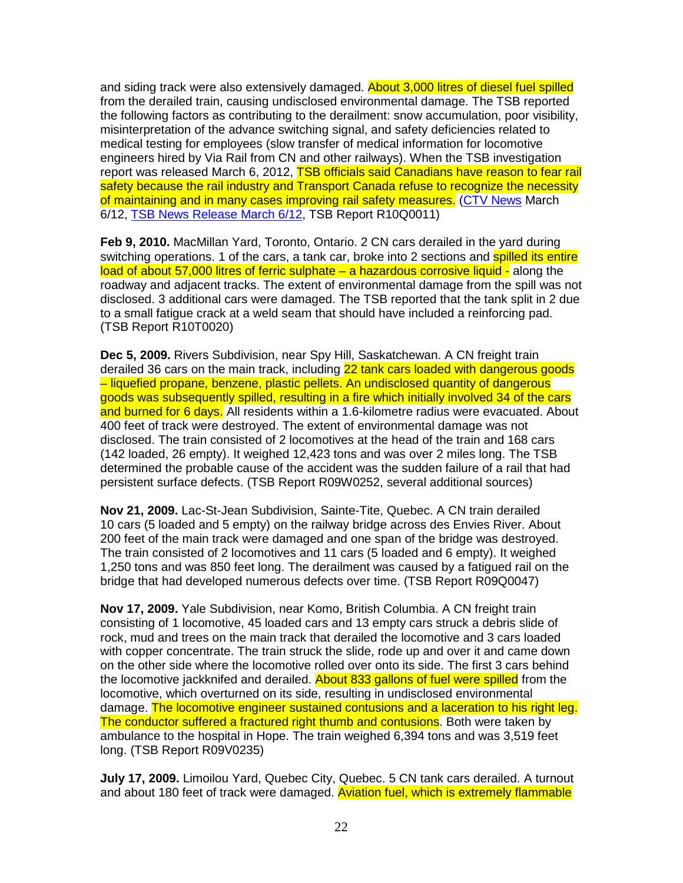and siding track were also extensively damaged. About 3,000 litres of diesel fuel spilled from the derailed train, causing undisclosed environmental damage. The TSB reported the following factors as contributing to the derailment: snow accumulation, poor visibility, misinterpretation of the advance switching signal, and safety deficiencies related to medical testing for employees (slow transfer of medical information for locomotive engineers hired by Via Rail from CN and other railways). When the TSB investigation report was released March 6, 2012, TSB officials said Canadians have reason to fear rail safety because the rail industry and Transport Canada refuse to recognize the necessity of maintaining and in many cases improving rail safety measures. (CTV News March 6/12, TSB News Release March 6/12, TSB Report R10Q0011)

**Feb 9, 2010.** MacMillan Yard, Toronto, Ontario. 2 CN cars derailed in the yard during switching operations. 1 of the cars, a tank car, broke into 2 sections and spilled its entire load of about 57,000 litres of ferric sulphate – a hazardous corrosive liquid - along the roadway and adjacent tracks. The extent of environmental damage from the spill was not disclosed. 3 additional cars were damaged. The TSB reported that the tank split in 2 due to a small fatigue crack at a weld seam that should have included a reinforcing pad. (TSB Report R10T0020)

**Dec 5, 2009.** Rivers Subdivision, near Spy Hill, Saskatchewan. A CN freight train derailed 36 cars on the main track, including 22 tank cars loaded with dangerous goods – liquefied propane, benzene, plastic pellets. An undisclosed quantity of dangerous goods was subsequently spilled, resulting in a fire which initially involved 34 of the cars and burned for 6 days. All residents within a 1.6-kilometre radius were evacuated. About 400 feet of track were destroyed. The extent of environmental damage was not disclosed. The train consisted of 2 locomotives at the head of the train and 168 cars (142 loaded, 26 empty). It weighed 12,423 tons and was over 2 miles long. The TSB determined the probable cause of the accident was the sudden failure of a rail that had persistent surface defects. (TSB Report R09W0252, several additional sources)

**Nov 21, 2009.** Lac-St-Jean Subdivision, Sainte-Tite, Quebec. A CN train derailed 10 cars (5 loaded and 5 empty) on the railway bridge across des Envies River. About 200 feet of the main track were damaged and one span of the bridge was destroyed. The train consisted of 2 locomotives and 11 cars (5 loaded and 6 empty). It weighed 1,250 tons and was 850 feet long. The derailment was caused by a fatigued rail on the bridge that had developed numerous defects over time. (TSB Report R09Q0047)

**Nov 17, 2009.** Yale Subdivision, near Komo, British Columbia. A CN freight train consisting of 1 locomotive, 45 loaded cars and 13 empty cars struck a debris slide of rock, mud and trees on the main track that derailed the locomotive and 3 cars loaded with copper concentrate. The train struck the slide, rode up and over it and came down on the other side where the locomotive rolled over onto its side. The first 3 cars behind the locomotive jackknifed and derailed. About 833 gallons of fuel were spilled from the locomotive, which overturned on its side, resulting in undisclosed environmental damage. The locomotive engineer sustained contusions and a laceration to his right leg. The conductor suffered a fractured right thumb and contusions. Both were taken by ambulance to the hospital in Hope. The train weighed 6,394 tons and was 3,519 feet long. (TSB Report R09V0235)

**July 17, 2009.** Limoilou Yard, Quebec City, Quebec. 5 CN tank cars derailed. A turnout and about 180 feet of track were damaged. Aviation fuel, which is extremely flammable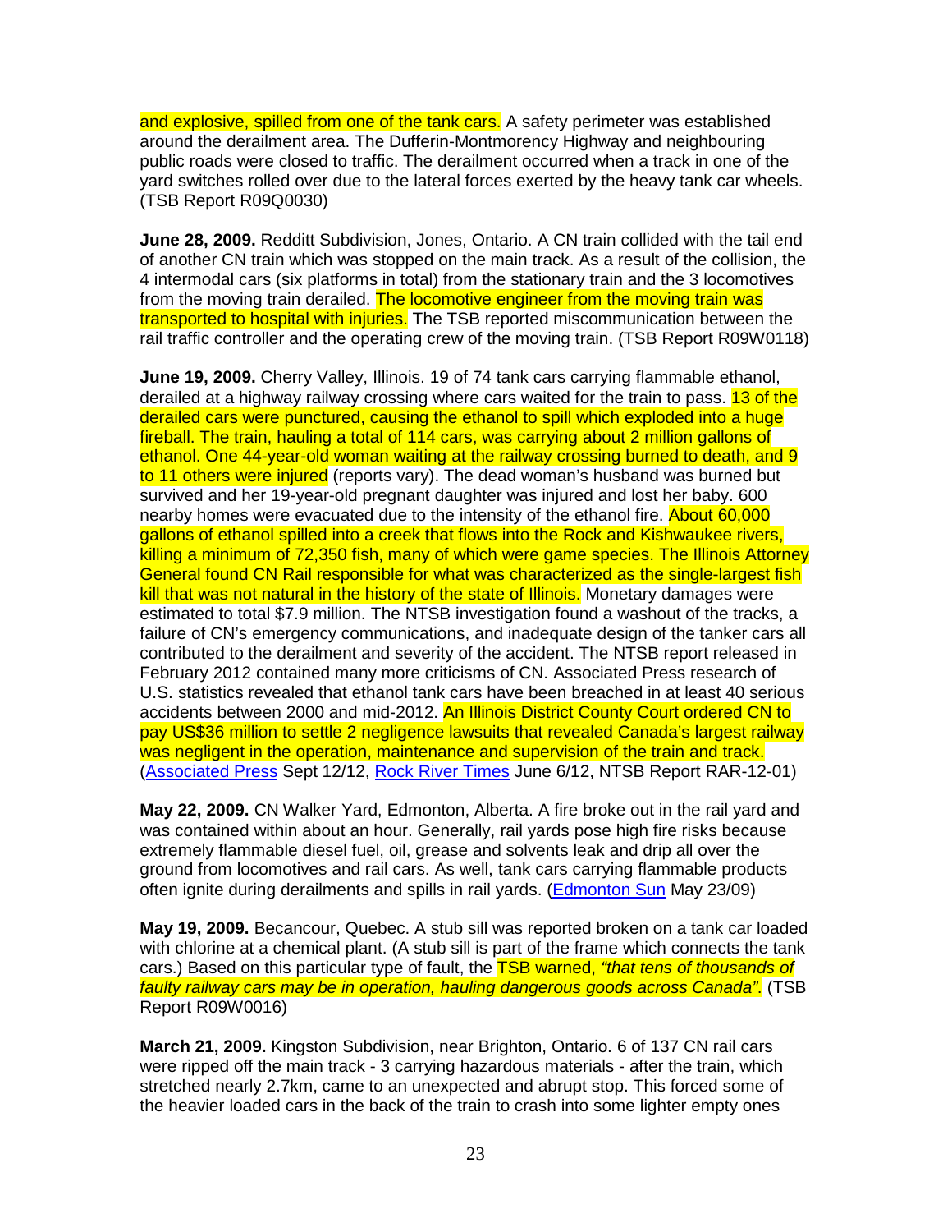and explosive, spilled from one of the tank cars. A safety perimeter was established around the derailment area. The Dufferin-Montmorency Highway and neighbouring public roads were closed to traffic. The derailment occurred when a track in one of the yard switches rolled over due to the lateral forces exerted by the heavy tank car wheels. (TSB Report R09Q0030)

**June 28, 2009.** Redditt Subdivision, Jones, Ontario. A CN train collided with the tail end of another CN train which was stopped on the main track. As a result of the collision, the 4 intermodal cars (six platforms in total) from the stationary train and the 3 locomotives from the moving train derailed. The locomotive engineer from the moving train was transported to hospital with injuries. The TSB reported miscommunication between the rail traffic controller and the operating crew of the moving train. (TSB Report R09W0118)

**June 19, 2009.** Cherry Valley, Illinois. 19 of 74 tank cars carrying flammable ethanol, derailed at a highway railway crossing where cars waited for the train to pass. 13 of the derailed cars were punctured, causing the ethanol to spill which exploded into a huge fireball. The train, hauling a total of 114 cars, was carrying about 2 million gallons of ethanol. One 44-year-old woman waiting at the railway crossing burned to death, and 9 to 11 others were injured (reports vary). The dead woman's husband was burned but survived and her 19-year-old pregnant daughter was injured and lost her baby. 600 nearby homes were evacuated due to the intensity of the ethanol fire. About 60,000 gallons of ethanol spilled into a creek that flows into the Rock and Kishwaukee rivers, killing a minimum of 72,350 fish, many of which were game species. The Illinois Attorney General found CN Rail responsible for what was characterized as the single-largest fish kill that was not natural in the history of the state of Illinois. Monetary damages were estimated to total $7.9 million. The NTSB investigation found a washout of the tracks, a failure of CN's emergency communications, and inadequate design of the tanker cars all contributed to the derailment and severity of the accident. The NTSB report released in February 2012 contained many more criticisms of CN. Associated Press research of U.S. statistics revealed that ethanol tank cars have been breached in at least 40 serious accidents between 2000 and mid-2012. An Illinois District County Court ordered CN to pay US$36 million to settle 2 negligence lawsuits that revealed Canada's largest railway was negligent in the operation, maintenance and supervision of the train and track. (Associated Press Sept 12/12, Rock River Times June 6/12, NTSB Report RAR-12-01)

**May 22, 2009.** CN Walker Yard, Edmonton, Alberta. A fire broke out in the rail yard and was contained within about an hour. Generally, rail yards pose high fire risks because extremely flammable diesel fuel, oil, grease and solvents leak and drip all over the ground from locomotives and rail cars. As well, tank cars carrying flammable products often ignite during derailments and spills in rail yards. (Edmonton Sun May 23/09)

**May 19, 2009.** Becancour, Quebec. A stub sill was reported broken on a tank car loaded with chlorine at a chemical plant. (A stub sill is part of the frame which connects the tank cars.) Based on this particular type of fault, the TSB warned, *"that tens of thousands of faulty railway cars may be in operation, hauling dangerous goods across Canada"*. (TSB Report R09W0016)

**March 21, 2009.** Kingston Subdivision, near Brighton, Ontario. 6 of 137 CN rail cars were ripped off the main track - 3 carrying hazardous materials - after the train, which stretched nearly 2.7km, came to an unexpected and abrupt stop. This forced some of the heavier loaded cars in the back of the train to crash into some lighter empty ones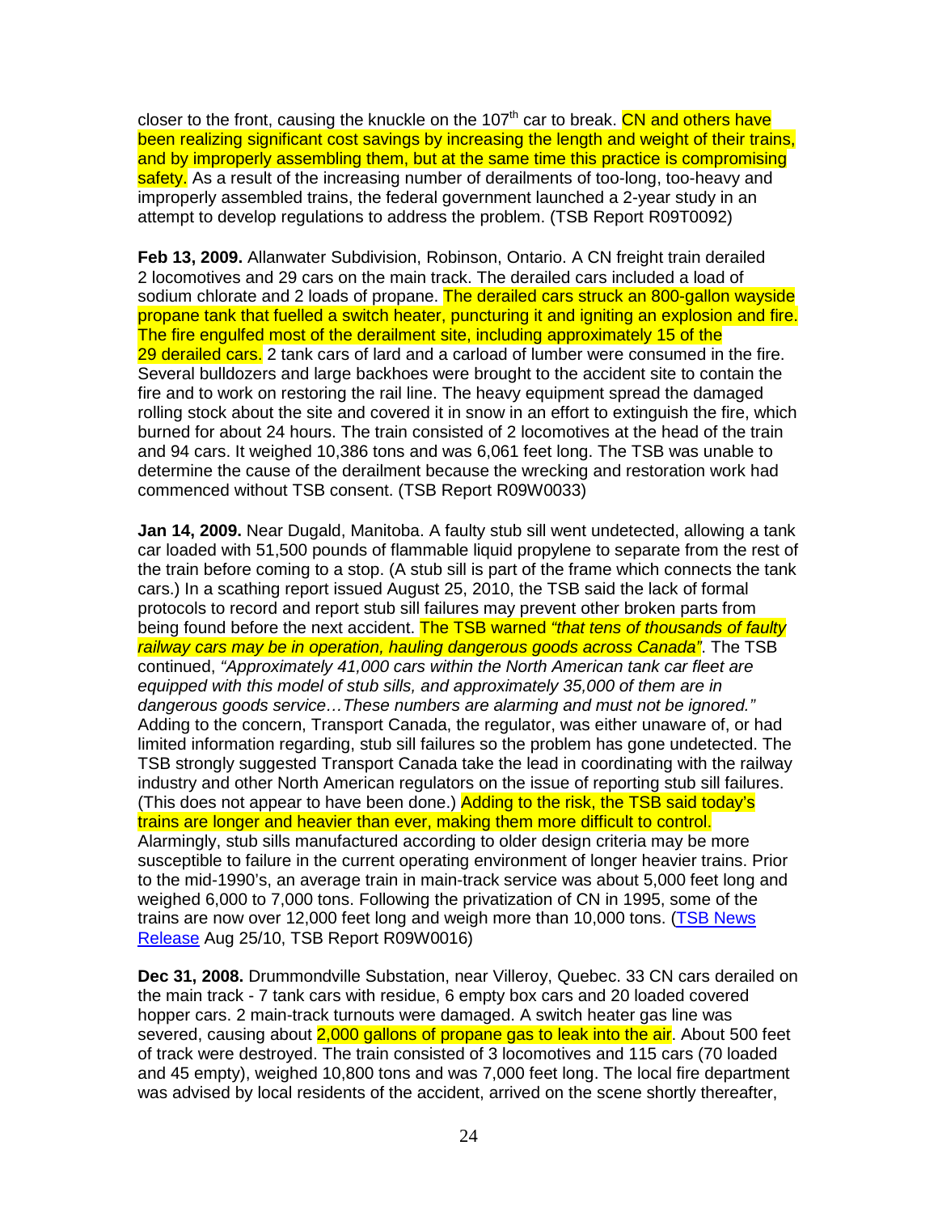closer to the front, causing the knuckle on the 107th car to break. CN and others have been realizing significant cost savings by increasing the length and weight of their trains, and by improperly assembling them, but at the same time this practice is compromising safety. As a result of the increasing number of derailments of too-long, too-heavy and improperly assembled trains, the federal government launched a 2-year study in an attempt to develop regulations to address the problem. (TSB Report R09T0092)

**Feb 13, 2009.** Allanwater Subdivision, Robinson, Ontario. A CN freight train derailed 2 locomotives and 29 cars on the main track. The derailed cars included a load of sodium chlorate and 2 loads of propane. The derailed cars struck an 800-gallon wayside propane tank that fuelled a switch heater, puncturing it and igniting an explosion and fire. The fire engulfed most of the derailment site, including approximately 15 of the 29 derailed cars. 2 tank cars of lard and a carload of lumber were consumed in the fire. Several bulldozers and large backhoes were brought to the accident site to contain the fire and to work on restoring the rail line. The heavy equipment spread the damaged rolling stock about the site and covered it in snow in an effort to extinguish the fire, which burned for about 24 hours. The train consisted of 2 locomotives at the head of the train and 94 cars. It weighed 10,386 tons and was 6,061 feet long. The TSB was unable to determine the cause of the derailment because the wrecking and restoration work had commenced without TSB consent. (TSB Report R09W0033)

**Jan 14, 2009.** Near Dugald, Manitoba. A faulty stub sill went undetected, allowing a tank car loaded with 51,500 pounds of flammable liquid propylene to separate from the rest of the train before coming to a stop. (A stub sill is part of the frame which connects the tank cars.) In a scathing report issued August 25, 2010, the TSB said the lack of formal protocols to record and report stub sill failures may prevent other broken parts from being found before the next accident. The TSB warned *"that tens of thousands of faulty railway cars may be in operation, hauling dangerous goods across Canada"*. The TSB continued, *"Approximately 41,000 cars within the North American tank car fleet are equipped with this model of stub sills, and approximately 35,000 of them are in dangerous goods service…These numbers are alarming and must not be ignored."* Adding to the concern, Transport Canada, the regulator, was either unaware of, or had limited information regarding, stub sill failures so the problem has gone undetected. The TSB strongly suggested Transport Canada take the lead in coordinating with the railway industry and other North American regulators on the issue of reporting stub sill failures. (This does not appear to have been done.) Adding to the risk, the TSB said today's trains are longer and heavier than ever, making them more difficult to control. Alarmingly, stub sills manufactured according to older design criteria may be more susceptible to failure in the current operating environment of longer heavier trains. Prior to the mid-1990's, an average train in main-track service was about 5,000 feet long and weighed 6,000 to 7,000 tons. Following the privatization of CN in 1995, some of the trains are now over 12,000 feet long and weigh more than 10,000 tons. (TSB News Release Aug 25/10, TSB Report R09W0016)

**Dec 31, 2008.** Drummondville Substation, near Villeroy, Quebec. 33 CN cars derailed on the main track - 7 tank cars with residue, 6 empty box cars and 20 loaded covered hopper cars. 2 main-track turnouts were damaged. A switch heater gas line was severed, causing about 2,000 gallons of propane gas to leak into the air. About 500 feet of track were destroyed. The train consisted of 3 locomotives and 115 cars (70 loaded and 45 empty), weighed 10,800 tons and was 7,000 feet long. The local fire department was advised by local residents of the accident, arrived on the scene shortly thereafter,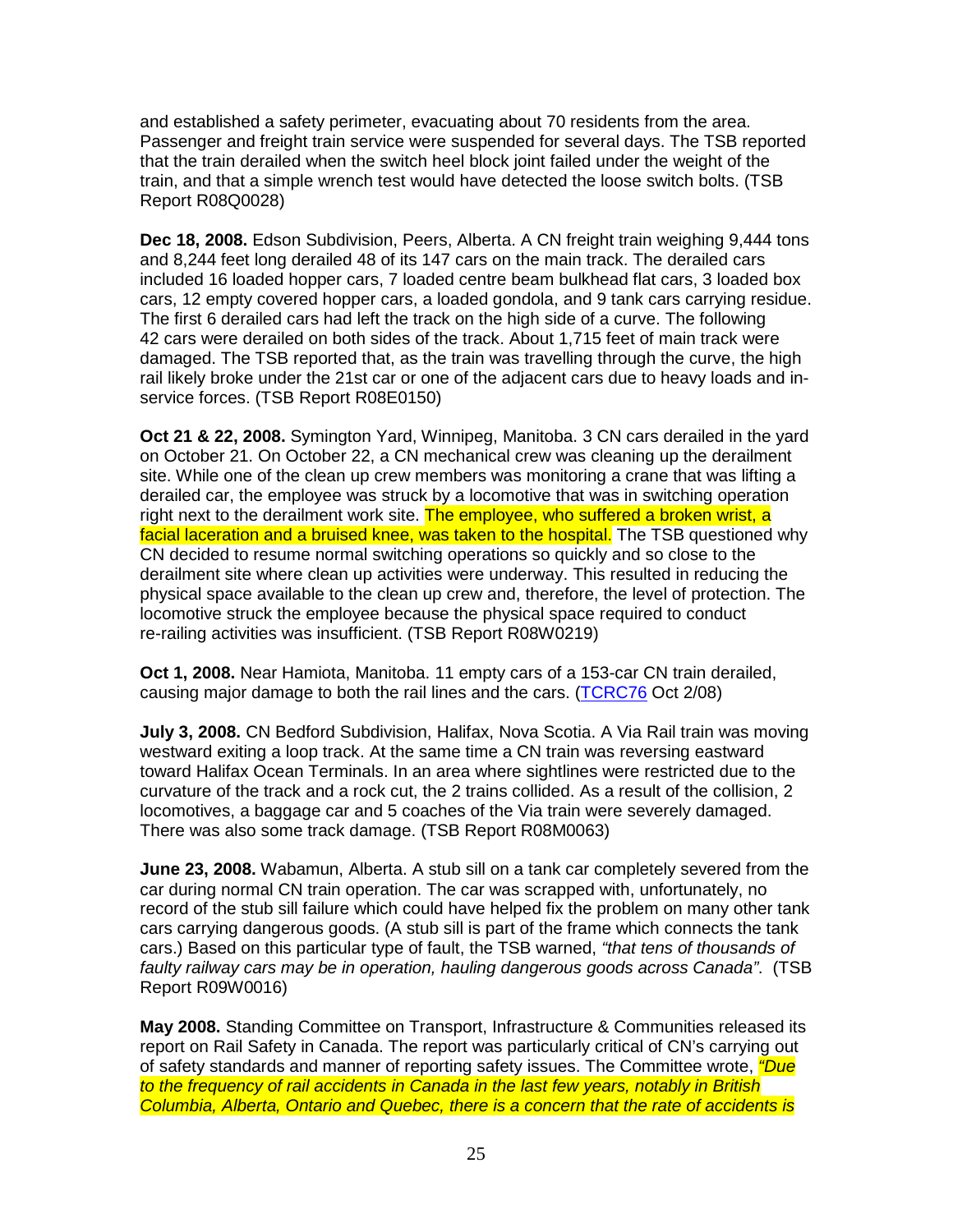and established a safety perimeter, evacuating about 70 residents from the area. Passenger and freight train service were suspended for several days. The TSB reported that the train derailed when the switch heel block joint failed under the weight of the train, and that a simple wrench test would have detected the loose switch bolts. (TSB Report R08Q0028)

**Dec 18, 2008.** Edson Subdivision, Peers, Alberta. A CN freight train weighing 9,444 tons and 8,244 feet long derailed 48 of its 147 cars on the main track. The derailed cars included 16 loaded hopper cars, 7 loaded centre beam bulkhead flat cars, 3 loaded box cars, 12 empty covered hopper cars, a loaded gondola, and 9 tank cars carrying residue. The first 6 derailed cars had left the track on the high side of a curve. The following 42 cars were derailed on both sides of the track. About 1,715 feet of main track were damaged. The TSB reported that, as the train was travelling through the curve, the high rail likely broke under the 21st car or one of the adjacent cars due to heavy loads and in-service forces. (TSB Report R08E0150)

**Oct 21 & 22, 2008.** Symington Yard, Winnipeg, Manitoba. 3 CN cars derailed in the yard on October 21. On October 22, a CN mechanical crew was cleaning up the derailment site. While one of the clean up crew members was monitoring a crane that was lifting a derailed car, the employee was struck by a locomotive that was in switching operation right next to the derailment work site. The employee, who suffered a broken wrist, a facial laceration and a bruised knee, was taken to the hospital. The TSB questioned why CN decided to resume normal switching operations so quickly and so close to the derailment site where clean up activities were underway. This resulted in reducing the physical space available to the clean up crew and, therefore, the level of protection. The locomotive struck the employee because the physical space required to conduct re-railing activities was insufficient. (TSB Report R08W0219)

**Oct 1, 2008.** Near Hamiota, Manitoba. 11 empty cars of a 153-car CN train derailed, causing major damage to both the rail lines and the cars. ([TCRC76](TCRC76) Oct 2/08)

**July 3, 2008.** CN Bedford Subdivision, Halifax, Nova Scotia. A Via Rail train was moving westward exiting a loop track. At the same time a CN train was reversing eastward toward Halifax Ocean Terminals. In an area where sightlines were restricted due to the curvature of the track and a rock cut, the 2 trains collided. As a result of the collision, 2 locomotives, a baggage car and 5 coaches of the Via train were severely damaged. There was also some track damage. (TSB Report R08M0063)

**June 23, 2008.** Wabamun, Alberta. A stub sill on a tank car completely severed from the car during normal CN train operation. The car was scrapped with, unfortunately, no record of the stub sill failure which could have helped fix the problem on many other tank cars carrying dangerous goods. (A stub sill is part of the frame which connects the tank cars.) Based on this particular type of fault, the TSB warned, *"that tens of thousands of faulty railway cars may be in operation, hauling dangerous goods across Canada"*. (TSB Report R09W0016)

**May 2008.** Standing Committee on Transport, Infrastructure & Communities released its report on Rail Safety in Canada. The report was particularly critical of CN's carrying out of safety standards and manner of reporting safety issues. The Committee wrote, *"Due to the frequency of rail accidents in Canada in the last few years, notably in British Columbia, Alberta, Ontario and Quebec, there is a concern that the rate of accidents is*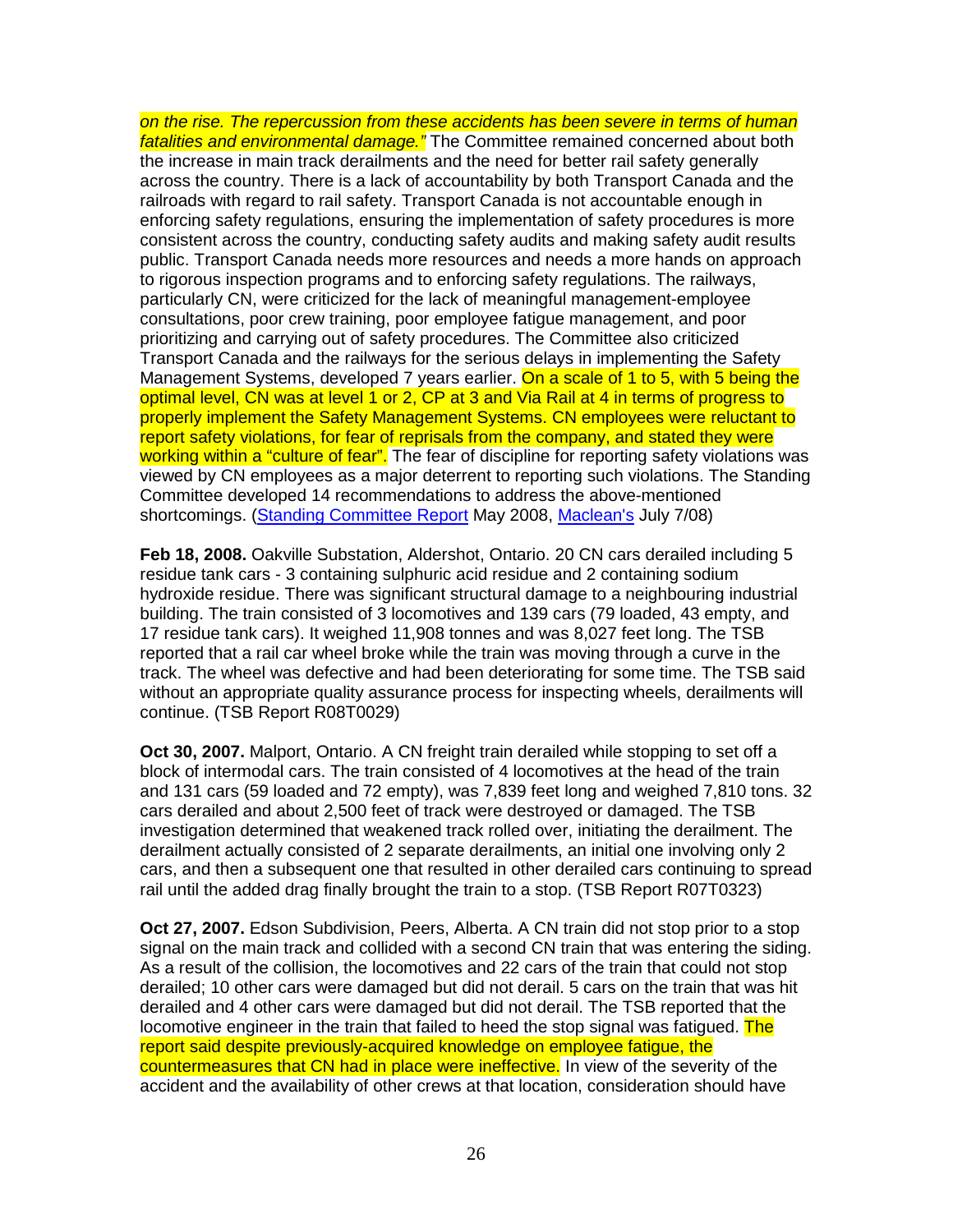*on the rise. The repercussion from these accidents has been severe in terms of human fatalities and environmental damage."* The Committee remained concerned about both the increase in main track derailments and the need for better rail safety generally across the country. There is a lack of accountability by both Transport Canada and the railroads with regard to rail safety. Transport Canada is not accountable enough in enforcing safety regulations, ensuring the implementation of safety procedures is more consistent across the country, conducting safety audits and making safety audit results public. Transport Canada needs more resources and needs a more hands on approach to rigorous inspection programs and to enforcing safety regulations. The railways, particularly CN, were criticized for the lack of meaningful management-employee consultations, poor crew training, poor employee fatigue management, and poor prioritizing and carrying out of safety procedures. The Committee also criticized Transport Canada and the railways for the serious delays in implementing the Safety Management Systems, developed 7 years earlier. On a scale of 1 to 5, with 5 being the optimal level, CN was at level 1 or 2, CP at 3 and Via Rail at 4 in terms of progress to properly implement the Safety Management Systems. CN employees were reluctant to report safety violations, for fear of reprisals from the company, and stated they were working within a "culture of fear". The fear of discipline for reporting safety violations was viewed by CN employees as a major deterrent to reporting such violations. The Standing Committee developed 14 recommendations to address the above-mentioned shortcomings. (Standing Committee Report May 2008, Maclean's July 7/08)

**Feb 18, 2008.** Oakville Substation, Aldershot, Ontario. 20 CN cars derailed including 5 residue tank cars - 3 containing sulphuric acid residue and 2 containing sodium hydroxide residue. There was significant structural damage to a neighbouring industrial building. The train consisted of 3 locomotives and 139 cars (79 loaded, 43 empty, and 17 residue tank cars). It weighed 11,908 tonnes and was 8,027 feet long. The TSB reported that a rail car wheel broke while the train was moving through a curve in the track. The wheel was defective and had been deteriorating for some time. The TSB said without an appropriate quality assurance process for inspecting wheels, derailments will continue. (TSB Report R08T0029)

**Oct 30, 2007.** Malport, Ontario. A CN freight train derailed while stopping to set off a block of intermodal cars. The train consisted of 4 locomotives at the head of the train and 131 cars (59 loaded and 72 empty), was 7,839 feet long and weighed 7,810 tons. 32 cars derailed and about 2,500 feet of track were destroyed or damaged. The TSB investigation determined that weakened track rolled over, initiating the derailment. The derailment actually consisted of 2 separate derailments, an initial one involving only 2 cars, and then a subsequent one that resulted in other derailed cars continuing to spread rail until the added drag finally brought the train to a stop. (TSB Report R07T0323)

**Oct 27, 2007.** Edson Subdivision, Peers, Alberta. A CN train did not stop prior to a stop signal on the main track and collided with a second CN train that was entering the siding. As a result of the collision, the locomotives and 22 cars of the train that could not stop derailed; 10 other cars were damaged but did not derail. 5 cars on the train that was hit derailed and 4 other cars were damaged but did not derail. The TSB reported that the locomotive engineer in the train that failed to heed the stop signal was fatigued. The report said despite previously-acquired knowledge on employee fatigue, the countermeasures that CN had in place were ineffective. In view of the severity of the accident and the availability of other crews at that location, consideration should have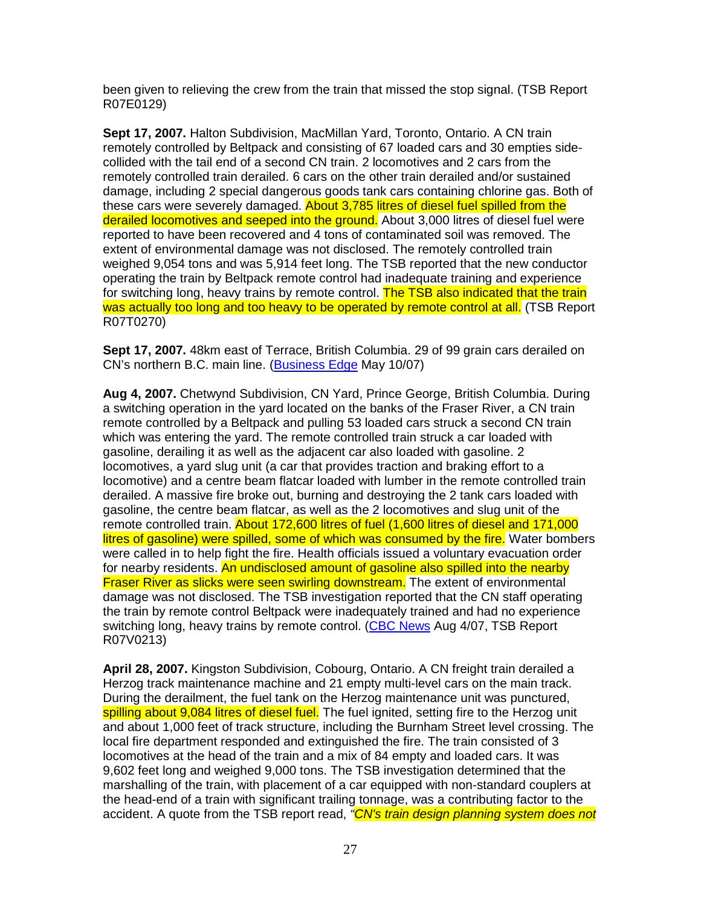been given to relieving the crew from the train that missed the stop signal. (TSB Report R07E0129)

**Sept 17, 2007.** Halton Subdivision, MacMillan Yard, Toronto, Ontario. A CN train remotely controlled by Beltpack and consisting of 67 loaded cars and 30 empties side-collided with the tail end of a second CN train. 2 locomotives and 2 cars from the remotely controlled train derailed. 6 cars on the other train derailed and/or sustained damage, including 2 special dangerous goods tank cars containing chlorine gas. Both of these cars were severely damaged. About 3,785 litres of diesel fuel spilled from the derailed locomotives and seeped into the ground. About 3,000 litres of diesel fuel were reported to have been recovered and 4 tons of contaminated soil was removed. The extent of environmental damage was not disclosed. The remotely controlled train weighed 9,054 tons and was 5,914 feet long. The TSB reported that the new conductor operating the train by Beltpack remote control had inadequate training and experience for switching long, heavy trains by remote control. The TSB also indicated that the train was actually too long and too heavy to be operated by remote control at all. (TSB Report R07T0270)

**Sept 17, 2007.** 48km east of Terrace, British Columbia. 29 of 99 grain cars derailed on CN's northern B.C. main line. (Business Edge May 10/07)

**Aug 4, 2007.** Chetwynd Subdivision, CN Yard, Prince George, British Columbia. During a switching operation in the yard located on the banks of the Fraser River, a CN train remote controlled by a Beltpack and pulling 53 loaded cars struck a second CN train which was entering the yard. The remote controlled train struck a car loaded with gasoline, derailing it as well as the adjacent car also loaded with gasoline. 2 locomotives, a yard slug unit (a car that provides traction and braking effort to a locomotive) and a centre beam flatcar loaded with lumber in the remote controlled train derailed. A massive fire broke out, burning and destroying the 2 tank cars loaded with gasoline, the centre beam flatcar, as well as the 2 locomotives and slug unit of the remote controlled train. About 172,600 litres of fuel (1,600 litres of diesel and 171,000 litres of gasoline) were spilled, some of which was consumed by the fire. Water bombers were called in to help fight the fire. Health officials issued a voluntary evacuation order for nearby residents. An undisclosed amount of gasoline also spilled into the nearby Fraser River as slicks were seen swirling downstream. The extent of environmental damage was not disclosed. The TSB investigation reported that the CN staff operating the train by remote control Beltpack were inadequately trained and had no experience switching long, heavy trains by remote control. (CBC News Aug 4/07, TSB Report R07V0213)

**April 28, 2007.** Kingston Subdivision, Cobourg, Ontario. A CN freight train derailed a Herzog track maintenance machine and 21 empty multi-level cars on the main track. During the derailment, the fuel tank on the Herzog maintenance unit was punctured, spilling about 9,084 litres of diesel fuel. The fuel ignited, setting fire to the Herzog unit and about 1,000 feet of track structure, including the Burnham Street level crossing. The local fire department responded and extinguished the fire. The train consisted of 3 locomotives at the head of the train and a mix of 84 empty and loaded cars. It was 9,602 feet long and weighed 9,000 tons. The TSB investigation determined that the marshalling of the train, with placement of a car equipped with non-standard couplers at the head-end of a train with significant trailing tonnage, was a contributing factor to the accident. A quote from the TSB report read, *"CN's train design planning system does not*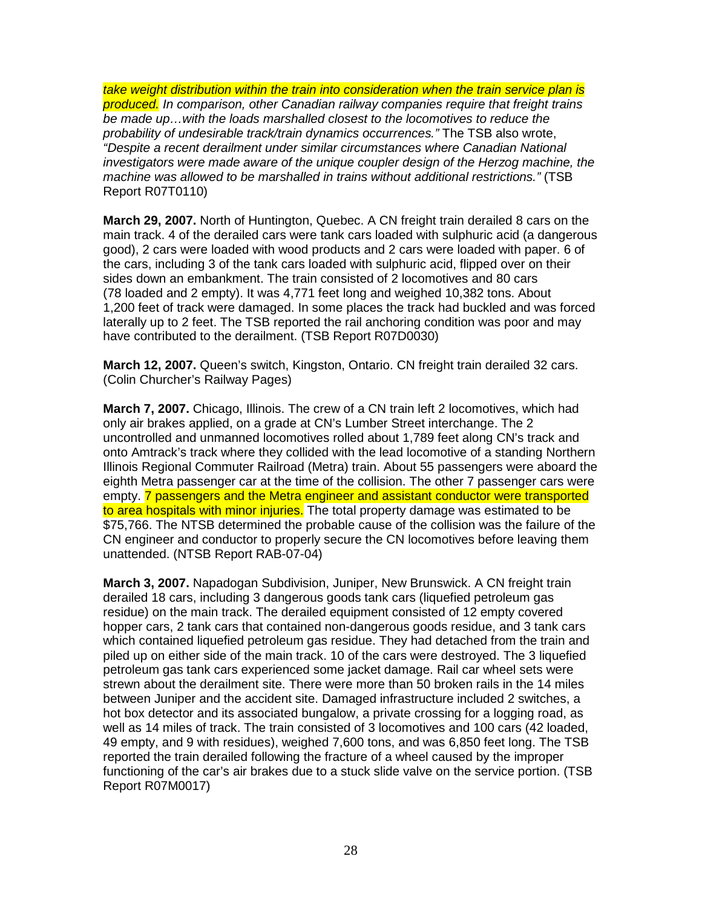*take weight distribution within the train into consideration when the train service plan is produced. In comparison, other Canadian railway companies require that freight trains be made up…with the loads marshalled closest to the locomotives to reduce the probability of undesirable track/train dynamics occurrences."* The TSB also wrote, *"Despite a recent derailment under similar circumstances where Canadian National investigators were made aware of the unique coupler design of the Herzog machine, the machine was allowed to be marshalled in trains without additional restrictions."* (TSB Report R07T0110)

**March 29, 2007.** North of Huntington, Quebec. A CN freight train derailed 8 cars on the main track. 4 of the derailed cars were tank cars loaded with sulphuric acid (a dangerous good), 2 cars were loaded with wood products and 2 cars were loaded with paper. 6 of the cars, including 3 of the tank cars loaded with sulphuric acid, flipped over on their sides down an embankment. The train consisted of 2 locomotives and 80 cars (78 loaded and 2 empty). It was 4,771 feet long and weighed 10,382 tons. About 1,200 feet of track were damaged. In some places the track had buckled and was forced laterally up to 2 feet. The TSB reported the rail anchoring condition was poor and may have contributed to the derailment. (TSB Report R07D0030)

**March 12, 2007.** Queen's switch, Kingston, Ontario. CN freight train derailed 32 cars. (Colin Churcher's Railway Pages)

**March 7, 2007.** Chicago, Illinois. The crew of a CN train left 2 locomotives, which had only air brakes applied, on a grade at CN's Lumber Street interchange. The 2 uncontrolled and unmanned locomotives rolled about 1,789 feet along CN's track and onto Amtrack's track where they collided with the lead locomotive of a standing Northern Illinois Regional Commuter Railroad (Metra) train. About 55 passengers were aboard the eighth Metra passenger car at the time of the collision. The other 7 passenger cars were empty. 7 passengers and the Metra engineer and assistant conductor were transported to area hospitals with minor injuries. The total property damage was estimated to be $75,766. The NTSB determined the probable cause of the collision was the failure of the CN engineer and conductor to properly secure the CN locomotives before leaving them unattended. (NTSB Report RAB-07-04)

**March 3, 2007.** Napadogan Subdivision, Juniper, New Brunswick. A CN freight train derailed 18 cars, including 3 dangerous goods tank cars (liquefied petroleum gas residue) on the main track. The derailed equipment consisted of 12 empty covered hopper cars, 2 tank cars that contained non-dangerous goods residue, and 3 tank cars which contained liquefied petroleum gas residue. They had detached from the train and piled up on either side of the main track. 10 of the cars were destroyed. The 3 liquefied petroleum gas tank cars experienced some jacket damage. Rail car wheel sets were strewn about the derailment site. There were more than 50 broken rails in the 14 miles between Juniper and the accident site. Damaged infrastructure included 2 switches, a hot box detector and its associated bungalow, a private crossing for a logging road, as well as 14 miles of track. The train consisted of 3 locomotives and 100 cars (42 loaded, 49 empty, and 9 with residues), weighed 7,600 tons, and was 6,850 feet long. The TSB reported the train derailed following the fracture of a wheel caused by the improper functioning of the car's air brakes due to a stuck slide valve on the service portion. (TSB Report R07M0017)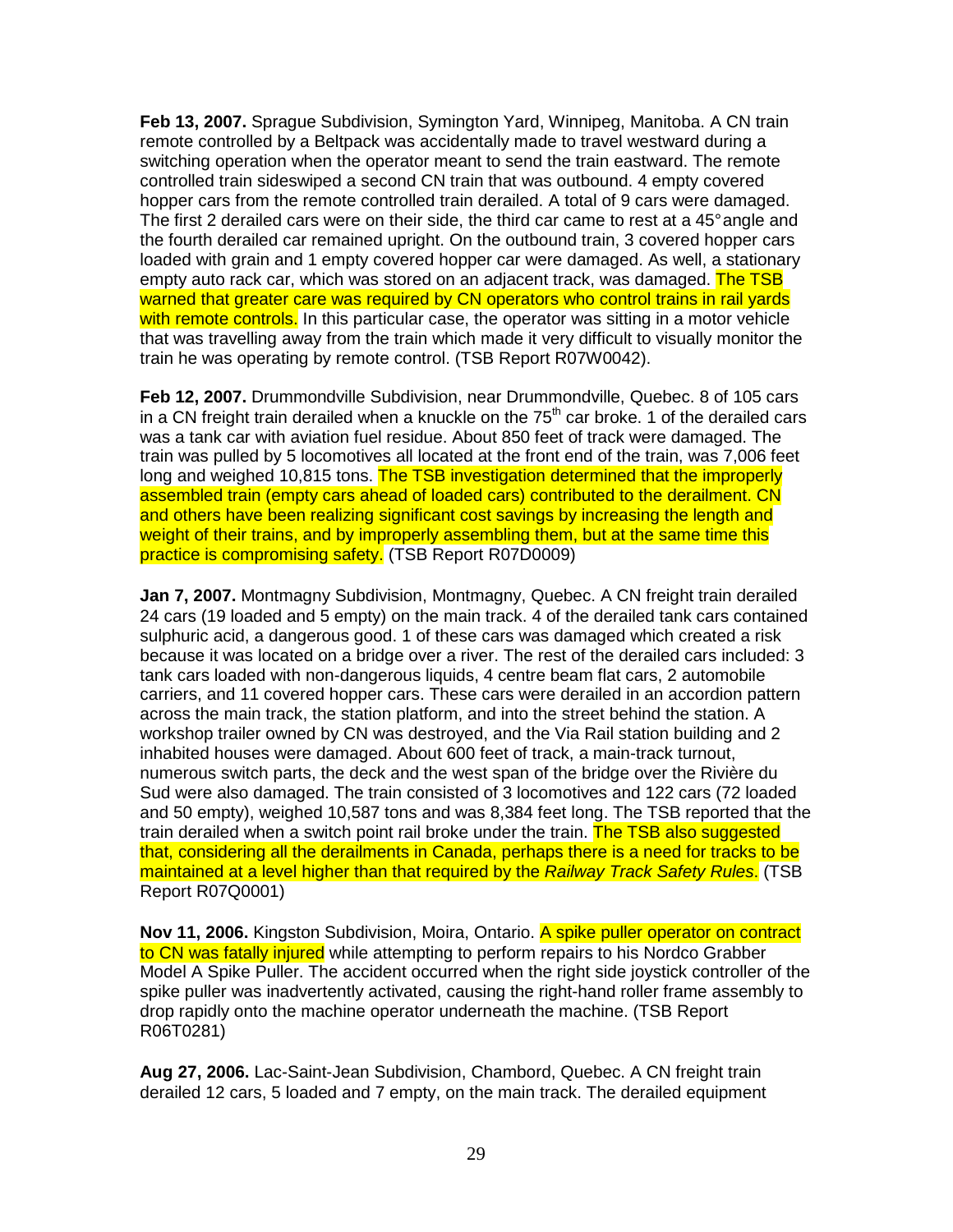**Feb 13, 2007.** Sprague Subdivision, Symington Yard, Winnipeg, Manitoba. A CN train remote controlled by a Beltpack was accidentally made to travel westward during a switching operation when the operator meant to send the train eastward. The remote controlled train sideswiped a second CN train that was outbound. 4 empty covered hopper cars from the remote controlled train derailed. A total of 9 cars were damaged. The first 2 derailed cars were on their side, the third car came to rest at a 45° angle and the fourth derailed car remained upright. On the outbound train, 3 covered hopper cars loaded with grain and 1 empty covered hopper car were damaged. As well, a stationary empty auto rack car, which was stored on an adjacent track, was damaged. The TSB warned that greater care was required by CN operators who control trains in rail yards with remote controls. In this particular case, the operator was sitting in a motor vehicle that was travelling away from the train which made it very difficult to visually monitor the train he was operating by remote control. (TSB Report R07W0042).

**Feb 12, 2007.** Drummondville Subdivision, near Drummondville, Quebec. 8 of 105 cars in a CN freight train derailed when a knuckle on the 75th car broke. 1 of the derailed cars was a tank car with aviation fuel residue. About 850 feet of track were damaged. The train was pulled by 5 locomotives all located at the front end of the train, was 7,006 feet long and weighed 10,815 tons. The TSB investigation determined that the improperly assembled train (empty cars ahead of loaded cars) contributed to the derailment. CN and others have been realizing significant cost savings by increasing the length and weight of their trains, and by improperly assembling them, but at the same time this practice is compromising safety. (TSB Report R07D0009)

**Jan 7, 2007.** Montmagny Subdivision, Montmagny, Quebec. A CN freight train derailed 24 cars (19 loaded and 5 empty) on the main track. 4 of the derailed tank cars contained sulphuric acid, a dangerous good. 1 of these cars was damaged which created a risk because it was located on a bridge over a river. The rest of the derailed cars included: 3 tank cars loaded with non-dangerous liquids, 4 centre beam flat cars, 2 automobile carriers, and 11 covered hopper cars. These cars were derailed in an accordion pattern across the main track, the station platform, and into the street behind the station. A workshop trailer owned by CN was destroyed, and the Via Rail station building and 2 inhabited houses were damaged. About 600 feet of track, a main-track turnout, numerous switch parts, the deck and the west span of the bridge over the Rivière du Sud were also damaged. The train consisted of 3 locomotives and 122 cars (72 loaded and 50 empty), weighed 10,587 tons and was 8,384 feet long. The TSB reported that the train derailed when a switch point rail broke under the train. The TSB also suggested that, considering all the derailments in Canada, perhaps there is a need for tracks to be maintained at a level higher than that required by the *Railway Track Safety Rules*. (TSB Report R07Q0001)

**Nov 11, 2006.** Kingston Subdivision, Moira, Ontario. A spike puller operator on contract to CN was fatally injured while attempting to perform repairs to his Nordco Grabber Model A Spike Puller. The accident occurred when the right side joystick controller of the spike puller was inadvertently activated, causing the right-hand roller frame assembly to drop rapidly onto the machine operator underneath the machine. (TSB Report R06T0281)

**Aug 27, 2006.** Lac-Saint-Jean Subdivision, Chambord, Quebec. A CN freight train derailed 12 cars, 5 loaded and 7 empty, on the main track. The derailed equipment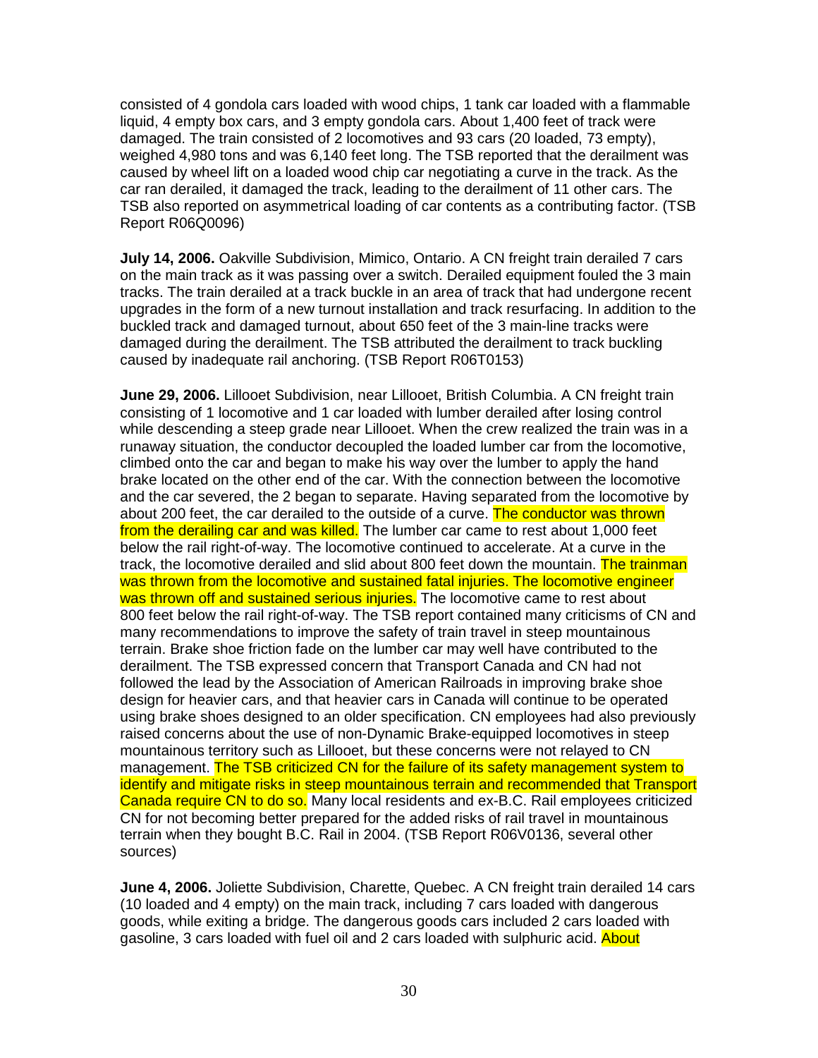consisted of 4 gondola cars loaded with wood chips, 1 tank car loaded with a flammable liquid, 4 empty box cars, and 3 empty gondola cars. About 1,400 feet of track were damaged. The train consisted of 2 locomotives and 93 cars (20 loaded, 73 empty), weighed 4,980 tons and was 6,140 feet long. The TSB reported that the derailment was caused by wheel lift on a loaded wood chip car negotiating a curve in the track. As the car ran derailed, it damaged the track, leading to the derailment of 11 other cars. The TSB also reported on asymmetrical loading of car contents as a contributing factor. (TSB Report R06Q0096)

**July 14, 2006.** Oakville Subdivision, Mimico, Ontario. A CN freight train derailed 7 cars on the main track as it was passing over a switch. Derailed equipment fouled the 3 main tracks. The train derailed at a track buckle in an area of track that had undergone recent upgrades in the form of a new turnout installation and track resurfacing. In addition to the buckled track and damaged turnout, about 650 feet of the 3 main-line tracks were damaged during the derailment. The TSB attributed the derailment to track buckling caused by inadequate rail anchoring. (TSB Report R06T0153)

**June 29, 2006.** Lillooet Subdivision, near Lillooet, British Columbia. A CN freight train consisting of 1 locomotive and 1 car loaded with lumber derailed after losing control while descending a steep grade near Lillooet. When the crew realized the train was in a runaway situation, the conductor decoupled the loaded lumber car from the locomotive, climbed onto the car and began to make his way over the lumber to apply the hand brake located on the other end of the car. With the connection between the locomotive and the car severed, the 2 began to separate. Having separated from the locomotive by about 200 feet, the car derailed to the outside of a curve. The conductor was thrown from the derailing car and was killed. The lumber car came to rest about 1,000 feet below the rail right-of-way. The locomotive continued to accelerate. At a curve in the track, the locomotive derailed and slid about 800 feet down the mountain. The trainman was thrown from the locomotive and sustained fatal injuries. The locomotive engineer was thrown off and sustained serious injuries. The locomotive came to rest about 800 feet below the rail right-of-way. The TSB report contained many criticisms of CN and many recommendations to improve the safety of train travel in steep mountainous terrain. Brake shoe friction fade on the lumber car may well have contributed to the derailment. The TSB expressed concern that Transport Canada and CN had not followed the lead by the Association of American Railroads in improving brake shoe design for heavier cars, and that heavier cars in Canada will continue to be operated using brake shoes designed to an older specification. CN employees had also previously raised concerns about the use of non-Dynamic Brake-equipped locomotives in steep mountainous territory such as Lillooet, but these concerns were not relayed to CN management. The TSB criticized CN for the failure of its safety management system to identify and mitigate risks in steep mountainous terrain and recommended that Transport Canada require CN to do so. Many local residents and ex-B.C. Rail employees criticized CN for not becoming better prepared for the added risks of rail travel in mountainous terrain when they bought B.C. Rail in 2004. (TSB Report R06V0136, several other sources)

**June 4, 2006.** Joliette Subdivision, Charette, Quebec. A CN freight train derailed 14 cars (10 loaded and 4 empty) on the main track, including 7 cars loaded with dangerous goods, while exiting a bridge. The dangerous goods cars included 2 cars loaded with gasoline, 3 cars loaded with fuel oil and 2 cars loaded with sulphuric acid. About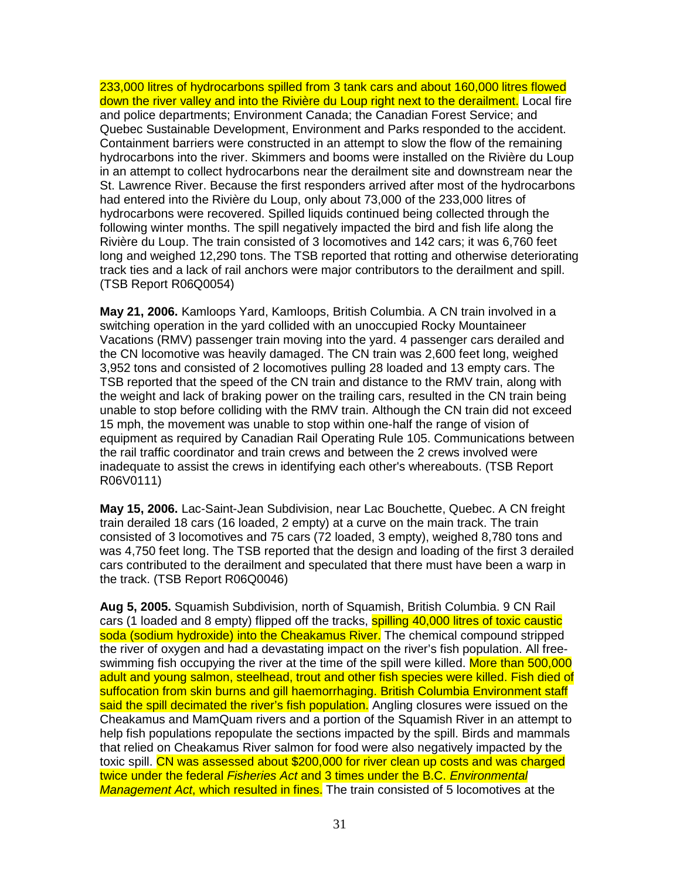233,000 litres of hydrocarbons spilled from 3 tank cars and about 160,000 litres flowed down the river valley and into the Rivière du Loup right next to the derailment. Local fire and police departments; Environment Canada; the Canadian Forest Service; and Quebec Sustainable Development, Environment and Parks responded to the accident. Containment barriers were constructed in an attempt to slow the flow of the remaining hydrocarbons into the river. Skimmers and booms were installed on the Rivière du Loup in an attempt to collect hydrocarbons near the derailment site and downstream near the St. Lawrence River. Because the first responders arrived after most of the hydrocarbons had entered into the Rivière du Loup, only about 73,000 of the 233,000 litres of hydrocarbons were recovered. Spilled liquids continued being collected through the following winter months. The spill negatively impacted the bird and fish life along the Rivière du Loup. The train consisted of 3 locomotives and 142 cars; it was 6,760 feet long and weighed 12,290 tons. The TSB reported that rotting and otherwise deteriorating track ties and a lack of rail anchors were major contributors to the derailment and spill. (TSB Report R06Q0054)

**May 21, 2006.** Kamloops Yard, Kamloops, British Columbia. A CN train involved in a switching operation in the yard collided with an unoccupied Rocky Mountaineer Vacations (RMV) passenger train moving into the yard. 4 passenger cars derailed and the CN locomotive was heavily damaged. The CN train was 2,600 feet long, weighed 3,952 tons and consisted of 2 locomotives pulling 28 loaded and 13 empty cars. The TSB reported that the speed of the CN train and distance to the RMV train, along with the weight and lack of braking power on the trailing cars, resulted in the CN train being unable to stop before colliding with the RMV train. Although the CN train did not exceed 15 mph, the movement was unable to stop within one-half the range of vision of equipment as required by Canadian Rail Operating Rule 105. Communications between the rail traffic coordinator and train crews and between the 2 crews involved were inadequate to assist the crews in identifying each other's whereabouts. (TSB Report R06V0111)

**May 15, 2006.** Lac-Saint-Jean Subdivision, near Lac Bouchette, Quebec. A CN freight train derailed 18 cars (16 loaded, 2 empty) at a curve on the main track. The train consisted of 3 locomotives and 75 cars (72 loaded, 3 empty), weighed 8,780 tons and was 4,750 feet long. The TSB reported that the design and loading of the first 3 derailed cars contributed to the derailment and speculated that there must have been a warp in the track. (TSB Report R06Q0046)

**Aug 5, 2005.** Squamish Subdivision, north of Squamish, British Columbia. 9 CN Rail cars (1 loaded and 8 empty) flipped off the tracks, spilling 40,000 litres of toxic caustic soda (sodium hydroxide) into the Cheakamus River. The chemical compound stripped the river of oxygen and had a devastating impact on the river's fish population. All free-swimming fish occupying the river at the time of the spill were killed. More than 500,000 adult and young salmon, steelhead, trout and other fish species were killed. Fish died of suffocation from skin burns and gill haemorrhaging. British Columbia Environment staff said the spill decimated the river's fish population. Angling closures were issued on the Cheakamus and MamQuam rivers and a portion of the Squamish River in an attempt to help fish populations repopulate the sections impacted by the spill. Birds and mammals that relied on Cheakamus River salmon for food were also negatively impacted by the toxic spill. CN was assessed about $200,000 for river clean up costs and was charged twice under the federal *Fisheries Act* and 3 times under the B.C. *Environmental Management Act*, which resulted in fines. The train consisted of 5 locomotives at the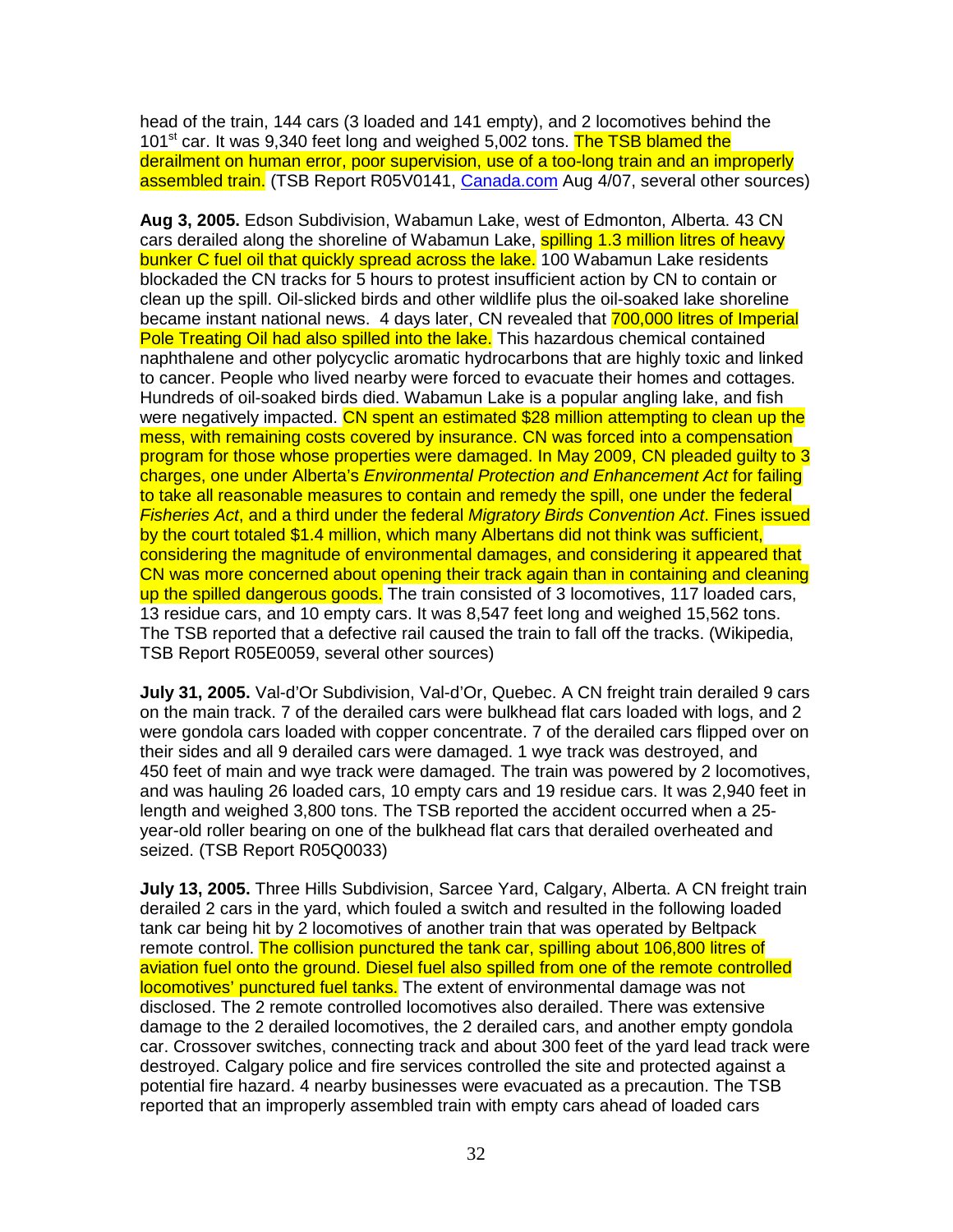head of the train, 144 cars (3 loaded and 141 empty), and 2 locomotives behind the 101st car. It was 9,340 feet long and weighed 5,002 tons. The TSB blamed the derailment on human error, poor supervision, use of a too-long train and an improperly assembled train. (TSB Report R05V0141, Canada.com Aug 4/07, several other sources)

**Aug 3, 2005.** Edson Subdivision, Wabamun Lake, west of Edmonton, Alberta. 43 CN cars derailed along the shoreline of Wabamun Lake, spilling 1.3 million litres of heavy bunker C fuel oil that quickly spread across the lake. 100 Wabamun Lake residents blockaded the CN tracks for 5 hours to protest insufficient action by CN to contain or clean up the spill. Oil-slicked birds and other wildlife plus the oil-soaked lake shoreline became instant national news. 4 days later, CN revealed that 700,000 litres of Imperial Pole Treating Oil had also spilled into the lake. This hazardous chemical contained naphthalene and other polycyclic aromatic hydrocarbons that are highly toxic and linked to cancer. People who lived nearby were forced to evacuate their homes and cottages. Hundreds of oil-soaked birds died. Wabamun Lake is a popular angling lake, and fish were negatively impacted. CN spent an estimated $28 million attempting to clean up the mess, with remaining costs covered by insurance. CN was forced into a compensation program for those whose properties were damaged. In May 2009, CN pleaded guilty to 3 charges, one under Alberta's *Environmental Protection and Enhancement Act* for failing to take all reasonable measures to contain and remedy the spill, one under the federal *Fisheries Act*, and a third under the federal *Migratory Birds Convention Act*. Fines issued by the court totaled $1.4 million, which many Albertans did not think was sufficient, considering the magnitude of environmental damages, and considering it appeared that CN was more concerned about opening their track again than in containing and cleaning up the spilled dangerous goods. The train consisted of 3 locomotives, 117 loaded cars, 13 residue cars, and 10 empty cars. It was 8,547 feet long and weighed 15,562 tons. The TSB reported that a defective rail caused the train to fall off the tracks. (Wikipedia, TSB Report R05E0059, several other sources)

**July 31, 2005.** Val-d'Or Subdivision, Val-d'Or, Quebec. A CN freight train derailed 9 cars on the main track. 7 of the derailed cars were bulkhead flat cars loaded with logs, and 2 were gondola cars loaded with copper concentrate. 7 of the derailed cars flipped over on their sides and all 9 derailed cars were damaged. 1 wye track was destroyed, and 450 feet of main and wye track were damaged. The train was powered by 2 locomotives, and was hauling 26 loaded cars, 10 empty cars and 19 residue cars. It was 2,940 feet in length and weighed 3,800 tons. The TSB reported the accident occurred when a 25-year-old roller bearing on one of the bulkhead flat cars that derailed overheated and seized. (TSB Report R05Q0033)

**July 13, 2005.** Three Hills Subdivision, Sarcee Yard, Calgary, Alberta. A CN freight train derailed 2 cars in the yard, which fouled a switch and resulted in the following loaded tank car being hit by 2 locomotives of another train that was operated by Beltpack remote control. The collision punctured the tank car, spilling about 106,800 litres of aviation fuel onto the ground. Diesel fuel also spilled from one of the remote controlled locomotives' punctured fuel tanks. The extent of environmental damage was not disclosed. The 2 remote controlled locomotives also derailed. There was extensive damage to the 2 derailed locomotives, the 2 derailed cars, and another empty gondola car. Crossover switches, connecting track and about 300 feet of the yard lead track were destroyed. Calgary police and fire services controlled the site and protected against a potential fire hazard. 4 nearby businesses were evacuated as a precaution. The TSB reported that an improperly assembled train with empty cars ahead of loaded cars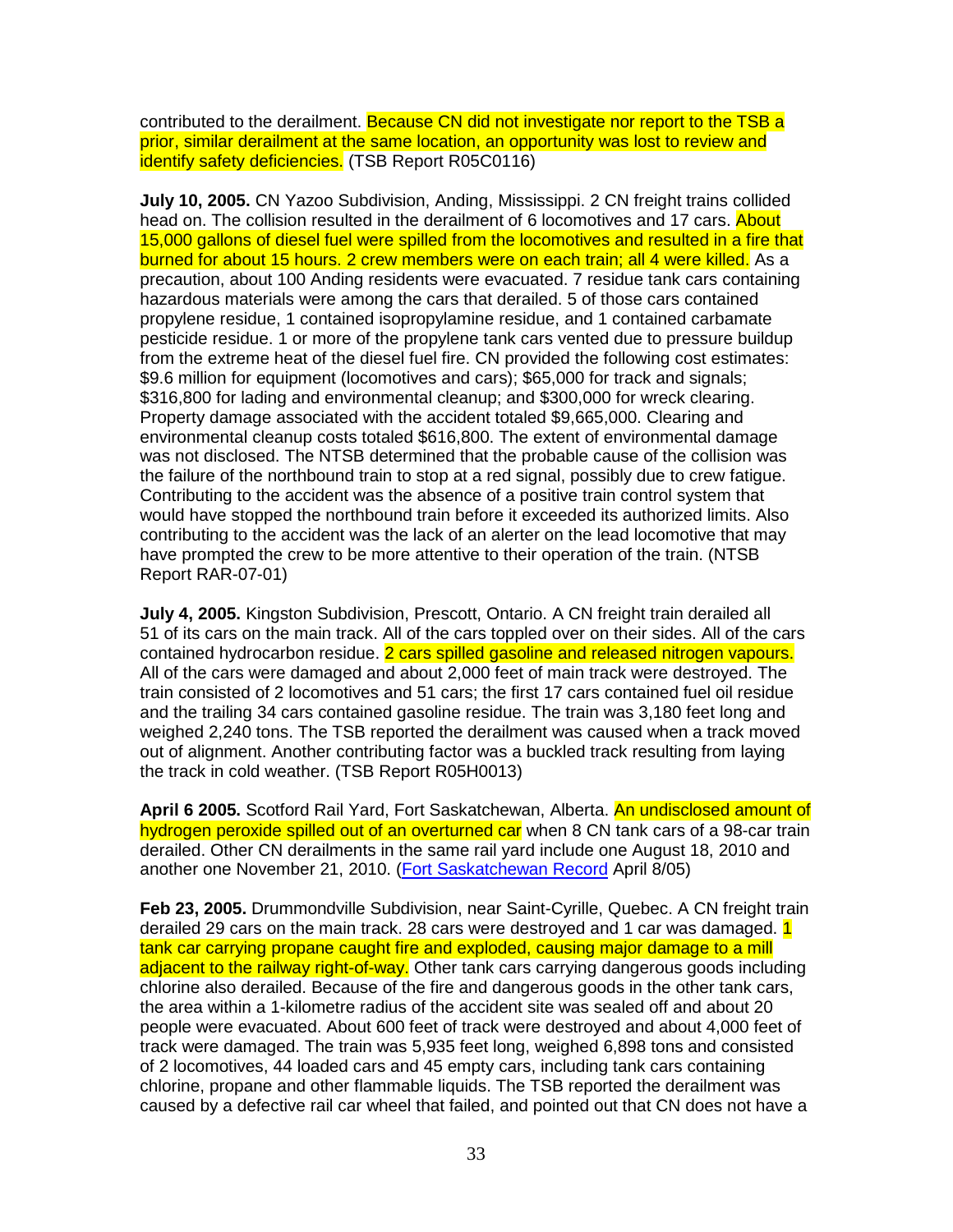contributed to the derailment. Because CN did not investigate nor report to the TSB a prior, similar derailment at the same location, an opportunity was lost to review and identify safety deficiencies. (TSB Report R05C0116)

**July 10, 2005.** CN Yazoo Subdivision, Anding, Mississippi. 2 CN freight trains collided head on. The collision resulted in the derailment of 6 locomotives and 17 cars. About 15,000 gallons of diesel fuel were spilled from the locomotives and resulted in a fire that burned for about 15 hours. 2 crew members were on each train; all 4 were killed. As a precaution, about 100 Anding residents were evacuated. 7 residue tank cars containing hazardous materials were among the cars that derailed. 5 of those cars contained propylene residue, 1 contained isopropylamine residue, and 1 contained carbamate pesticide residue. 1 or more of the propylene tank cars vented due to pressure buildup from the extreme heat of the diesel fuel fire. CN provided the following cost estimates: $9.6 million for equipment (locomotives and cars); $65,000 for track and signals; $316,800 for lading and environmental cleanup; and $300,000 for wreck clearing. Property damage associated with the accident totaled $9,665,000. Clearing and environmental cleanup costs totaled $616,800. The extent of environmental damage was not disclosed. The NTSB determined that the probable cause of the collision was the failure of the northbound train to stop at a red signal, possibly due to crew fatigue. Contributing to the accident was the absence of a positive train control system that would have stopped the northbound train before it exceeded its authorized limits. Also contributing to the accident was the lack of an alerter on the lead locomotive that may have prompted the crew to be more attentive to their operation of the train. (NTSB Report RAR-07-01)

**July 4, 2005.** Kingston Subdivision, Prescott, Ontario. A CN freight train derailed all 51 of its cars on the main track. All of the cars toppled over on their sides. All of the cars contained hydrocarbon residue. 2 cars spilled gasoline and released nitrogen vapours. All of the cars were damaged and about 2,000 feet of main track were destroyed. The train consisted of 2 locomotives and 51 cars; the first 17 cars contained fuel oil residue and the trailing 34 cars contained gasoline residue. The train was 3,180 feet long and weighed 2,240 tons. The TSB reported the derailment was caused when a track moved out of alignment. Another contributing factor was a buckled track resulting from laying the track in cold weather. (TSB Report R05H0013)

**April 6 2005.** Scotford Rail Yard, Fort Saskatchewan, Alberta. An undisclosed amount of hydrogen peroxide spilled out of an overturned car when 8 CN tank cars of a 98-car train derailed. Other CN derailments in the same rail yard include one August 18, 2010 and another one November 21, 2010. (Fort Saskatchewan Record April 8/05)

**Feb 23, 2005.** Drummondville Subdivision, near Saint-Cyrille, Quebec. A CN freight train derailed 29 cars on the main track. 28 cars were destroyed and 1 car was damaged. 1 tank car carrying propane caught fire and exploded, causing major damage to a mill adjacent to the railway right-of-way. Other tank cars carrying dangerous goods including chlorine also derailed. Because of the fire and dangerous goods in the other tank cars, the area within a 1-kilometre radius of the accident site was sealed off and about 20 people were evacuated. About 600 feet of track were destroyed and about 4,000 feet of track were damaged. The train was 5,935 feet long, weighed 6,898 tons and consisted of 2 locomotives, 44 loaded cars and 45 empty cars, including tank cars containing chlorine, propane and other flammable liquids. The TSB reported the derailment was caused by a defective rail car wheel that failed, and pointed out that CN does not have a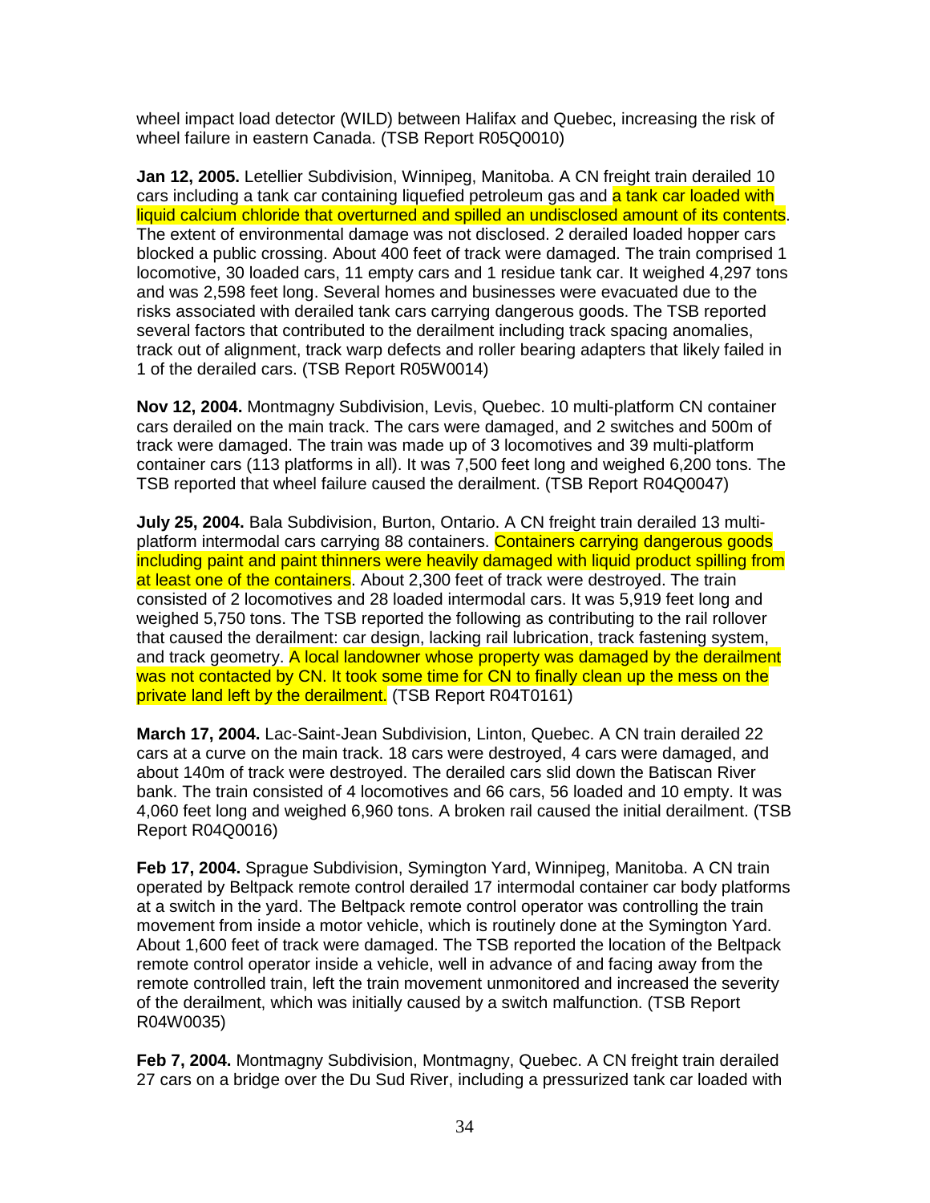wheel impact load detector (WILD) between Halifax and Quebec, increasing the risk of wheel failure in eastern Canada. (TSB Report R05Q0010)

**Jan 12, 2005.** Letellier Subdivision, Winnipeg, Manitoba. A CN freight train derailed 10 cars including a tank car containing liquefied petroleum gas and a tank car loaded with liquid calcium chloride that overturned and spilled an undisclosed amount of its contents. The extent of environmental damage was not disclosed. 2 derailed loaded hopper cars blocked a public crossing. About 400 feet of track were damaged. The train comprised 1 locomotive, 30 loaded cars, 11 empty cars and 1 residue tank car. It weighed 4,297 tons and was 2,598 feet long. Several homes and businesses were evacuated due to the risks associated with derailed tank cars carrying dangerous goods. The TSB reported several factors that contributed to the derailment including track spacing anomalies, track out of alignment, track warp defects and roller bearing adapters that likely failed in 1 of the derailed cars. (TSB Report R05W0014)

**Nov 12, 2004.** Montmagny Subdivision, Levis, Quebec. 10 multi-platform CN container cars derailed on the main track. The cars were damaged, and 2 switches and 500m of track were damaged. The train was made up of 3 locomotives and 39 multi-platform container cars (113 platforms in all). It was 7,500 feet long and weighed 6,200 tons. The TSB reported that wheel failure caused the derailment. (TSB Report R04Q0047)

**July 25, 2004.** Bala Subdivision, Burton, Ontario. A CN freight train derailed 13 multi-platform intermodal cars carrying 88 containers. Containers carrying dangerous goods including paint and paint thinners were heavily damaged with liquid product spilling from at least one of the containers. About 2,300 feet of track were destroyed. The train consisted of 2 locomotives and 28 loaded intermodal cars. It was 5,919 feet long and weighed 5,750 tons. The TSB reported the following as contributing to the rail rollover that caused the derailment: car design, lacking rail lubrication, track fastening system, and track geometry. A local landowner whose property was damaged by the derailment was not contacted by CN. It took some time for CN to finally clean up the mess on the private land left by the derailment. (TSB Report R04T0161)

**March 17, 2004.** Lac-Saint-Jean Subdivision, Linton, Quebec. A CN train derailed 22 cars at a curve on the main track. 18 cars were destroyed, 4 cars were damaged, and about 140m of track were destroyed. The derailed cars slid down the Batiscan River bank. The train consisted of 4 locomotives and 66 cars, 56 loaded and 10 empty. It was 4,060 feet long and weighed 6,960 tons. A broken rail caused the initial derailment. (TSB Report R04Q0016)

**Feb 17, 2004.** Sprague Subdivision, Symington Yard, Winnipeg, Manitoba. A CN train operated by Beltpack remote control derailed 17 intermodal container car body platforms at a switch in the yard. The Beltpack remote control operator was controlling the train movement from inside a motor vehicle, which is routinely done at the Symington Yard. About 1,600 feet of track were damaged. The TSB reported the location of the Beltpack remote control operator inside a vehicle, well in advance of and facing away from the remote controlled train, left the train movement unmonitored and increased the severity of the derailment, which was initially caused by a switch malfunction. (TSB Report R04W0035)

**Feb 7, 2004.** Montmagny Subdivision, Montmagny, Quebec. A CN freight train derailed 27 cars on a bridge over the Du Sud River, including a pressurized tank car loaded with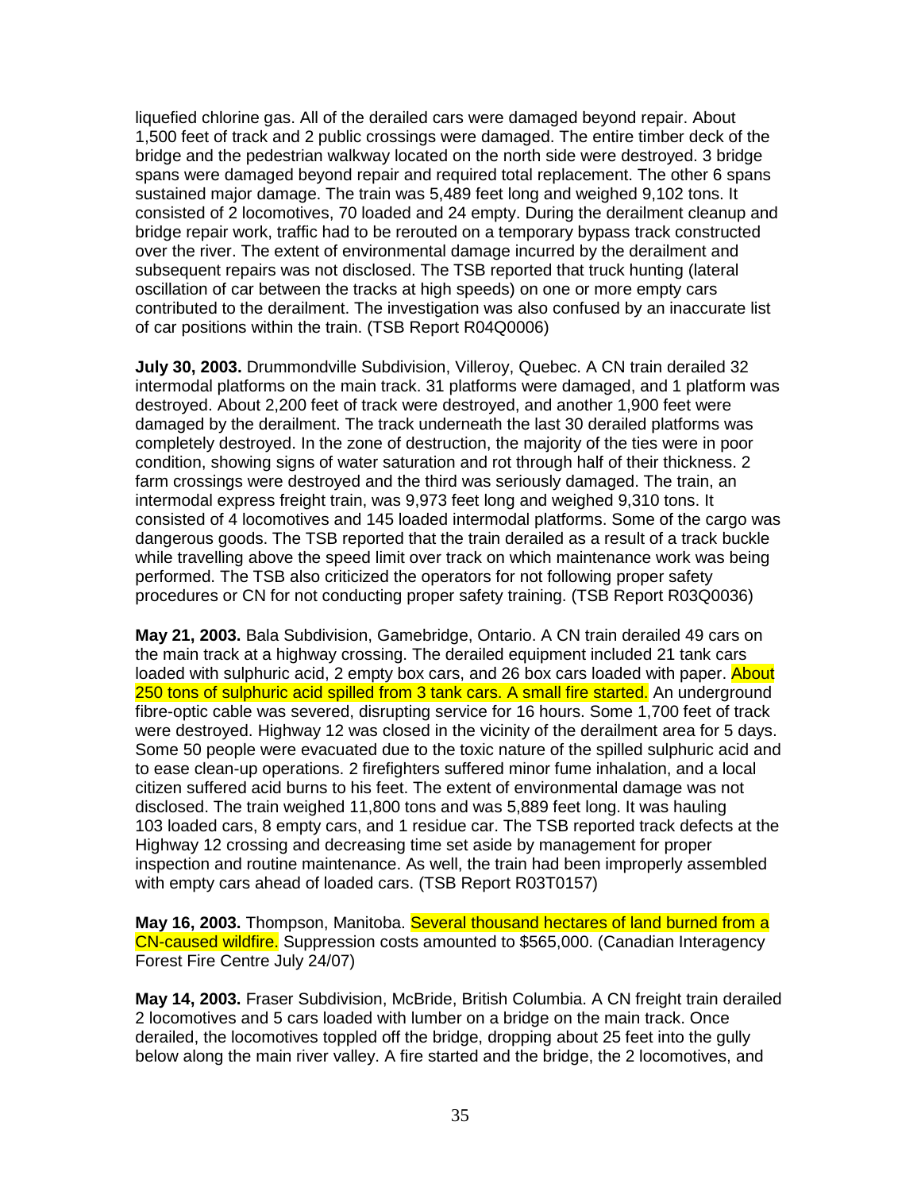liquefied chlorine gas. All of the derailed cars were damaged beyond repair. About 1,500 feet of track and 2 public crossings were damaged. The entire timber deck of the bridge and the pedestrian walkway located on the north side were destroyed. 3 bridge spans were damaged beyond repair and required total replacement. The other 6 spans sustained major damage. The train was 5,489 feet long and weighed 9,102 tons. It consisted of 2 locomotives, 70 loaded and 24 empty. During the derailment cleanup and bridge repair work, traffic had to be rerouted on a temporary bypass track constructed over the river. The extent of environmental damage incurred by the derailment and subsequent repairs was not disclosed. The TSB reported that truck hunting (lateral oscillation of car between the tracks at high speeds) on one or more empty cars contributed to the derailment. The investigation was also confused by an inaccurate list of car positions within the train. (TSB Report R04Q0006)

**July 30, 2003.** Drummondville Subdivision, Villeroy, Quebec. A CN train derailed 32 intermodal platforms on the main track. 31 platforms were damaged, and 1 platform was destroyed. About 2,200 feet of track were destroyed, and another 1,900 feet were damaged by the derailment. The track underneath the last 30 derailed platforms was completely destroyed. In the zone of destruction, the majority of the ties were in poor condition, showing signs of water saturation and rot through half of their thickness. 2 farm crossings were destroyed and the third was seriously damaged. The train, an intermodal express freight train, was 9,973 feet long and weighed 9,310 tons. It consisted of 4 locomotives and 145 loaded intermodal platforms. Some of the cargo was dangerous goods. The TSB reported that the train derailed as a result of a track buckle while travelling above the speed limit over track on which maintenance work was being performed. The TSB also criticized the operators for not following proper safety procedures or CN for not conducting proper safety training. (TSB Report R03Q0036)

**May 21, 2003.** Bala Subdivision, Gamebridge, Ontario. A CN train derailed 49 cars on the main track at a highway crossing. The derailed equipment included 21 tank cars loaded with sulphuric acid, 2 empty box cars, and 26 box cars loaded with paper. About 250 tons of sulphuric acid spilled from 3 tank cars. A small fire started. An underground fibre-optic cable was severed, disrupting service for 16 hours. Some 1,700 feet of track were destroyed. Highway 12 was closed in the vicinity of the derailment area for 5 days. Some 50 people were evacuated due to the toxic nature of the spilled sulphuric acid and to ease clean-up operations. 2 firefighters suffered minor fume inhalation, and a local citizen suffered acid burns to his feet. The extent of environmental damage was not disclosed. The train weighed 11,800 tons and was 5,889 feet long. It was hauling 103 loaded cars, 8 empty cars, and 1 residue car. The TSB reported track defects at the Highway 12 crossing and decreasing time set aside by management for proper inspection and routine maintenance. As well, the train had been improperly assembled with empty cars ahead of loaded cars. (TSB Report R03T0157)

**May 16, 2003.** Thompson, Manitoba. Several thousand hectares of land burned from a CN-caused wildfire. Suppression costs amounted to $565,000. (Canadian Interagency Forest Fire Centre July 24/07)

**May 14, 2003.** Fraser Subdivision, McBride, British Columbia. A CN freight train derailed 2 locomotives and 5 cars loaded with lumber on a bridge on the main track. Once derailed, the locomotives toppled off the bridge, dropping about 25 feet into the gully below along the main river valley. A fire started and the bridge, the 2 locomotives, and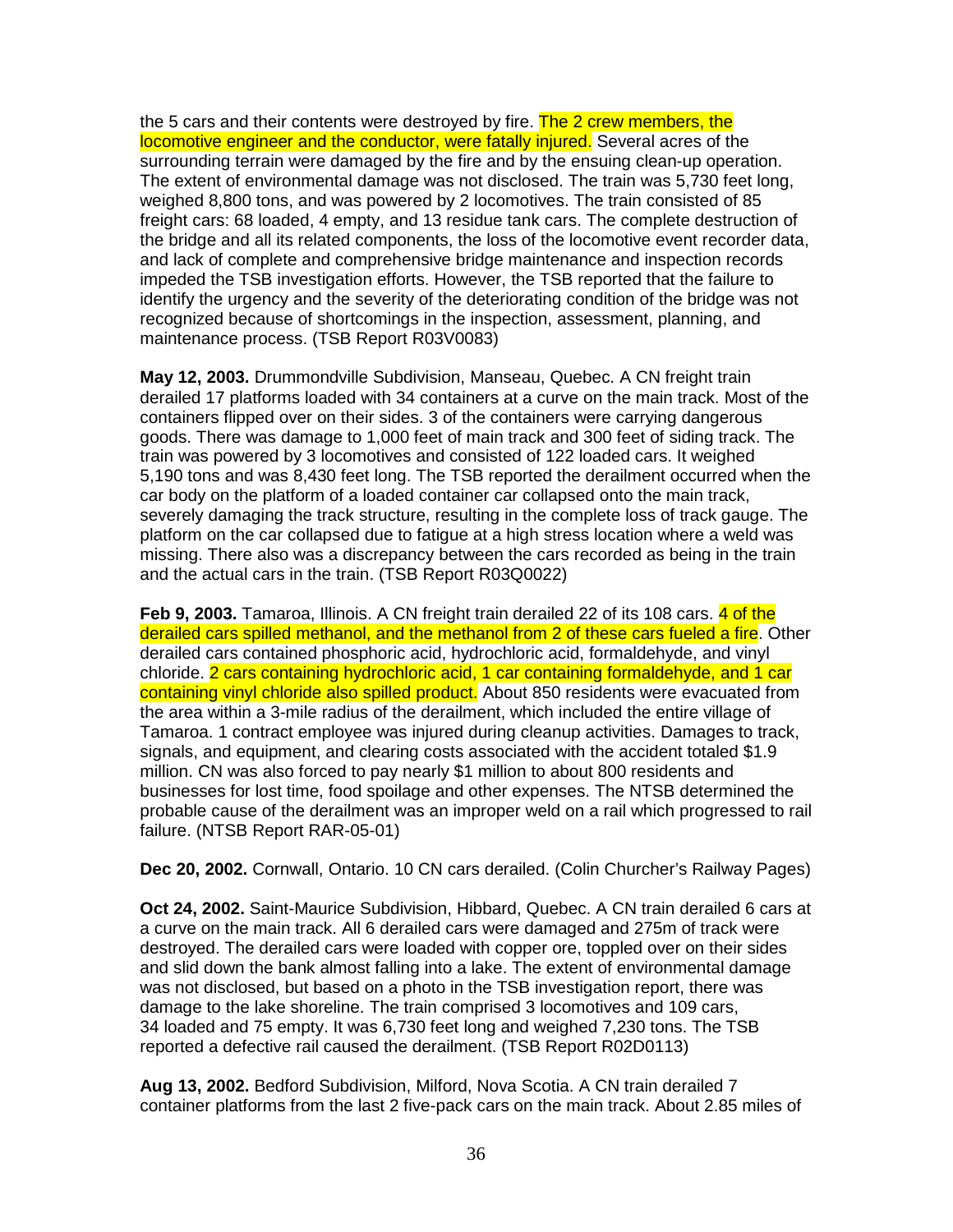the 5 cars and their contents were destroyed by fire. The 2 crew members, the locomotive engineer and the conductor, were fatally injured. Several acres of the surrounding terrain were damaged by the fire and by the ensuing clean-up operation. The extent of environmental damage was not disclosed. The train was 5,730 feet long, weighed 8,800 tons, and was powered by 2 locomotives. The train consisted of 85 freight cars: 68 loaded, 4 empty, and 13 residue tank cars. The complete destruction of the bridge and all its related components, the loss of the locomotive event recorder data, and lack of complete and comprehensive bridge maintenance and inspection records impeded the TSB investigation efforts. However, the TSB reported that the failure to identify the urgency and the severity of the deteriorating condition of the bridge was not recognized because of shortcomings in the inspection, assessment, planning, and maintenance process. (TSB Report R03V0083)

**May 12, 2003.** Drummondville Subdivision, Manseau, Quebec. A CN freight train derailed 17 platforms loaded with 34 containers at a curve on the main track. Most of the containers flipped over on their sides. 3 of the containers were carrying dangerous goods. There was damage to 1,000 feet of main track and 300 feet of siding track. The train was powered by 3 locomotives and consisted of 122 loaded cars. It weighed 5,190 tons and was 8,430 feet long. The TSB reported the derailment occurred when the car body on the platform of a loaded container car collapsed onto the main track, severely damaging the track structure, resulting in the complete loss of track gauge. The platform on the car collapsed due to fatigue at a high stress location where a weld was missing. There also was a discrepancy between the cars recorded as being in the train and the actual cars in the train. (TSB Report R03Q0022)

**Feb 9, 2003.** Tamaroa, Illinois. A CN freight train derailed 22 of its 108 cars. 4 of the derailed cars spilled methanol, and the methanol from 2 of these cars fueled a fire. Other derailed cars contained phosphoric acid, hydrochloric acid, formaldehyde, and vinyl chloride. 2 cars containing hydrochloric acid, 1 car containing formaldehyde, and 1 car containing vinyl chloride also spilled product. About 850 residents were evacuated from the area within a 3-mile radius of the derailment, which included the entire village of Tamaroa. 1 contract employee was injured during cleanup activities. Damages to track, signals, and equipment, and clearing costs associated with the accident totaled $1.9 million. CN was also forced to pay nearly $1 million to about 800 residents and businesses for lost time, food spoilage and other expenses. The NTSB determined the probable cause of the derailment was an improper weld on a rail which progressed to rail failure. (NTSB Report RAR-05-01)

**Dec 20, 2002.** Cornwall, Ontario. 10 CN cars derailed. (Colin Churcher's Railway Pages)

**Oct 24, 2002.** Saint-Maurice Subdivision, Hibbard, Quebec. A CN train derailed 6 cars at a curve on the main track. All 6 derailed cars were damaged and 275m of track were destroyed. The derailed cars were loaded with copper ore, toppled over on their sides and slid down the bank almost falling into a lake. The extent of environmental damage was not disclosed, but based on a photo in the TSB investigation report, there was damage to the lake shoreline. The train comprised 3 locomotives and 109 cars, 34 loaded and 75 empty. It was 6,730 feet long and weighed 7,230 tons. The TSB reported a defective rail caused the derailment. (TSB Report R02D0113)

**Aug 13, 2002.** Bedford Subdivision, Milford, Nova Scotia. A CN train derailed 7 container platforms from the last 2 five-pack cars on the main track. About 2.85 miles of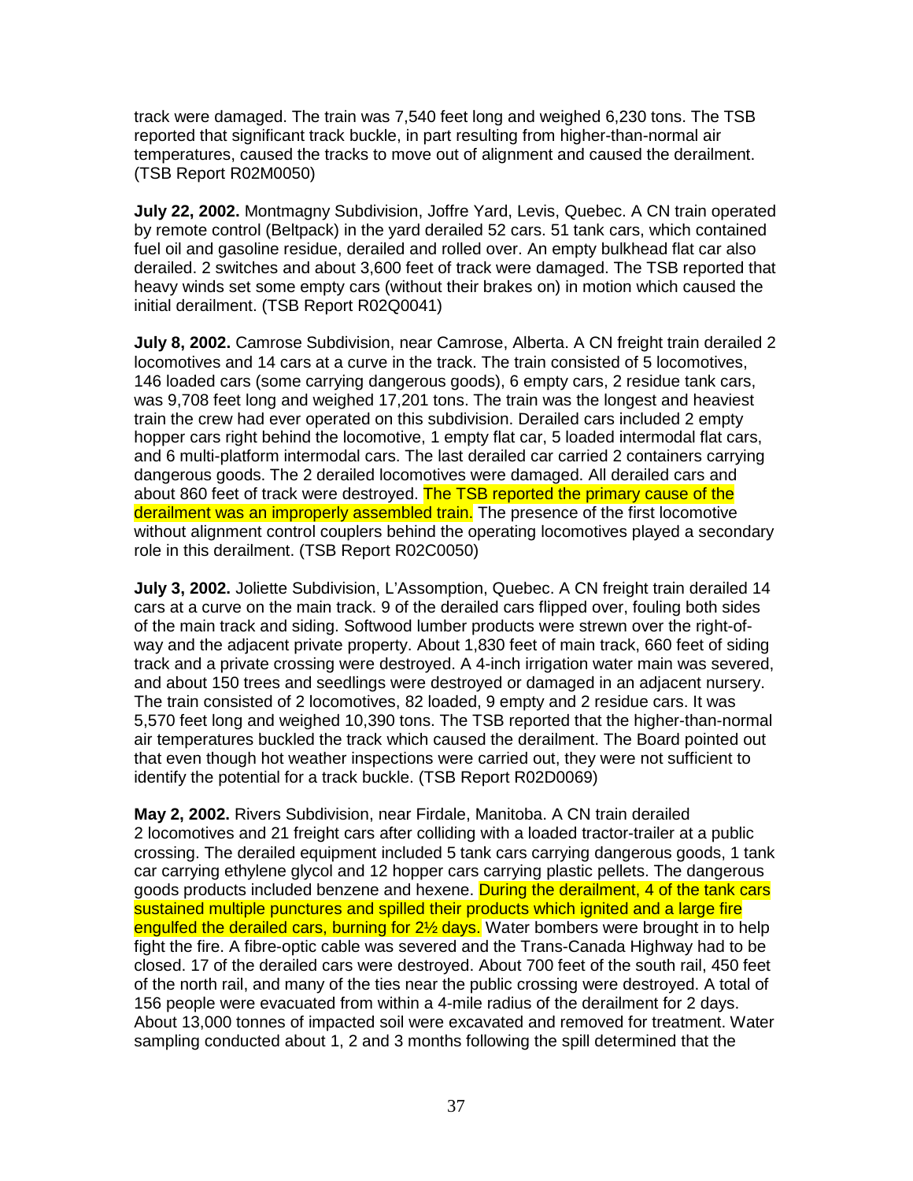track were damaged. The train was 7,540 feet long and weighed 6,230 tons. The TSB reported that significant track buckle, in part resulting from higher-than-normal air temperatures, caused the tracks to move out of alignment and caused the derailment. (TSB Report R02M0050)

**July 22, 2002.** Montmagny Subdivision, Joffre Yard, Levis, Quebec. A CN train operated by remote control (Beltpack) in the yard derailed 52 cars. 51 tank cars, which contained fuel oil and gasoline residue, derailed and rolled over. An empty bulkhead flat car also derailed. 2 switches and about 3,600 feet of track were damaged. The TSB reported that heavy winds set some empty cars (without their brakes on) in motion which caused the initial derailment. (TSB Report R02Q0041)

**July 8, 2002.** Camrose Subdivision, near Camrose, Alberta. A CN freight train derailed 2 locomotives and 14 cars at a curve in the track. The train consisted of 5 locomotives, 146 loaded cars (some carrying dangerous goods), 6 empty cars, 2 residue tank cars, was 9,708 feet long and weighed 17,201 tons. The train was the longest and heaviest train the crew had ever operated on this subdivision. Derailed cars included 2 empty hopper cars right behind the locomotive, 1 empty flat car, 5 loaded intermodal flat cars, and 6 multi-platform intermodal cars. The last derailed car carried 2 containers carrying dangerous goods. The 2 derailed locomotives were damaged. All derailed cars and about 860 feet of track were destroyed. The TSB reported the primary cause of the derailment was an improperly assembled train. The presence of the first locomotive without alignment control couplers behind the operating locomotives played a secondary role in this derailment. (TSB Report R02C0050)

**July 3, 2002.** Joliette Subdivision, L'Assomption, Quebec. A CN freight train derailed 14 cars at a curve on the main track. 9 of the derailed cars flipped over, fouling both sides of the main track and siding. Softwood lumber products were strewn over the right-of-way and the adjacent private property. About 1,830 feet of main track, 660 feet of siding track and a private crossing were destroyed. A 4-inch irrigation water main was severed, and about 150 trees and seedlings were destroyed or damaged in an adjacent nursery. The train consisted of 2 locomotives, 82 loaded, 9 empty and 2 residue cars. It was 5,570 feet long and weighed 10,390 tons. The TSB reported that the higher-than-normal air temperatures buckled the track which caused the derailment. The Board pointed out that even though hot weather inspections were carried out, they were not sufficient to identify the potential for a track buckle. (TSB Report R02D0069)

**May 2, 2002.** Rivers Subdivision, near Firdale, Manitoba. A CN train derailed 2 locomotives and 21 freight cars after colliding with a loaded tractor-trailer at a public crossing. The derailed equipment included 5 tank cars carrying dangerous goods, 1 tank car carrying ethylene glycol and 12 hopper cars carrying plastic pellets. The dangerous goods products included benzene and hexene. During the derailment, 4 of the tank cars sustained multiple punctures and spilled their products which ignited and a large fire engulfed the derailed cars, burning for 2½ days. Water bombers were brought in to help fight the fire. A fibre-optic cable was severed and the Trans-Canada Highway had to be closed. 17 of the derailed cars were destroyed. About 700 feet of the south rail, 450 feet of the north rail, and many of the ties near the public crossing were destroyed. A total of 156 people were evacuated from within a 4-mile radius of the derailment for 2 days. About 13,000 tonnes of impacted soil were excavated and removed for treatment. Water sampling conducted about 1, 2 and 3 months following the spill determined that the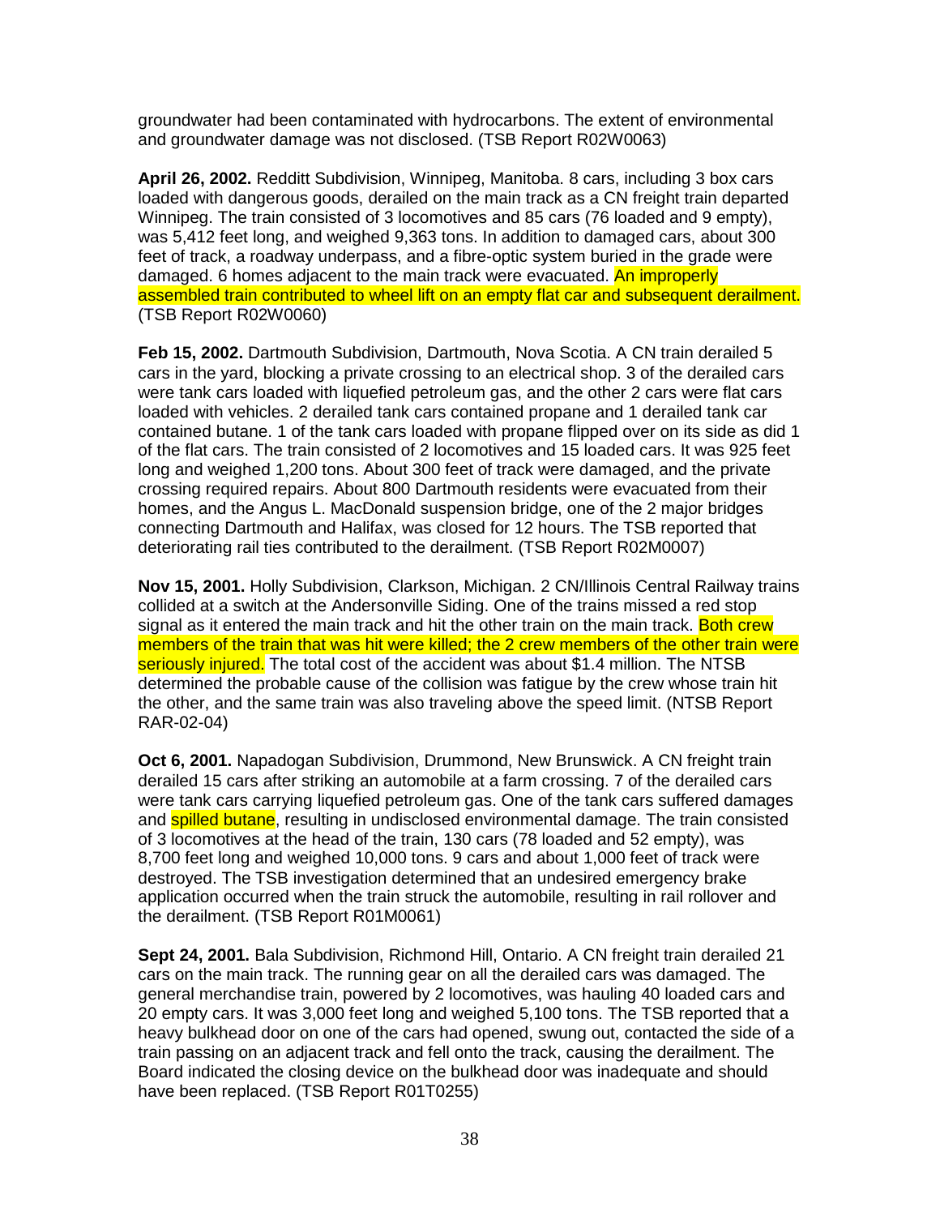groundwater had been contaminated with hydrocarbons. The extent of environmental and groundwater damage was not disclosed. (TSB Report R02W0063)

**April 26, 2002.** Redditt Subdivision, Winnipeg, Manitoba. 8 cars, including 3 box cars loaded with dangerous goods, derailed on the main track as a CN freight train departed Winnipeg. The train consisted of 3 locomotives and 85 cars (76 loaded and 9 empty), was 5,412 feet long, and weighed 9,363 tons. In addition to damaged cars, about 300 feet of track, a roadway underpass, and a fibre-optic system buried in the grade were damaged. 6 homes adjacent to the main track were evacuated. An improperly assembled train contributed to wheel lift on an empty flat car and subsequent derailment. (TSB Report R02W0060)

**Feb 15, 2002.** Dartmouth Subdivision, Dartmouth, Nova Scotia. A CN train derailed 5 cars in the yard, blocking a private crossing to an electrical shop. 3 of the derailed cars were tank cars loaded with liquefied petroleum gas, and the other 2 cars were flat cars loaded with vehicles. 2 derailed tank cars contained propane and 1 derailed tank car contained butane. 1 of the tank cars loaded with propane flipped over on its side as did 1 of the flat cars. The train consisted of 2 locomotives and 15 loaded cars. It was 925 feet long and weighed 1,200 tons. About 300 feet of track were damaged, and the private crossing required repairs. About 800 Dartmouth residents were evacuated from their homes, and the Angus L. MacDonald suspension bridge, one of the 2 major bridges connecting Dartmouth and Halifax, was closed for 12 hours. The TSB reported that deteriorating rail ties contributed to the derailment. (TSB Report R02M0007)

**Nov 15, 2001.** Holly Subdivision, Clarkson, Michigan. 2 CN/Illinois Central Railway trains collided at a switch at the Andersonville Siding. One of the trains missed a red stop signal as it entered the main track and hit the other train on the main track. Both crew members of the train that was hit were killed; the 2 crew members of the other train were seriously injured. The total cost of the accident was about $1.4 million. The NTSB determined the probable cause of the collision was fatigue by the crew whose train hit the other, and the same train was also traveling above the speed limit. (NTSB Report RAR-02-04)

**Oct 6, 2001.** Napadogan Subdivision, Drummond, New Brunswick. A CN freight train derailed 15 cars after striking an automobile at a farm crossing. 7 of the derailed cars were tank cars carrying liquefied petroleum gas. One of the tank cars suffered damages and spilled butane, resulting in undisclosed environmental damage. The train consisted of 3 locomotives at the head of the train, 130 cars (78 loaded and 52 empty), was 8,700 feet long and weighed 10,000 tons. 9 cars and about 1,000 feet of track were destroyed. The TSB investigation determined that an undesired emergency brake application occurred when the train struck the automobile, resulting in rail rollover and the derailment. (TSB Report R01M0061)

**Sept 24, 2001.** Bala Subdivision, Richmond Hill, Ontario. A CN freight train derailed 21 cars on the main track. The running gear on all the derailed cars was damaged. The general merchandise train, powered by 2 locomotives, was hauling 40 loaded cars and 20 empty cars. It was 3,000 feet long and weighed 5,100 tons. The TSB reported that a heavy bulkhead door on one of the cars had opened, swung out, contacted the side of a train passing on an adjacent track and fell onto the track, causing the derailment. The Board indicated the closing device on the bulkhead door was inadequate and should have been replaced. (TSB Report R01T0255)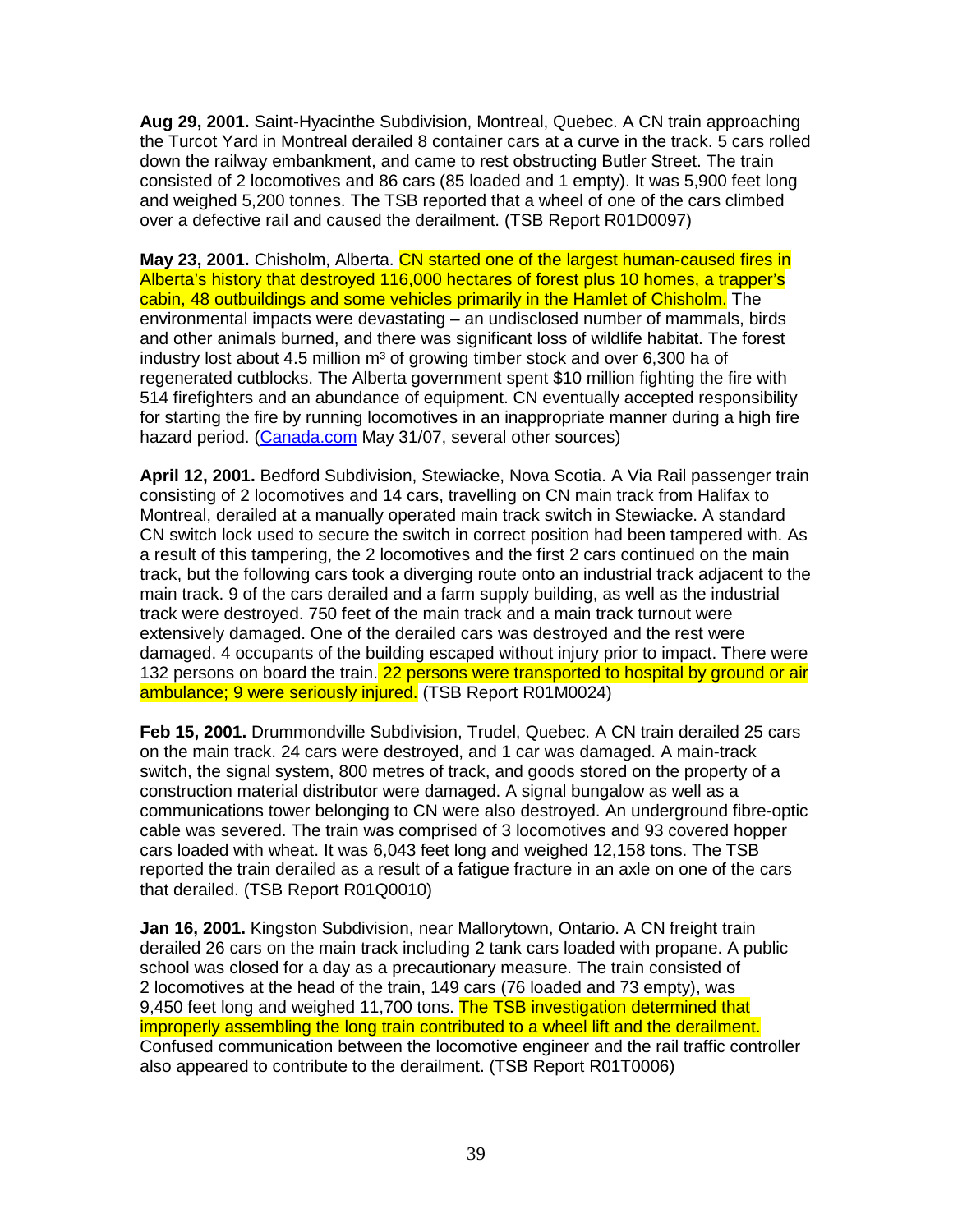**Aug 29, 2001.** Saint-Hyacinthe Subdivision, Montreal, Quebec. A CN train approaching the Turcot Yard in Montreal derailed 8 container cars at a curve in the track. 5 cars rolled down the railway embankment, and came to rest obstructing Butler Street. The train consisted of 2 locomotives and 86 cars (85 loaded and 1 empty). It was 5,900 feet long and weighed 5,200 tonnes. The TSB reported that a wheel of one of the cars climbed over a defective rail and caused the derailment. (TSB Report R01D0097)

**May 23, 2001.** Chisholm, Alberta. CN started one of the largest human-caused fires in Alberta's history that destroyed 116,000 hectares of forest plus 10 homes, a trapper's cabin, 48 outbuildings and some vehicles primarily in the Hamlet of Chisholm. The environmental impacts were devastating – an undisclosed number of mammals, birds and other animals burned, and there was significant loss of wildlife habitat. The forest industry lost about 4.5 million m³ of growing timber stock and over 6,300 ha of regenerated cutblocks. The Alberta government spent $10 million fighting the fire with 514 firefighters and an abundance of equipment. CN eventually accepted responsibility for starting the fire by running locomotives in an inappropriate manner during a high fire hazard period. (Canada.com May 31/07, several other sources)

**April 12, 2001.** Bedford Subdivision, Stewiacke, Nova Scotia. A Via Rail passenger train consisting of 2 locomotives and 14 cars, travelling on CN main track from Halifax to Montreal, derailed at a manually operated main track switch in Stewiacke. A standard CN switch lock used to secure the switch in correct position had been tampered with. As a result of this tampering, the 2 locomotives and the first 2 cars continued on the main track, but the following cars took a diverging route onto an industrial track adjacent to the main track. 9 of the cars derailed and a farm supply building, as well as the industrial track were destroyed. 750 feet of the main track and a main track turnout were extensively damaged. One of the derailed cars was destroyed and the rest were damaged. 4 occupants of the building escaped without injury prior to impact. There were 132 persons on board the train. 22 persons were transported to hospital by ground or air ambulance; 9 were seriously injured. (TSB Report R01M0024)

**Feb 15, 2001.** Drummondville Subdivision, Trudel, Quebec. A CN train derailed 25 cars on the main track. 24 cars were destroyed, and 1 car was damaged. A main-track switch, the signal system, 800 metres of track, and goods stored on the property of a construction material distributor were damaged. A signal bungalow as well as a communications tower belonging to CN were also destroyed. An underground fibre-optic cable was severed. The train was comprised of 3 locomotives and 93 covered hopper cars loaded with wheat. It was 6,043 feet long and weighed 12,158 tons. The TSB reported the train derailed as a result of a fatigue fracture in an axle on one of the cars that derailed. (TSB Report R01Q0010)

**Jan 16, 2001.** Kingston Subdivision, near Mallorytown, Ontario. A CN freight train derailed 26 cars on the main track including 2 tank cars loaded with propane. A public school was closed for a day as a precautionary measure. The train consisted of 2 locomotives at the head of the train, 149 cars (76 loaded and 73 empty), was 9,450 feet long and weighed 11,700 tons. The TSB investigation determined that improperly assembling the long train contributed to a wheel lift and the derailment. Confused communication between the locomotive engineer and the rail traffic controller also appeared to contribute to the derailment. (TSB Report R01T0006)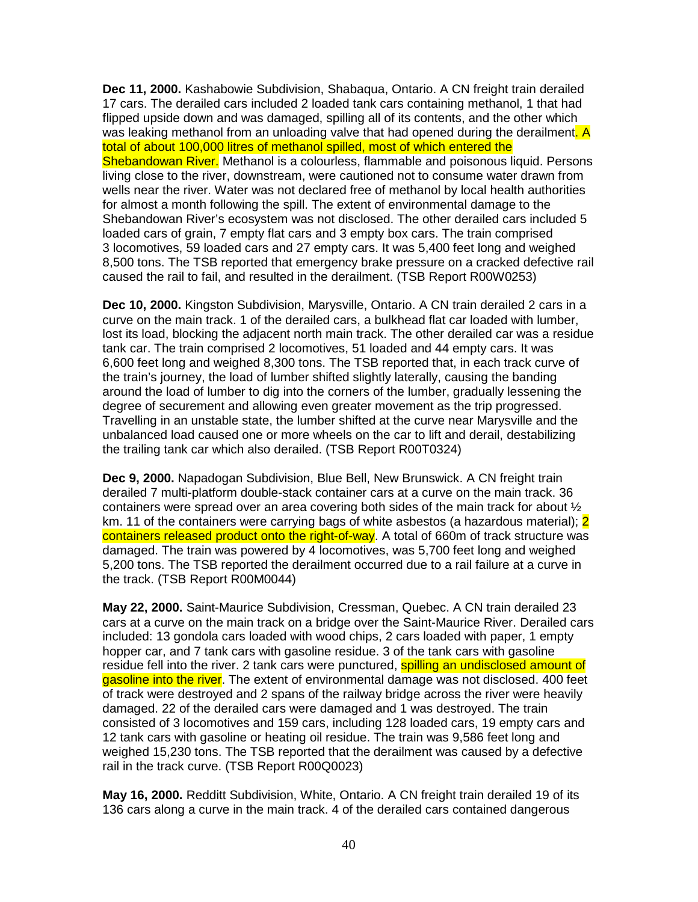**Dec 11, 2000.** Kashabowie Subdivision, Shabaqua, Ontario. A CN freight train derailed 17 cars. The derailed cars included 2 loaded tank cars containing methanol, 1 that had flipped upside down and was damaged, spilling all of its contents, and the other which was leaking methanol from an unloading valve that had opened during the derailment. A total of about 100,000 litres of methanol spilled, most of which entered the Shebandowan River. Methanol is a colourless, flammable and poisonous liquid. Persons living close to the river, downstream, were cautioned not to consume water drawn from wells near the river. Water was not declared free of methanol by local health authorities for almost a month following the spill. The extent of environmental damage to the Shebandowan River's ecosystem was not disclosed. The other derailed cars included 5 loaded cars of grain, 7 empty flat cars and 3 empty box cars. The train comprised 3 locomotives, 59 loaded cars and 27 empty cars. It was 5,400 feet long and weighed 8,500 tons. The TSB reported that emergency brake pressure on a cracked defective rail caused the rail to fail, and resulted in the derailment. (TSB Report R00W0253)

**Dec 10, 2000.** Kingston Subdivision, Marysville, Ontario. A CN train derailed 2 cars in a curve on the main track. 1 of the derailed cars, a bulkhead flat car loaded with lumber, lost its load, blocking the adjacent north main track. The other derailed car was a residue tank car. The train comprised 2 locomotives, 51 loaded and 44 empty cars. It was 6,600 feet long and weighed 8,300 tons. The TSB reported that, in each track curve of the train's journey, the load of lumber shifted slightly laterally, causing the banding around the load of lumber to dig into the corners of the lumber, gradually lessening the degree of securement and allowing even greater movement as the trip progressed. Travelling in an unstable state, the lumber shifted at the curve near Marysville and the unbalanced load caused one or more wheels on the car to lift and derail, destabilizing the trailing tank car which also derailed. (TSB Report R00T0324)

**Dec 9, 2000.** Napadogan Subdivision, Blue Bell, New Brunswick. A CN freight train derailed 7 multi-platform double-stack container cars at a curve on the main track. 36 containers were spread over an area covering both sides of the main track for about ½ km. 11 of the containers were carrying bags of white asbestos (a hazardous material); 2 containers released product onto the right-of-way. A total of 660m of track structure was damaged. The train was powered by 4 locomotives, was 5,700 feet long and weighed 5,200 tons. The TSB reported the derailment occurred due to a rail failure at a curve in the track. (TSB Report R00M0044)

**May 22, 2000.** Saint-Maurice Subdivision, Cressman, Quebec. A CN train derailed 23 cars at a curve on the main track on a bridge over the Saint-Maurice River. Derailed cars included: 13 gondola cars loaded with wood chips, 2 cars loaded with paper, 1 empty hopper car, and 7 tank cars with gasoline residue. 3 of the tank cars with gasoline residue fell into the river. 2 tank cars were punctured, spilling an undisclosed amount of gasoline into the river. The extent of environmental damage was not disclosed. 400 feet of track were destroyed and 2 spans of the railway bridge across the river were heavily damaged. 22 of the derailed cars were damaged and 1 was destroyed. The train consisted of 3 locomotives and 159 cars, including 128 loaded cars, 19 empty cars and 12 tank cars with gasoline or heating oil residue. The train was 9,586 feet long and weighed 15,230 tons. The TSB reported that the derailment was caused by a defective rail in the track curve. (TSB Report R00Q0023)

**May 16, 2000.** Redditt Subdivision, White, Ontario. A CN freight train derailed 19 of its 136 cars along a curve in the main track. 4 of the derailed cars contained dangerous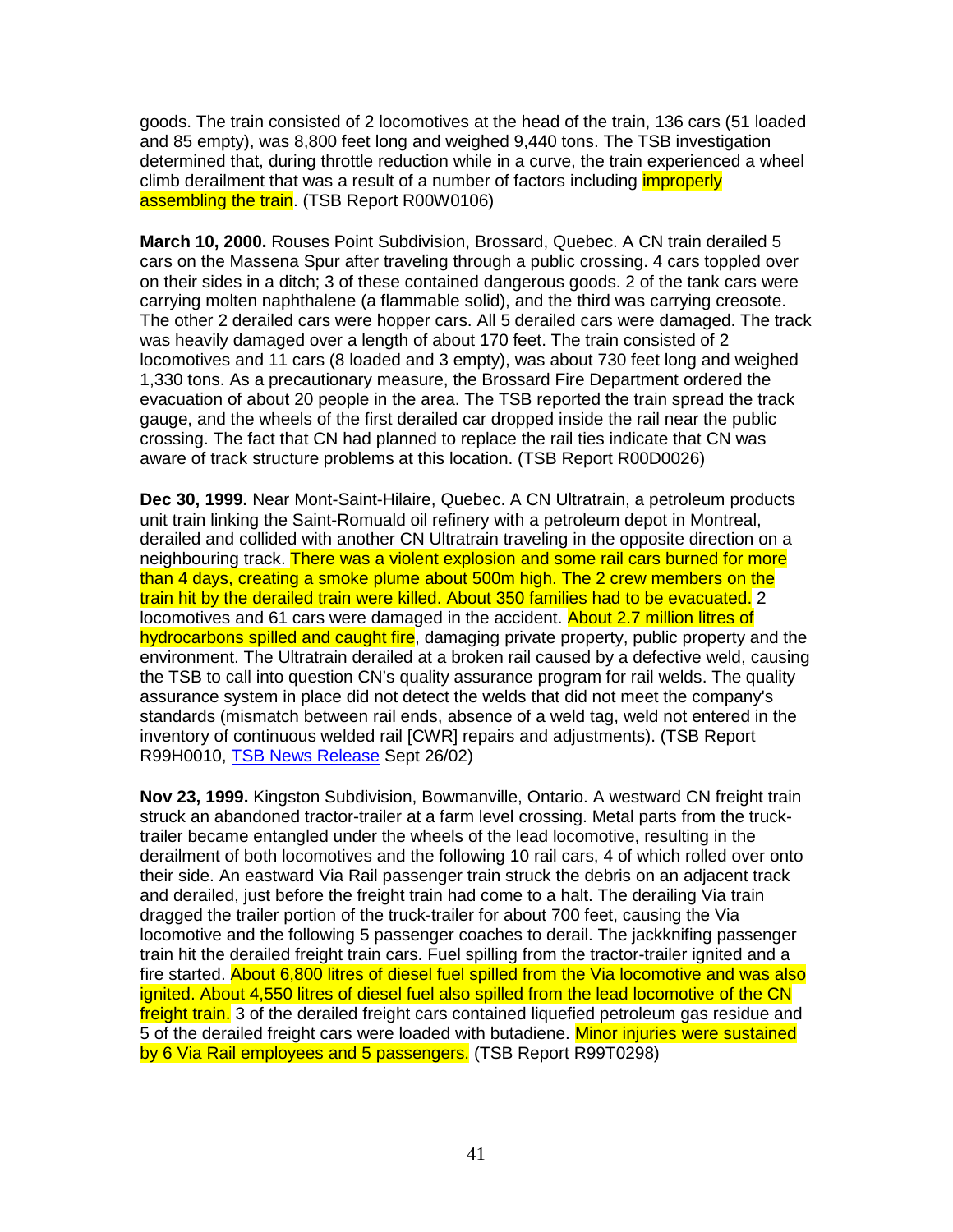goods. The train consisted of 2 locomotives at the head of the train, 136 cars (51 loaded and 85 empty), was 8,800 feet long and weighed 9,440 tons. The TSB investigation determined that, during throttle reduction while in a curve, the train experienced a wheel climb derailment that was a result of a number of factors including improperly assembling the train. (TSB Report R00W0106)

**March 10, 2000.** Rouses Point Subdivision, Brossard, Quebec. A CN train derailed 5 cars on the Massena Spur after traveling through a public crossing. 4 cars toppled over on their sides in a ditch; 3 of these contained dangerous goods. 2 of the tank cars were carrying molten naphthalene (a flammable solid), and the third was carrying creosote. The other 2 derailed cars were hopper cars. All 5 derailed cars were damaged. The track was heavily damaged over a length of about 170 feet. The train consisted of 2 locomotives and 11 cars (8 loaded and 3 empty), was about 730 feet long and weighed 1,330 tons. As a precautionary measure, the Brossard Fire Department ordered the evacuation of about 20 people in the area. The TSB reported the train spread the track gauge, and the wheels of the first derailed car dropped inside the rail near the public crossing. The fact that CN had planned to replace the rail ties indicate that CN was aware of track structure problems at this location. (TSB Report R00D0026)

**Dec 30, 1999.** Near Mont-Saint-Hilaire, Quebec. A CN Ultratrain, a petroleum products unit train linking the Saint-Romuald oil refinery with a petroleum depot in Montreal, derailed and collided with another CN Ultratrain traveling in the opposite direction on a neighbouring track. There was a violent explosion and some rail cars burned for more than 4 days, creating a smoke plume about 500m high. The 2 crew members on the train hit by the derailed train were killed. About 350 families had to be evacuated. 2 locomotives and 61 cars were damaged in the accident. About 2.7 million litres of hydrocarbons spilled and caught fire, damaging private property, public property and the environment. The Ultratrain derailed at a broken rail caused by a defective weld, causing the TSB to call into question CN's quality assurance program for rail welds. The quality assurance system in place did not detect the welds that did not meet the company's standards (mismatch between rail ends, absence of a weld tag, weld not entered in the inventory of continuous welded rail [CWR] repairs and adjustments). (TSB Report R99H0010, TSB News Release Sept 26/02)

**Nov 23, 1999.** Kingston Subdivision, Bowmanville, Ontario. A westward CN freight train struck an abandoned tractor-trailer at a farm level crossing. Metal parts from the truck-trailer became entangled under the wheels of the lead locomotive, resulting in the derailment of both locomotives and the following 10 rail cars, 4 of which rolled over onto their side. An eastward Via Rail passenger train struck the debris on an adjacent track and derailed, just before the freight train had come to a halt. The derailing Via train dragged the trailer portion of the truck-trailer for about 700 feet, causing the Via locomotive and the following 5 passenger coaches to derail. The jackknifing passenger train hit the derailed freight train cars. Fuel spilling from the tractor-trailer ignited and a fire started. About 6,800 litres of diesel fuel spilled from the Via locomotive and was also ignited. About 4,550 litres of diesel fuel also spilled from the lead locomotive of the CN freight train. 3 of the derailed freight cars contained liquefied petroleum gas residue and 5 of the derailed freight cars were loaded with butadiene. Minor injuries were sustained by 6 Via Rail employees and 5 passengers. (TSB Report R99T0298)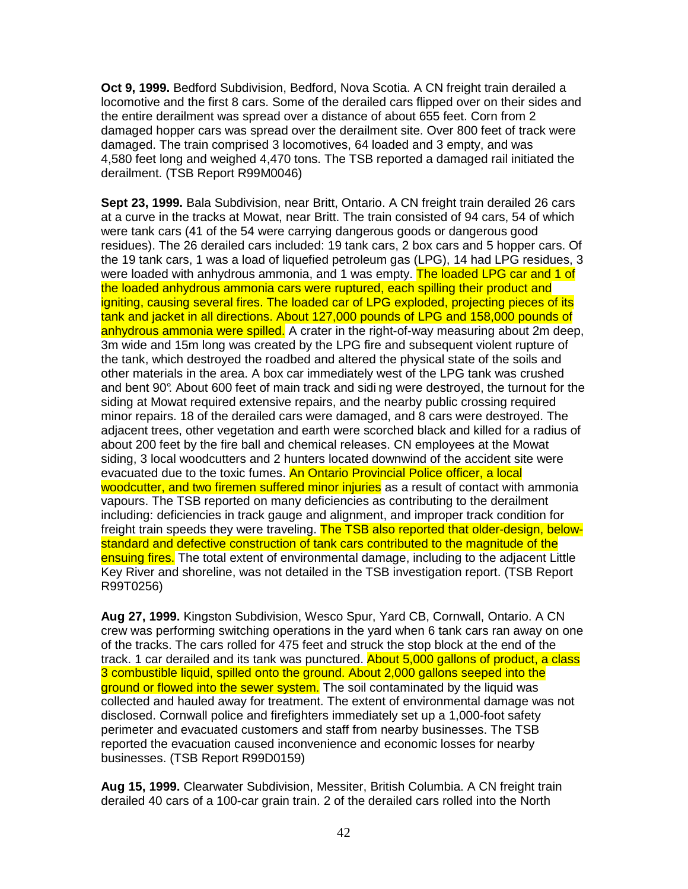**Oct 9, 1999.** Bedford Subdivision, Bedford, Nova Scotia. A CN freight train derailed a locomotive and the first 8 cars. Some of the derailed cars flipped over on their sides and the entire derailment was spread over a distance of about 655 feet. Corn from 2 damaged hopper cars was spread over the derailment site. Over 800 feet of track were damaged. The train comprised 3 locomotives, 64 loaded and 3 empty, and was 4,580 feet long and weighed 4,470 tons. The TSB reported a damaged rail initiated the derailment. (TSB Report R99M0046)

**Sept 23, 1999.** Bala Subdivision, near Britt, Ontario. A CN freight train derailed 26 cars at a curve in the tracks at Mowat, near Britt. The train consisted of 94 cars, 54 of which were tank cars (41 of the 54 were carrying dangerous goods or dangerous good residues). The 26 derailed cars included: 19 tank cars, 2 box cars and 5 hopper cars. Of the 19 tank cars, 1 was a load of liquefied petroleum gas (LPG), 14 had LPG residues, 3 were loaded with anhydrous ammonia, and 1 was empty. The loaded LPG car and 1 of the loaded anhydrous ammonia cars were ruptured, each spilling their product and igniting, causing several fires. The loaded car of LPG exploded, projecting pieces of its tank and jacket in all directions. About 127,000 pounds of LPG and 158,000 pounds of anhydrous ammonia were spilled. A crater in the right-of-way measuring about 2m deep, 3m wide and 15m long was created by the LPG fire and subsequent violent rupture of the tank, which destroyed the roadbed and altered the physical state of the soils and other materials in the area. A box car immediately west of the LPG tank was crushed and bent 90°. About 600 feet of main track and siding were destroyed, the turnout for the siding at Mowat required extensive repairs, and the nearby public crossing required minor repairs. 18 of the derailed cars were damaged, and 8 cars were destroyed. The adjacent trees, other vegetation and earth were scorched black and killed for a radius of about 200 feet by the fire ball and chemical releases. CN employees at the Mowat siding, 3 local woodcutters and 2 hunters located downwind of the accident site were evacuated due to the toxic fumes. An Ontario Provincial Police officer, a local woodcutter, and two firemen suffered minor injuries as a result of contact with ammonia vapours. The TSB reported on many deficiencies as contributing to the derailment including: deficiencies in track gauge and alignment, and improper track condition for freight train speeds they were traveling. The TSB also reported that older-design, below-standard and defective construction of tank cars contributed to the magnitude of the ensuing fires. The total extent of environmental damage, including to the adjacent Little Key River and shoreline, was not detailed in the TSB investigation report. (TSB Report R99T0256)

**Aug 27, 1999.** Kingston Subdivision, Wesco Spur, Yard CB, Cornwall, Ontario. A CN crew was performing switching operations in the yard when 6 tank cars ran away on one of the tracks. The cars rolled for 475 feet and struck the stop block at the end of the track. 1 car derailed and its tank was punctured. About 5,000 gallons of product, a class 3 combustible liquid, spilled onto the ground. About 2,000 gallons seeped into the ground or flowed into the sewer system. The soil contaminated by the liquid was collected and hauled away for treatment. The extent of environmental damage was not disclosed. Cornwall police and firefighters immediately set up a 1,000-foot safety perimeter and evacuated customers and staff from nearby businesses. The TSB reported the evacuation caused inconvenience and economic losses for nearby businesses. (TSB Report R99D0159)

**Aug 15, 1999.** Clearwater Subdivision, Messiter, British Columbia. A CN freight train derailed 40 cars of a 100-car grain train. 2 of the derailed cars rolled into the North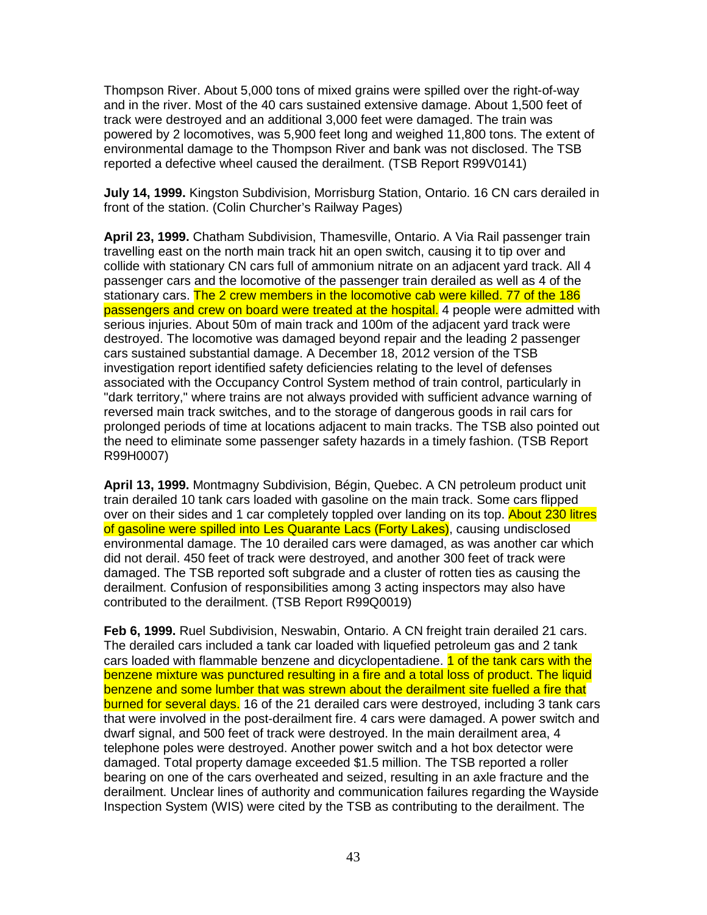Thompson River. About 5,000 tons of mixed grains were spilled over the right-of-way and in the river. Most of the 40 cars sustained extensive damage. About 1,500 feet of track were destroyed and an additional 3,000 feet were damaged. The train was powered by 2 locomotives, was 5,900 feet long and weighed 11,800 tons. The extent of environmental damage to the Thompson River and bank was not disclosed. The TSB reported a defective wheel caused the derailment. (TSB Report R99V0141)

**July 14, 1999.** Kingston Subdivision, Morrisburg Station, Ontario. 16 CN cars derailed in front of the station. (Colin Churcher's Railway Pages)

**April 23, 1999.** Chatham Subdivision, Thamesville, Ontario. A Via Rail passenger train travelling east on the north main track hit an open switch, causing it to tip over and collide with stationary CN cars full of ammonium nitrate on an adjacent yard track. All 4 passenger cars and the locomotive of the passenger train derailed as well as 4 of the stationary cars. The 2 crew members in the locomotive cab were killed. 77 of the 186 passengers and crew on board were treated at the hospital. 4 people were admitted with serious injuries. About 50m of main track and 100m of the adjacent yard track were destroyed. The locomotive was damaged beyond repair and the leading 2 passenger cars sustained substantial damage. A December 18, 2012 version of the TSB investigation report identified safety deficiencies relating to the level of defenses associated with the Occupancy Control System method of train control, particularly in "dark territory," where trains are not always provided with sufficient advance warning of reversed main track switches, and to the storage of dangerous goods in rail cars for prolonged periods of time at locations adjacent to main tracks. The TSB also pointed out the need to eliminate some passenger safety hazards in a timely fashion. (TSB Report R99H0007)

**April 13, 1999.** Montmagny Subdivision, Bégin, Quebec. A CN petroleum product unit train derailed 10 tank cars loaded with gasoline on the main track. Some cars flipped over on their sides and 1 car completely toppled over landing on its top. About 230 litres of gasoline were spilled into Les Quarante Lacs (Forty Lakes), causing undisclosed environmental damage. The 10 derailed cars were damaged, as was another car which did not derail. 450 feet of track were destroyed, and another 300 feet of track were damaged. The TSB reported soft subgrade and a cluster of rotten ties as causing the derailment. Confusion of responsibilities among 3 acting inspectors may also have contributed to the derailment. (TSB Report R99Q0019)

**Feb 6, 1999.** Ruel Subdivision, Neswabin, Ontario. A CN freight train derailed 21 cars. The derailed cars included a tank car loaded with liquefied petroleum gas and 2 tank cars loaded with flammable benzene and dicyclopentadiene. 1 of the tank cars with the benzene mixture was punctured resulting in a fire and a total loss of product. The liquid benzene and some lumber that was strewn about the derailment site fuelled a fire that burned for several days. 16 of the 21 derailed cars were destroyed, including 3 tank cars that were involved in the post-derailment fire. 4 cars were damaged. A power switch and dwarf signal, and 500 feet of track were destroyed. In the main derailment area, 4 telephone poles were destroyed. Another power switch and a hot box detector were damaged. Total property damage exceeded $1.5 million. The TSB reported a roller bearing on one of the cars overheated and seized, resulting in an axle fracture and the derailment. Unclear lines of authority and communication failures regarding the Wayside Inspection System (WIS) were cited by the TSB as contributing to the derailment. The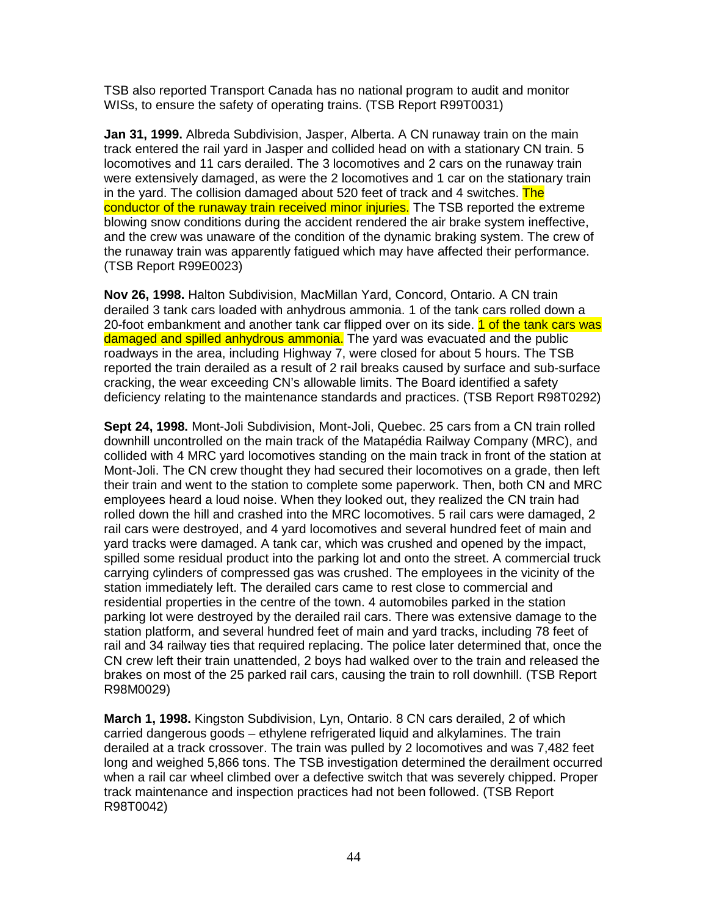TSB also reported Transport Canada has no national program to audit and monitor WISs, to ensure the safety of operating trains. (TSB Report R99T0031)

**Jan 31, 1999.** Albreda Subdivision, Jasper, Alberta. A CN runaway train on the main track entered the rail yard in Jasper and collided head on with a stationary CN train. 5 locomotives and 11 cars derailed. The 3 locomotives and 2 cars on the runaway train were extensively damaged, as were the 2 locomotives and 1 car on the stationary train in the yard. The collision damaged about 520 feet of track and 4 switches. The conductor of the runaway train received minor injuries. The TSB reported the extreme blowing snow conditions during the accident rendered the air brake system ineffective, and the crew was unaware of the condition of the dynamic braking system. The crew of the runaway train was apparently fatigued which may have affected their performance. (TSB Report R99E0023)

**Nov 26, 1998.** Halton Subdivision, MacMillan Yard, Concord, Ontario. A CN train derailed 3 tank cars loaded with anhydrous ammonia. 1 of the tank cars rolled down a 20-foot embankment and another tank car flipped over on its side. 1 of the tank cars was damaged and spilled anhydrous ammonia. The yard was evacuated and the public roadways in the area, including Highway 7, were closed for about 5 hours. The TSB reported the train derailed as a result of 2 rail breaks caused by surface and sub-surface cracking, the wear exceeding CN's allowable limits. The Board identified a safety deficiency relating to the maintenance standards and practices. (TSB Report R98T0292)

**Sept 24, 1998.** Mont-Joli Subdivision, Mont-Joli, Quebec. 25 cars from a CN train rolled downhill uncontrolled on the main track of the Matapédia Railway Company (MRC), and collided with 4 MRC yard locomotives standing on the main track in front of the station at Mont-Joli. The CN crew thought they had secured their locomotives on a grade, then left their train and went to the station to complete some paperwork. Then, both CN and MRC employees heard a loud noise. When they looked out, they realized the CN train had rolled down the hill and crashed into the MRC locomotives. 5 rail cars were damaged, 2 rail cars were destroyed, and 4 yard locomotives and several hundred feet of main and yard tracks were damaged. A tank car, which was crushed and opened by the impact, spilled some residual product into the parking lot and onto the street. A commercial truck carrying cylinders of compressed gas was crushed. The employees in the vicinity of the station immediately left. The derailed cars came to rest close to commercial and residential properties in the centre of the town. 4 automobiles parked in the station parking lot were destroyed by the derailed rail cars. There was extensive damage to the station platform, and several hundred feet of main and yard tracks, including 78 feet of rail and 34 railway ties that required replacing. The police later determined that, once the CN crew left their train unattended, 2 boys had walked over to the train and released the brakes on most of the 25 parked rail cars, causing the train to roll downhill. (TSB Report R98M0029)

**March 1, 1998.** Kingston Subdivision, Lyn, Ontario. 8 CN cars derailed, 2 of which carried dangerous goods – ethylene refrigerated liquid and alkylamines. The train derailed at a track crossover. The train was pulled by 2 locomotives and was 7,482 feet long and weighed 5,866 tons. The TSB investigation determined the derailment occurred when a rail car wheel climbed over a defective switch that was severely chipped. Proper track maintenance and inspection practices had not been followed. (TSB Report R98T0042)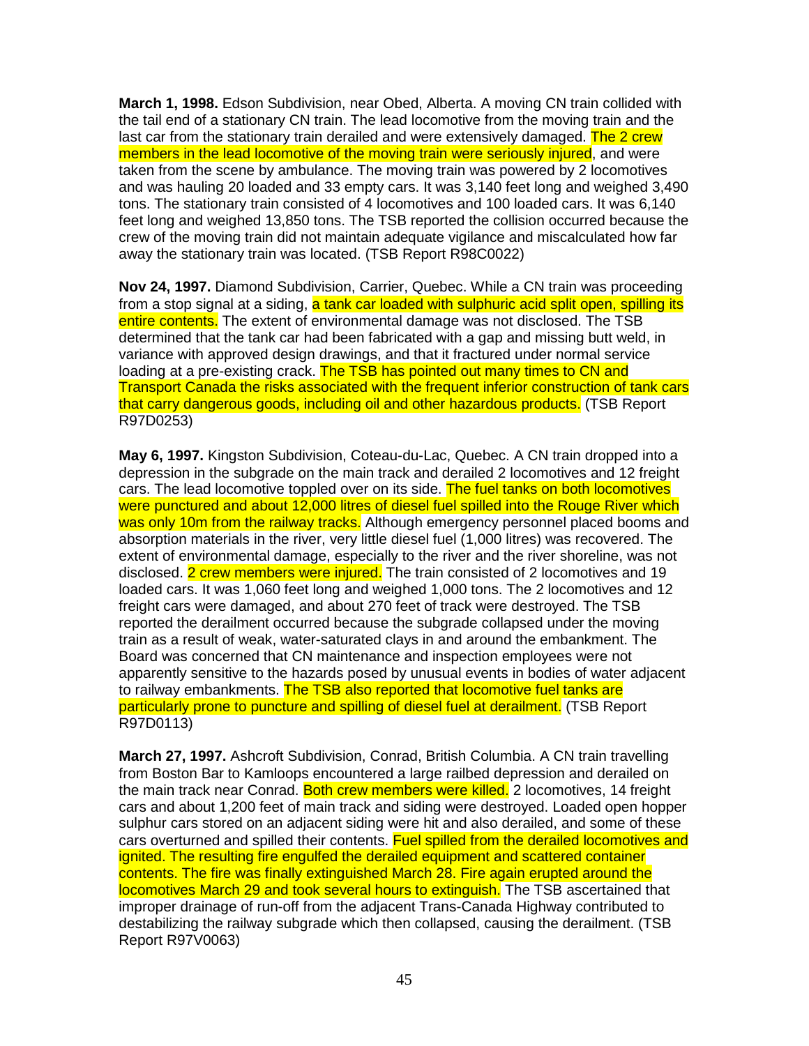**March 1, 1998.** Edson Subdivision, near Obed, Alberta. A moving CN train collided with the tail end of a stationary CN train. The lead locomotive from the moving train and the last car from the stationary train derailed and were extensively damaged. The 2 crew members in the lead locomotive of the moving train were seriously injured, and were taken from the scene by ambulance. The moving train was powered by 2 locomotives and was hauling 20 loaded and 33 empty cars. It was 3,140 feet long and weighed 3,490 tons. The stationary train consisted of 4 locomotives and 100 loaded cars. It was 6,140 feet long and weighed 13,850 tons. The TSB reported the collision occurred because the crew of the moving train did not maintain adequate vigilance and miscalculated how far away the stationary train was located. (TSB Report R98C0022)

**Nov 24, 1997.** Diamond Subdivision, Carrier, Quebec. While a CN train was proceeding from a stop signal at a siding, a tank car loaded with sulphuric acid split open, spilling its entire contents. The extent of environmental damage was not disclosed. The TSB determined that the tank car had been fabricated with a gap and missing butt weld, in variance with approved design drawings, and that it fractured under normal service loading at a pre-existing crack. The TSB has pointed out many times to CN and Transport Canada the risks associated with the frequent inferior construction of tank cars that carry dangerous goods, including oil and other hazardous products. (TSB Report R97D0253)

**May 6, 1997.** Kingston Subdivision, Coteau-du-Lac, Quebec. A CN train dropped into a depression in the subgrade on the main track and derailed 2 locomotives and 12 freight cars. The lead locomotive toppled over on its side. The fuel tanks on both locomotives were punctured and about 12,000 litres of diesel fuel spilled into the Rouge River which was only 10m from the railway tracks. Although emergency personnel placed booms and absorption materials in the river, very little diesel fuel (1,000 litres) was recovered. The extent of environmental damage, especially to the river and the river shoreline, was not disclosed. 2 crew members were injured. The train consisted of 2 locomotives and 19 loaded cars. It was 1,060 feet long and weighed 1,000 tons. The 2 locomotives and 12 freight cars were damaged, and about 270 feet of track were destroyed. The TSB reported the derailment occurred because the subgrade collapsed under the moving train as a result of weak, water-saturated clays in and around the embankment. The Board was concerned that CN maintenance and inspection employees were not apparently sensitive to the hazards posed by unusual events in bodies of water adjacent to railway embankments. The TSB also reported that locomotive fuel tanks are particularly prone to puncture and spilling of diesel fuel at derailment. (TSB Report R97D0113)

**March 27, 1997.** Ashcroft Subdivision, Conrad, British Columbia. A CN train travelling from Boston Bar to Kamloops encountered a large railbed depression and derailed on the main track near Conrad. Both crew members were killed. 2 locomotives, 14 freight cars and about 1,200 feet of main track and siding were destroyed. Loaded open hopper sulphur cars stored on an adjacent siding were hit and also derailed, and some of these cars overturned and spilled their contents. Fuel spilled from the derailed locomotives and ignited. The resulting fire engulfed the derailed equipment and scattered container contents. The fire was finally extinguished March 28. Fire again erupted around the locomotives March 29 and took several hours to extinguish. The TSB ascertained that improper drainage of run-off from the adjacent Trans-Canada Highway contributed to destabilizing the railway subgrade which then collapsed, causing the derailment. (TSB Report R97V0063)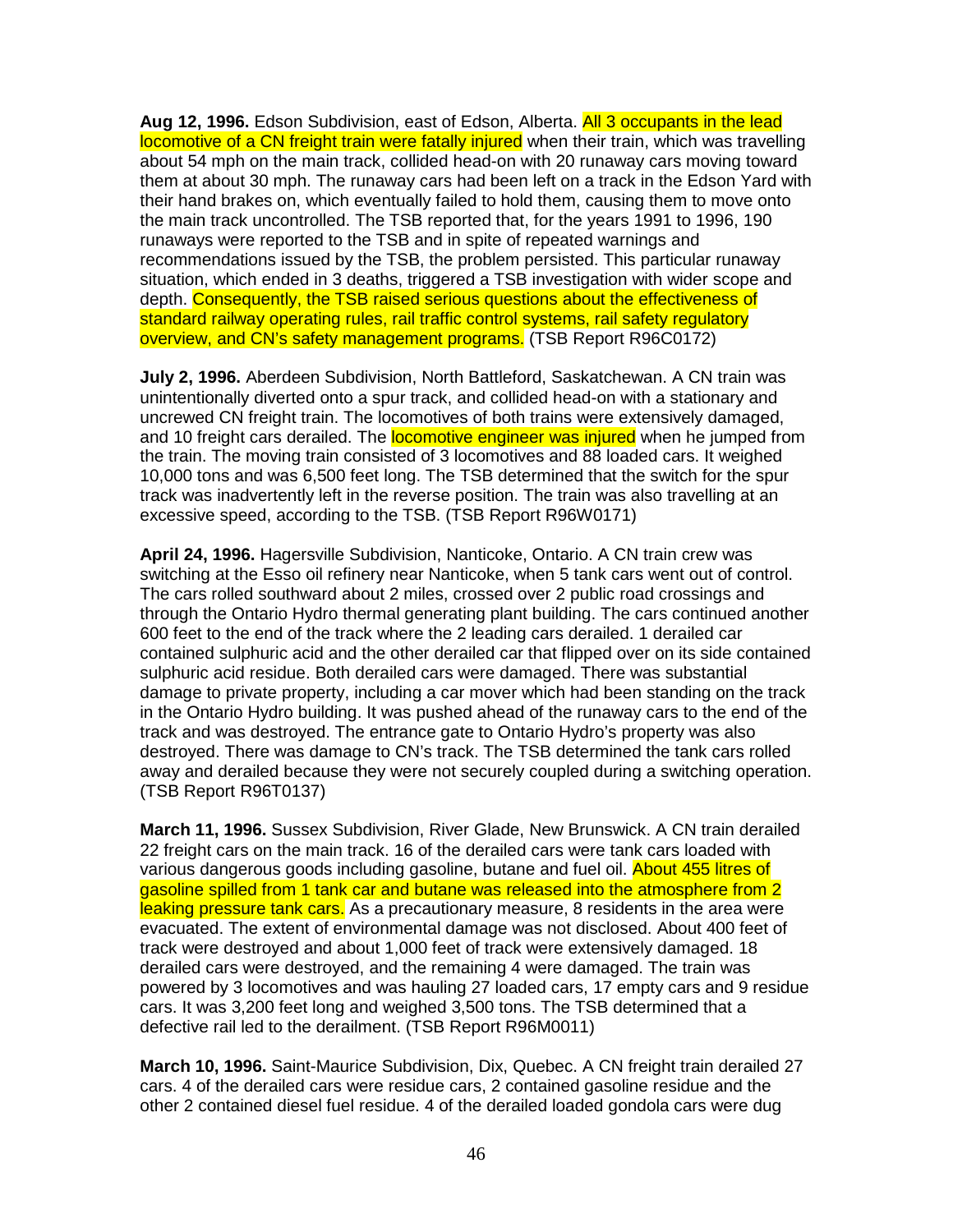**Aug 12, 1996.** Edson Subdivision, east of Edson, Alberta. All 3 occupants in the lead locomotive of a CN freight train were fatally injured when their train, which was travelling about 54 mph on the main track, collided head-on with 20 runaway cars moving toward them at about 30 mph. The runaway cars had been left on a track in the Edson Yard with their hand brakes on, which eventually failed to hold them, causing them to move onto the main track uncontrolled. The TSB reported that, for the years 1991 to 1996, 190 runaways were reported to the TSB and in spite of repeated warnings and recommendations issued by the TSB, the problem persisted. This particular runaway situation, which ended in 3 deaths, triggered a TSB investigation with wider scope and depth. Consequently, the TSB raised serious questions about the effectiveness of standard railway operating rules, rail traffic control systems, rail safety regulatory overview, and CN's safety management programs. (TSB Report R96C0172)

**July 2, 1996.** Aberdeen Subdivision, North Battleford, Saskatchewan. A CN train was unintentionally diverted onto a spur track, and collided head-on with a stationary and uncrewed CN freight train. The locomotives of both trains were extensively damaged, and 10 freight cars derailed. The locomotive engineer was injured when he jumped from the train. The moving train consisted of 3 locomotives and 88 loaded cars. It weighed 10,000 tons and was 6,500 feet long. The TSB determined that the switch for the spur track was inadvertently left in the reverse position. The train was also travelling at an excessive speed, according to the TSB. (TSB Report R96W0171)

**April 24, 1996.** Hagersville Subdivision, Nanticoke, Ontario. A CN train crew was switching at the Esso oil refinery near Nanticoke, when 5 tank cars went out of control. The cars rolled southward about 2 miles, crossed over 2 public road crossings and through the Ontario Hydro thermal generating plant building. The cars continued another 600 feet to the end of the track where the 2 leading cars derailed. 1 derailed car contained sulphuric acid and the other derailed car that flipped over on its side contained sulphuric acid residue. Both derailed cars were damaged. There was substantial damage to private property, including a car mover which had been standing on the track in the Ontario Hydro building. It was pushed ahead of the runaway cars to the end of the track and was destroyed. The entrance gate to Ontario Hydro's property was also destroyed. There was damage to CN's track. The TSB determined the tank cars rolled away and derailed because they were not securely coupled during a switching operation. (TSB Report R96T0137)

**March 11, 1996.** Sussex Subdivision, River Glade, New Brunswick. A CN train derailed 22 freight cars on the main track. 16 of the derailed cars were tank cars loaded with various dangerous goods including gasoline, butane and fuel oil. About 455 litres of gasoline spilled from 1 tank car and butane was released into the atmosphere from 2 leaking pressure tank cars. As a precautionary measure, 8 residents in the area were evacuated. The extent of environmental damage was not disclosed. About 400 feet of track were destroyed and about 1,000 feet of track were extensively damaged. 18 derailed cars were destroyed, and the remaining 4 were damaged. The train was powered by 3 locomotives and was hauling 27 loaded cars, 17 empty cars and 9 residue cars. It was 3,200 feet long and weighed 3,500 tons. The TSB determined that a defective rail led to the derailment. (TSB Report R96M0011)

**March 10, 1996.** Saint-Maurice Subdivision, Dix, Quebec. A CN freight train derailed 27 cars. 4 of the derailed cars were residue cars, 2 contained gasoline residue and the other 2 contained diesel fuel residue. 4 of the derailed loaded gondola cars were dug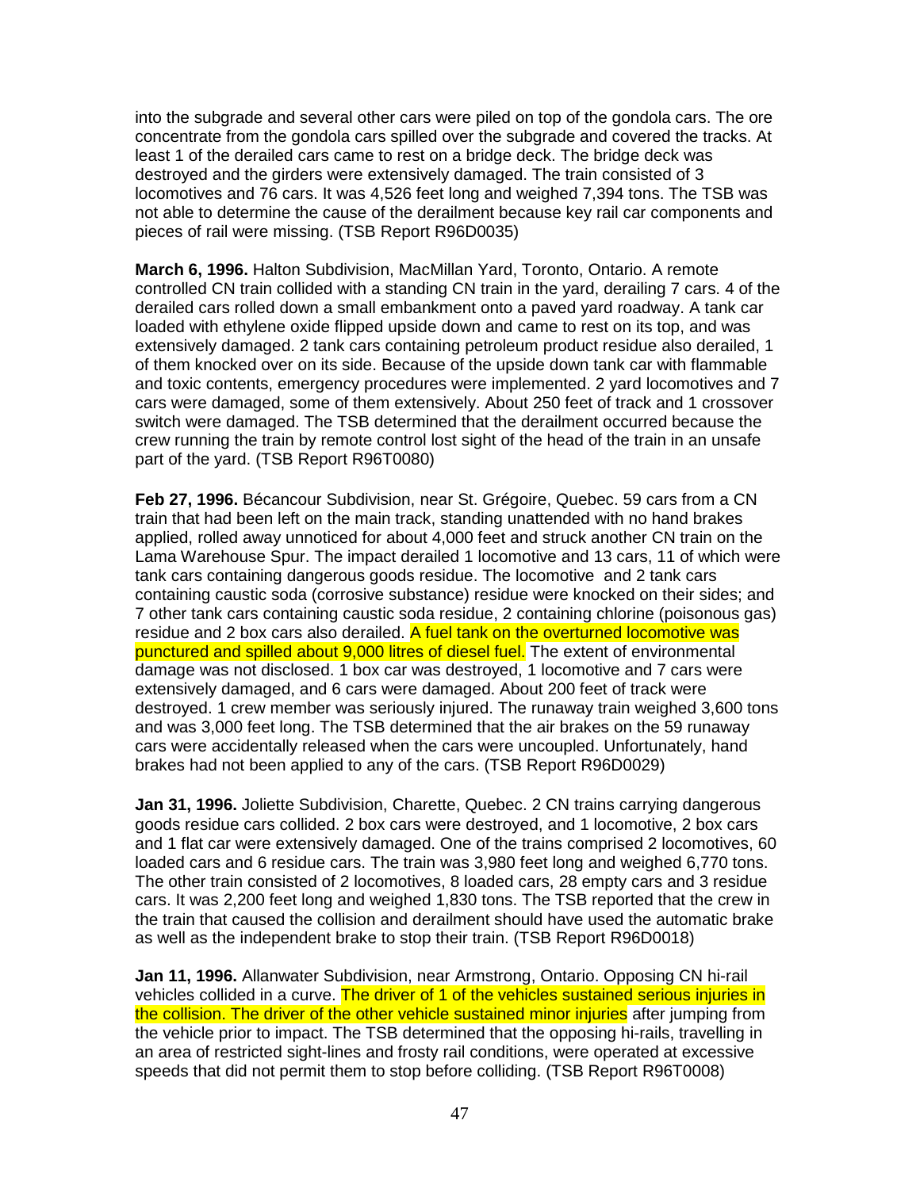into the subgrade and several other cars were piled on top of the gondola cars. The ore concentrate from the gondola cars spilled over the subgrade and covered the tracks. At least 1 of the derailed cars came to rest on a bridge deck. The bridge deck was destroyed and the girders were extensively damaged. The train consisted of 3 locomotives and 76 cars. It was 4,526 feet long and weighed 7,394 tons. The TSB was not able to determine the cause of the derailment because key rail car components and pieces of rail were missing. (TSB Report R96D0035)

**March 6, 1996.** Halton Subdivision, MacMillan Yard, Toronto, Ontario. A remote controlled CN train collided with a standing CN train in the yard, derailing 7 cars. 4 of the derailed cars rolled down a small embankment onto a paved yard roadway. A tank car loaded with ethylene oxide flipped upside down and came to rest on its top, and was extensively damaged. 2 tank cars containing petroleum product residue also derailed, 1 of them knocked over on its side. Because of the upside down tank car with flammable and toxic contents, emergency procedures were implemented. 2 yard locomotives and 7 cars were damaged, some of them extensively. About 250 feet of track and 1 crossover switch were damaged. The TSB determined that the derailment occurred because the crew running the train by remote control lost sight of the head of the train in an unsafe part of the yard. (TSB Report R96T0080)

**Feb 27, 1996.** Bécancour Subdivision, near St. Grégoire, Quebec. 59 cars from a CN train that had been left on the main track, standing unattended with no hand brakes applied, rolled away unnoticed for about 4,000 feet and struck another CN train on the Lama Warehouse Spur. The impact derailed 1 locomotive and 13 cars, 11 of which were tank cars containing dangerous goods residue. The locomotive and 2 tank cars containing caustic soda (corrosive substance) residue were knocked on their sides; and 7 other tank cars containing caustic soda residue, 2 containing chlorine (poisonous gas) residue and 2 box cars also derailed. A fuel tank on the overturned locomotive was punctured and spilled about 9,000 litres of diesel fuel. The extent of environmental damage was not disclosed. 1 box car was destroyed, 1 locomotive and 7 cars were extensively damaged, and 6 cars were damaged. About 200 feet of track were destroyed. 1 crew member was seriously injured. The runaway train weighed 3,600 tons and was 3,000 feet long. The TSB determined that the air brakes on the 59 runaway cars were accidentally released when the cars were uncoupled. Unfortunately, hand brakes had not been applied to any of the cars. (TSB Report R96D0029)

**Jan 31, 1996.** Joliette Subdivision, Charette, Quebec. 2 CN trains carrying dangerous goods residue cars collided. 2 box cars were destroyed, and 1 locomotive, 2 box cars and 1 flat car were extensively damaged. One of the trains comprised 2 locomotives, 60 loaded cars and 6 residue cars. The train was 3,980 feet long and weighed 6,770 tons. The other train consisted of 2 locomotives, 8 loaded cars, 28 empty cars and 3 residue cars. It was 2,200 feet long and weighed 1,830 tons. The TSB reported that the crew in the train that caused the collision and derailment should have used the automatic brake as well as the independent brake to stop their train. (TSB Report R96D0018)

**Jan 11, 1996.** Allanwater Subdivision, near Armstrong, Ontario. Opposing CN hi-rail vehicles collided in a curve. The driver of 1 of the vehicles sustained serious injuries in the collision. The driver of the other vehicle sustained minor injuries after jumping from the vehicle prior to impact. The TSB determined that the opposing hi-rails, travelling in an area of restricted sight-lines and frosty rail conditions, were operated at excessive speeds that did not permit them to stop before colliding. (TSB Report R96T0008)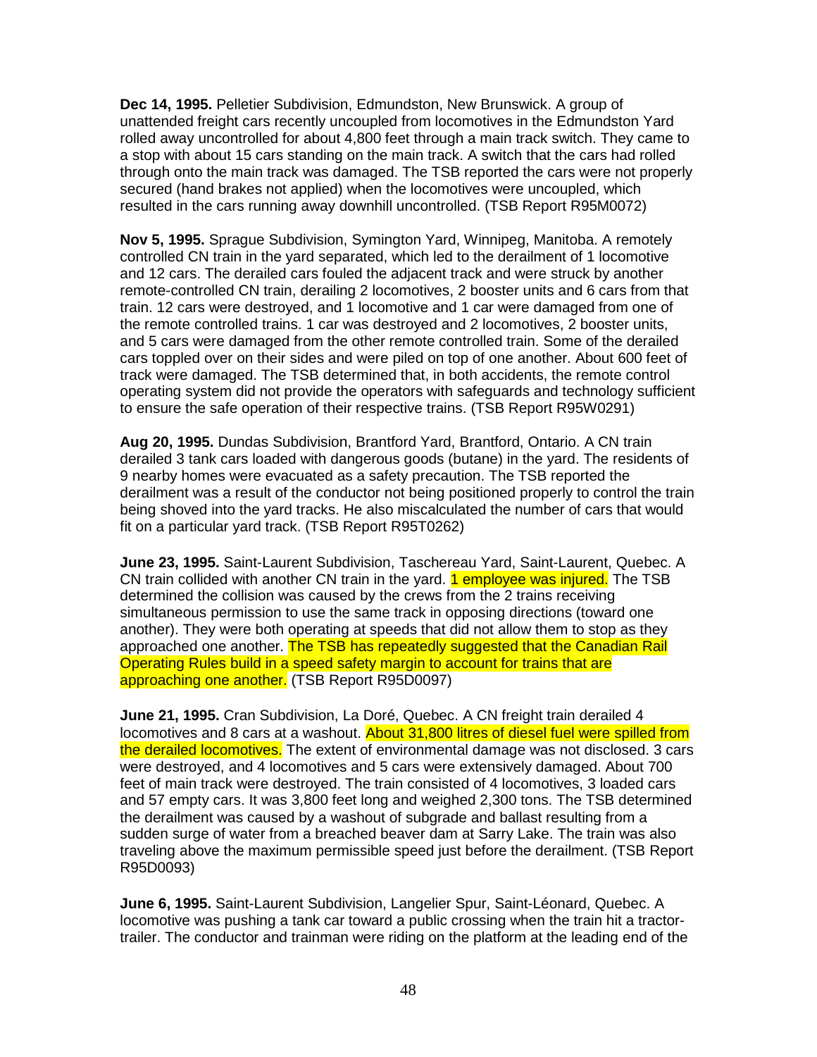**Dec 14, 1995.** Pelletier Subdivision, Edmundston, New Brunswick. A group of unattended freight cars recently uncoupled from locomotives in the Edmundston Yard rolled away uncontrolled for about 4,800 feet through a main track switch. They came to a stop with about 15 cars standing on the main track. A switch that the cars had rolled through onto the main track was damaged. The TSB reported the cars were not properly secured (hand brakes not applied) when the locomotives were uncoupled, which resulted in the cars running away downhill uncontrolled. (TSB Report R95M0072)

**Nov 5, 1995.** Sprague Subdivision, Symington Yard, Winnipeg, Manitoba. A remotely controlled CN train in the yard separated, which led to the derailment of 1 locomotive and 12 cars. The derailed cars fouled the adjacent track and were struck by another remote-controlled CN train, derailing 2 locomotives, 2 booster units and 6 cars from that train. 12 cars were destroyed, and 1 locomotive and 1 car were damaged from one of the remote controlled trains. 1 car was destroyed and 2 locomotives, 2 booster units, and 5 cars were damaged from the other remote controlled train. Some of the derailed cars toppled over on their sides and were piled on top of one another. About 600 feet of track were damaged. The TSB determined that, in both accidents, the remote control operating system did not provide the operators with safeguards and technology sufficient to ensure the safe operation of their respective trains. (TSB Report R95W0291)

**Aug 20, 1995.** Dundas Subdivision, Brantford Yard, Brantford, Ontario. A CN train derailed 3 tank cars loaded with dangerous goods (butane) in the yard. The residents of 9 nearby homes were evacuated as a safety precaution. The TSB reported the derailment was a result of the conductor not being positioned properly to control the train being shoved into the yard tracks. He also miscalculated the number of cars that would fit on a particular yard track. (TSB Report R95T0262)

**June 23, 1995.** Saint-Laurent Subdivision, Taschereau Yard, Saint-Laurent, Quebec. A CN train collided with another CN train in the yard. 1 employee was injured. The TSB determined the collision was caused by the crews from the 2 trains receiving simultaneous permission to use the same track in opposing directions (toward one another). They were both operating at speeds that did not allow them to stop as they approached one another. The TSB has repeatedly suggested that the Canadian Rail Operating Rules build in a speed safety margin to account for trains that are approaching one another. (TSB Report R95D0097)

**June 21, 1995.** Cran Subdivision, La Doré, Quebec. A CN freight train derailed 4 locomotives and 8 cars at a washout. About 31,800 litres of diesel fuel were spilled from the derailed locomotives. The extent of environmental damage was not disclosed. 3 cars were destroyed, and 4 locomotives and 5 cars were extensively damaged. About 700 feet of main track were destroyed. The train consisted of 4 locomotives, 3 loaded cars and 57 empty cars. It was 3,800 feet long and weighed 2,300 tons. The TSB determined the derailment was caused by a washout of subgrade and ballast resulting from a sudden surge of water from a breached beaver dam at Sarry Lake. The train was also traveling above the maximum permissible speed just before the derailment. (TSB Report R95D0093)

**June 6, 1995.** Saint-Laurent Subdivision, Langelier Spur, Saint-Léonard, Quebec. A locomotive was pushing a tank car toward a public crossing when the train hit a tractor-trailer. The conductor and trainman were riding on the platform at the leading end of the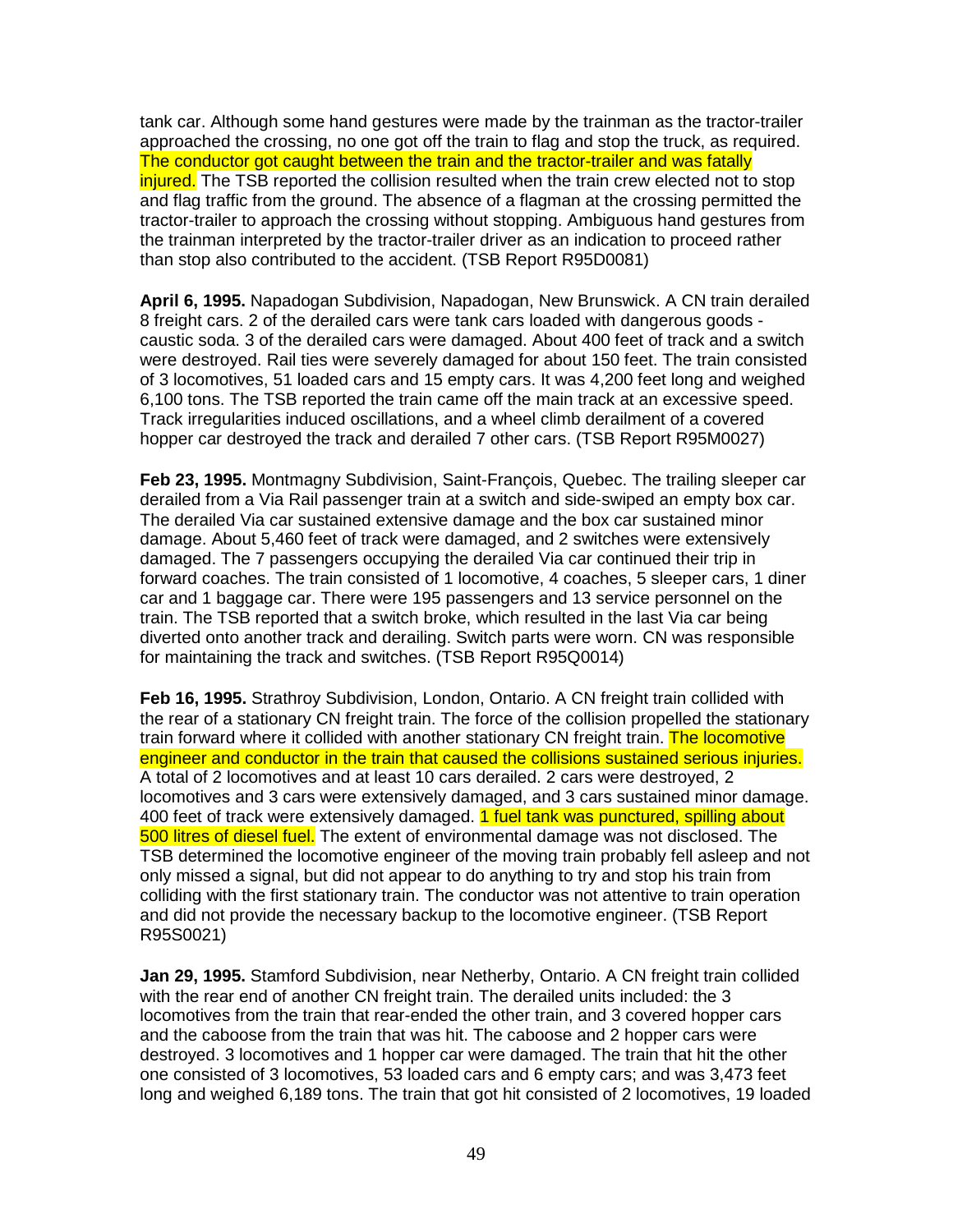tank car. Although some hand gestures were made by the trainman as the tractor-trailer approached the crossing, no one got off the train to flag and stop the truck, as required. The conductor got caught between the train and the tractor-trailer and was fatally injured. The TSB reported the collision resulted when the train crew elected not to stop and flag traffic from the ground. The absence of a flagman at the crossing permitted the tractor-trailer to approach the crossing without stopping. Ambiguous hand gestures from the trainman interpreted by the tractor-trailer driver as an indication to proceed rather than stop also contributed to the accident. (TSB Report R95D0081)

**April 6, 1995.** Napadogan Subdivision, Napadogan, New Brunswick. A CN train derailed 8 freight cars. 2 of the derailed cars were tank cars loaded with dangerous goods - caustic soda. 3 of the derailed cars were damaged. About 400 feet of track and a switch were destroyed. Rail ties were severely damaged for about 150 feet. The train consisted of 3 locomotives, 51 loaded cars and 15 empty cars. It was 4,200 feet long and weighed 6,100 tons. The TSB reported the train came off the main track at an excessive speed. Track irregularities induced oscillations, and a wheel climb derailment of a covered hopper car destroyed the track and derailed 7 other cars. (TSB Report R95M0027)

**Feb 23, 1995.** Montmagny Subdivision, Saint-François, Quebec. The trailing sleeper car derailed from a Via Rail passenger train at a switch and side-swiped an empty box car. The derailed Via car sustained extensive damage and the box car sustained minor damage. About 5,460 feet of track were damaged, and 2 switches were extensively damaged. The 7 passengers occupying the derailed Via car continued their trip in forward coaches. The train consisted of 1 locomotive, 4 coaches, 5 sleeper cars, 1 diner car and 1 baggage car. There were 195 passengers and 13 service personnel on the train. The TSB reported that a switch broke, which resulted in the last Via car being diverted onto another track and derailing. Switch parts were worn. CN was responsible for maintaining the track and switches. (TSB Report R95Q0014)

**Feb 16, 1995.** Strathroy Subdivision, London, Ontario. A CN freight train collided with the rear of a stationary CN freight train. The force of the collision propelled the stationary train forward where it collided with another stationary CN freight train. The locomotive engineer and conductor in the train that caused the collisions sustained serious injuries. A total of 2 locomotives and at least 10 cars derailed. 2 cars were destroyed, 2 locomotives and 3 cars were extensively damaged, and 3 cars sustained minor damage. 400 feet of track were extensively damaged. 1 fuel tank was punctured, spilling about 500 litres of diesel fuel. The extent of environmental damage was not disclosed. The TSB determined the locomotive engineer of the moving train probably fell asleep and not only missed a signal, but did not appear to do anything to try and stop his train from colliding with the first stationary train. The conductor was not attentive to train operation and did not provide the necessary backup to the locomotive engineer. (TSB Report R95S0021)

**Jan 29, 1995.** Stamford Subdivision, near Netherby, Ontario. A CN freight train collided with the rear end of another CN freight train. The derailed units included: the 3 locomotives from the train that rear-ended the other train, and 3 covered hopper cars and the caboose from the train that was hit. The caboose and 2 hopper cars were destroyed. 3 locomotives and 1 hopper car were damaged. The train that hit the other one consisted of 3 locomotives, 53 loaded cars and 6 empty cars; and was 3,473 feet long and weighed 6,189 tons. The train that got hit consisted of 2 locomotives, 19 loaded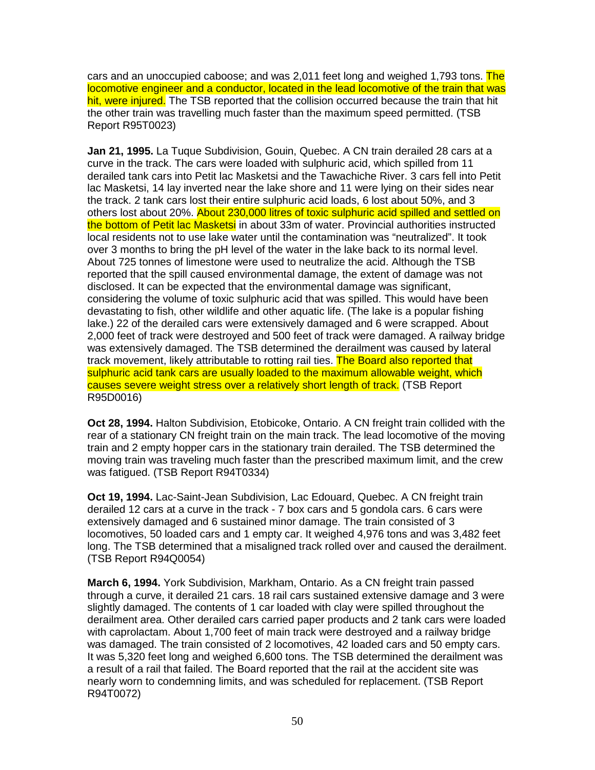cars and an unoccupied caboose; and was 2,011 feet long and weighed 1,793 tons. The locomotive engineer and a conductor, located in the lead locomotive of the train that was hit, were injured. The TSB reported that the collision occurred because the train that hit the other train was travelling much faster than the maximum speed permitted. (TSB Report R95T0023)

**Jan 21, 1995.** La Tuque Subdivision, Gouin, Quebec. A CN train derailed 28 cars at a curve in the track. The cars were loaded with sulphuric acid, which spilled from 11 derailed tank cars into Petit lac Masketsi and the Tawachiche River. 3 cars fell into Petit lac Masketsi, 14 lay inverted near the lake shore and 11 were lying on their sides near the track. 2 tank cars lost their entire sulphuric acid loads, 6 lost about 50%, and 3 others lost about 20%. About 230,000 litres of toxic sulphuric acid spilled and settled on the bottom of Petit lac Masketsi in about 33m of water. Provincial authorities instructed local residents not to use lake water until the contamination was "neutralized". It took over 3 months to bring the pH level of the water in the lake back to its normal level. About 725 tonnes of limestone were used to neutralize the acid. Although the TSB reported that the spill caused environmental damage, the extent of damage was not disclosed. It can be expected that the environmental damage was significant, considering the volume of toxic sulphuric acid that was spilled. This would have been devastating to fish, other wildlife and other aquatic life. (The lake is a popular fishing lake.) 22 of the derailed cars were extensively damaged and 6 were scrapped. About 2,000 feet of track were destroyed and 500 feet of track were damaged. A railway bridge was extensively damaged. The TSB determined the derailment was caused by lateral track movement, likely attributable to rotting rail ties. The Board also reported that sulphuric acid tank cars are usually loaded to the maximum allowable weight, which causes severe weight stress over a relatively short length of track. (TSB Report R95D0016)

**Oct 28, 1994.** Halton Subdivision, Etobicoke, Ontario. A CN freight train collided with the rear of a stationary CN freight train on the main track. The lead locomotive of the moving train and 2 empty hopper cars in the stationary train derailed. The TSB determined the moving train was traveling much faster than the prescribed maximum limit, and the crew was fatigued. (TSB Report R94T0334)

**Oct 19, 1994.** Lac-Saint-Jean Subdivision, Lac Edouard, Quebec. A CN freight train derailed 12 cars at a curve in the track - 7 box cars and 5 gondola cars. 6 cars were extensively damaged and 6 sustained minor damage. The train consisted of 3 locomotives, 50 loaded cars and 1 empty car. It weighed 4,976 tons and was 3,482 feet long. The TSB determined that a misaligned track rolled over and caused the derailment. (TSB Report R94Q0054)

**March 6, 1994.** York Subdivision, Markham, Ontario. As a CN freight train passed through a curve, it derailed 21 cars. 18 rail cars sustained extensive damage and 3 were slightly damaged. The contents of 1 car loaded with clay were spilled throughout the derailment area. Other derailed cars carried paper products and 2 tank cars were loaded with caprolactam. About 1,700 feet of main track were destroyed and a railway bridge was damaged. The train consisted of 2 locomotives, 42 loaded cars and 50 empty cars. It was 5,320 feet long and weighed 6,600 tons. The TSB determined the derailment was a result of a rail that failed. The Board reported that the rail at the accident site was nearly worn to condemning limits, and was scheduled for replacement. (TSB Report R94T0072)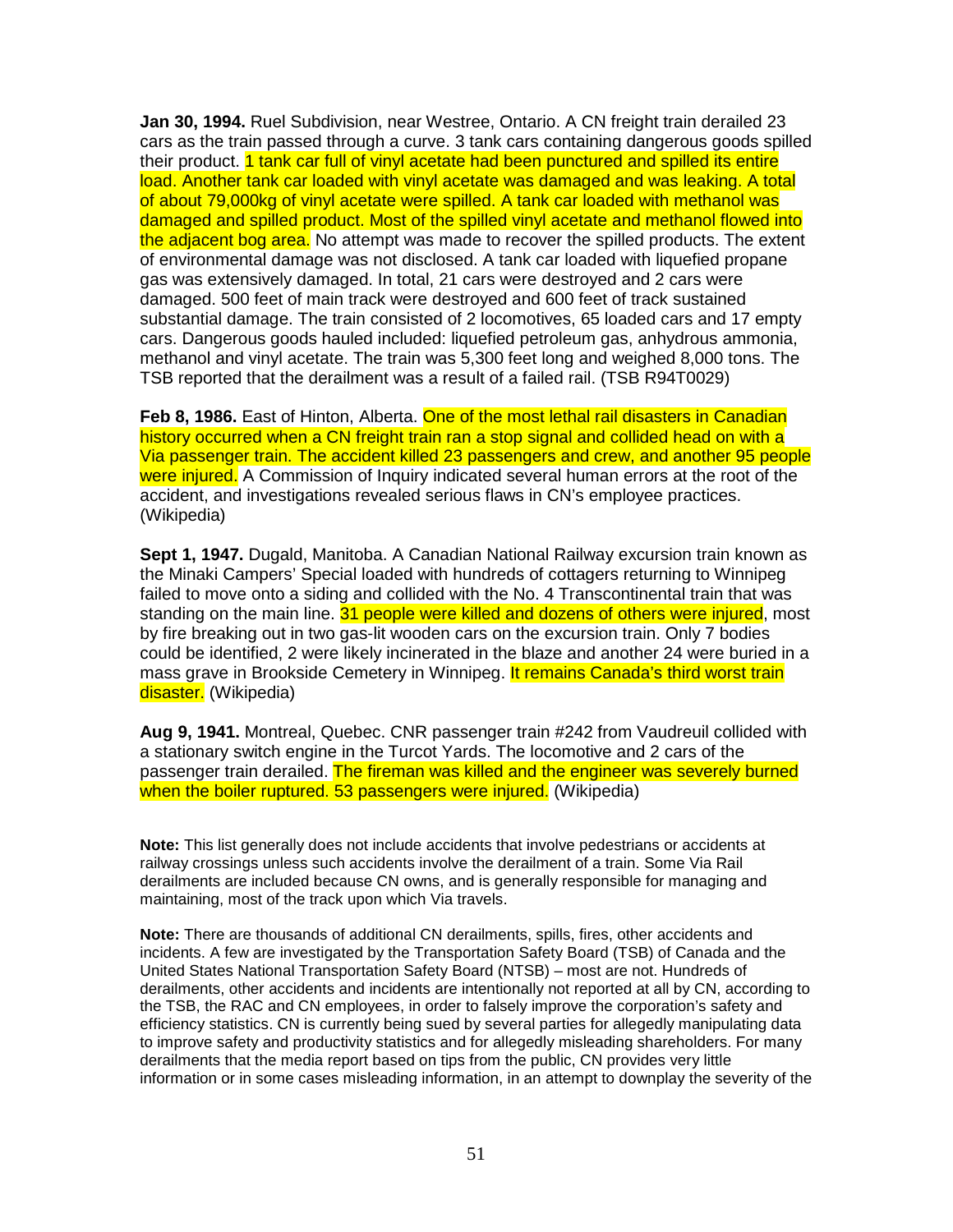**Jan 30, 1994.** Ruel Subdivision, near Westree, Ontario. A CN freight train derailed 23 cars as the train passed through a curve. 3 tank cars containing dangerous goods spilled their product. 1 tank car full of vinyl acetate had been punctured and spilled its entire load. Another tank car loaded with vinyl acetate was damaged and was leaking. A total of about 79,000kg of vinyl acetate were spilled. A tank car loaded with methanol was damaged and spilled product. Most of the spilled vinyl acetate and methanol flowed into the adjacent bog area. No attempt was made to recover the spilled products. The extent of environmental damage was not disclosed. A tank car loaded with liquefied propane gas was extensively damaged. In total, 21 cars were destroyed and 2 cars were damaged. 500 feet of main track were destroyed and 600 feet of track sustained substantial damage. The train consisted of 2 locomotives, 65 loaded cars and 17 empty cars. Dangerous goods hauled included: liquefied petroleum gas, anhydrous ammonia, methanol and vinyl acetate. The train was 5,300 feet long and weighed 8,000 tons. The TSB reported that the derailment was a result of a failed rail. (TSB R94T0029)

**Feb 8, 1986.** East of Hinton, Alberta. One of the most lethal rail disasters in Canadian history occurred when a CN freight train ran a stop signal and collided head on with a Via passenger train. The accident killed 23 passengers and crew, and another 95 people were injured. A Commission of Inquiry indicated several human errors at the root of the accident, and investigations revealed serious flaws in CN's employee practices. (Wikipedia)

**Sept 1, 1947.** Dugald, Manitoba. A Canadian National Railway excursion train known as the Minaki Campers' Special loaded with hundreds of cottagers returning to Winnipeg failed to move onto a siding and collided with the No. 4 Transcontinental train that was standing on the main line. 31 people were killed and dozens of others were injured, most by fire breaking out in two gas-lit wooden cars on the excursion train. Only 7 bodies could be identified, 2 were likely incinerated in the blaze and another 24 were buried in a mass grave in Brookside Cemetery in Winnipeg. It remains Canada's third worst train disaster. (Wikipedia)

**Aug 9, 1941.** Montreal, Quebec. CNR passenger train #242 from Vaudreuil collided with a stationary switch engine in the Turcot Yards. The locomotive and 2 cars of the passenger train derailed. The fireman was killed and the engineer was severely burned when the boiler ruptured. 53 passengers were injured. (Wikipedia)

**Note:** This list generally does not include accidents that involve pedestrians or accidents at railway crossings unless such accidents involve the derailment of a train. Some Via Rail derailments are included because CN owns, and is generally responsible for managing and maintaining, most of the track upon which Via travels.

**Note:** There are thousands of additional CN derailments, spills, fires, other accidents and incidents. A few are investigated by the Transportation Safety Board (TSB) of Canada and the United States National Transportation Safety Board (NTSB) – most are not. Hundreds of derailments, other accidents and incidents are intentionally not reported at all by CN, according to the TSB, the RAC and CN employees, in order to falsely improve the corporation's safety and efficiency statistics. CN is currently being sued by several parties for allegedly manipulating data to improve safety and productivity statistics and for allegedly misleading shareholders. For many derailments that the media report based on tips from the public, CN provides very little information or in some cases misleading information, in an attempt to downplay the severity of the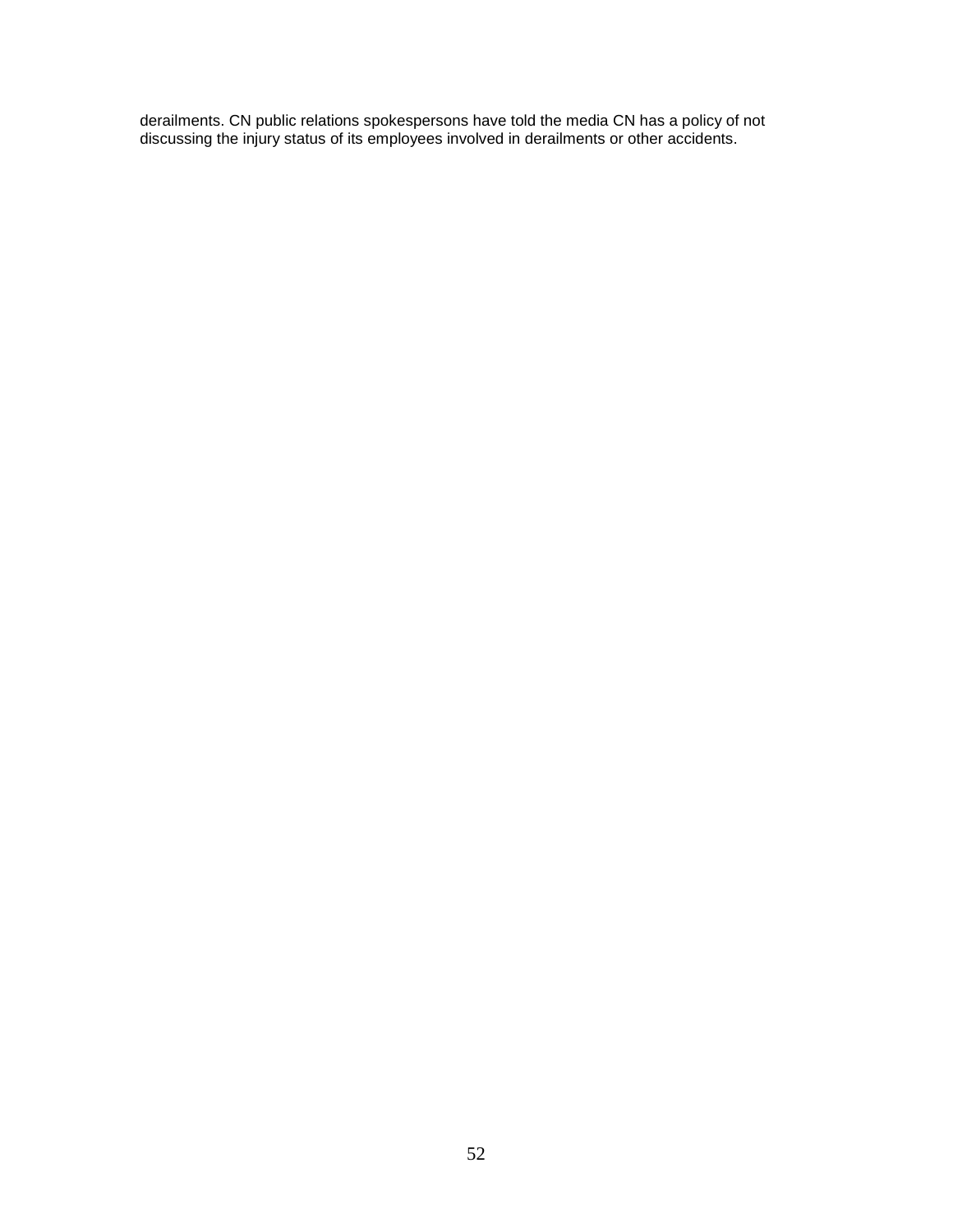derailments. CN public relations spokespersons have told the media CN has a policy of not discussing the injury status of its employees involved in derailments or other accidents.